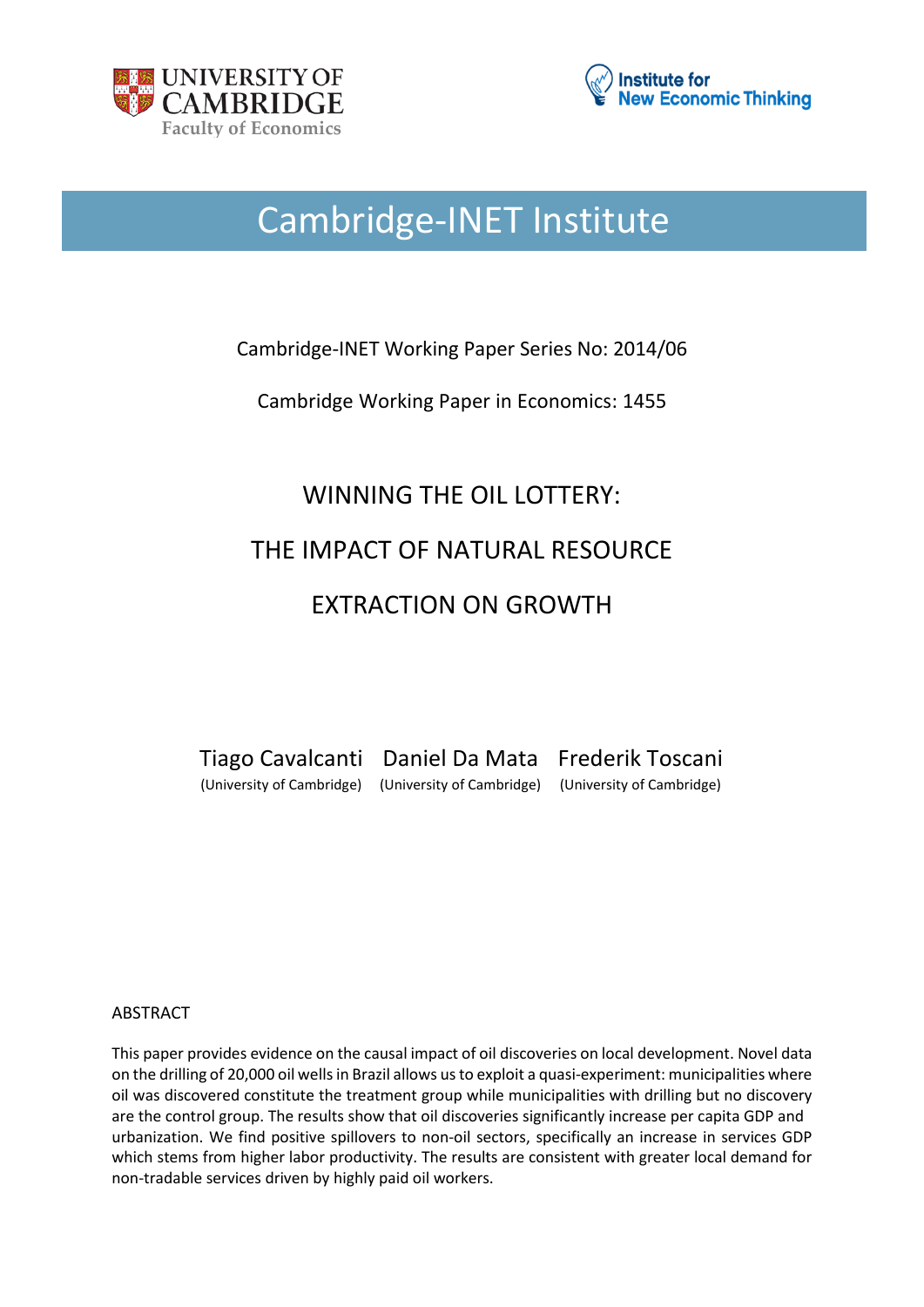UNIVERSITY OF CAMBRIDGE
Faculty of Economics

Institute for New Economic Thinking

# Cambridge-INET Institute

Cambridge-INET Working Paper Series No: 2014/06

Cambridge Working Paper in Economics: 1455

# WINNING THE OIL LOTTERY: THE IMPACT OF NATURAL RESOURCE EXTRACTION ON GROWTH

Tiago Cavalcanti (University of Cambridge)

Daniel Da Mata (University of Cambridge)

Frederik Toscani (University of Cambridge)

## ABSTRACT

This paper provides evidence on the causal impact of oil discoveries on local development. Novel data on the drilling of 20,000 oil wells in Brazil allows us to exploit a quasi-experiment: municipalities where oil was discovered constitute the treatment group while municipalities with drilling but no discovery are the control group. The results show that oil discoveries significantly increase per capita GDP and urbanization. We find positive spillovers to non-oil sectors, specifically an increase in services GDP which stems from higher labor productivity. The results are consistent with greater local demand for non-tradable services driven by highly paid oil workers.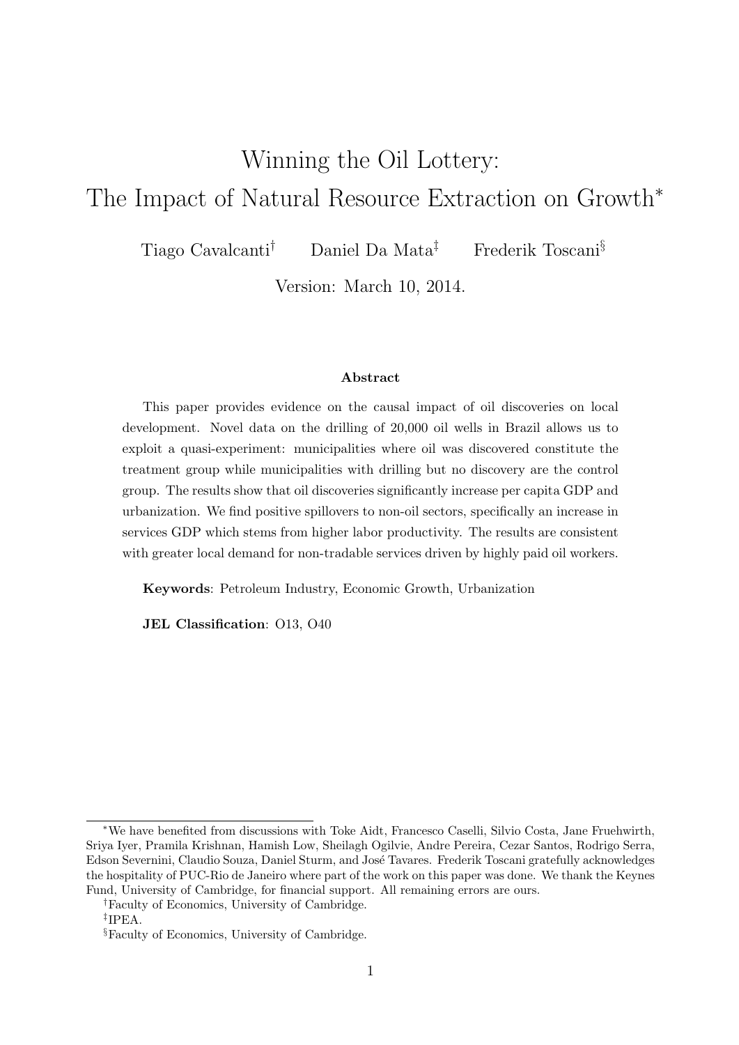# Winning the Oil Lottery: The Impact of Natural Resource Extraction on Growth*

Tiago Cavalcanti[†] Daniel Da Mata[‡] Frederik Toscani[§]

Version: March 10, 2014.

**Abstract**

This paper provides evidence on the causal impact of oil discoveries on local development. Novel data on the drilling of 20,000 oil wells in Brazil allows us to exploit a quasi-experiment: municipalities where oil was discovered constitute the treatment group while municipalities with drilling but no discovery are the control group. The results show that oil discoveries significantly increase per capita GDP and urbanization. We find positive spillovers to non-oil sectors, specifically an increase in services GDP which stems from higher labor productivity. The results are consistent with greater local demand for non-tradable services driven by highly paid oil workers.

**Keywords**: Petroleum Industry, Economic Growth, Urbanization

**JEL Classification**: O13, O40

---

*We have benefited from discussions with Toke Aidt, Francesco Caselli, Silvio Costa, Jane Fruehwirth, Sriya Iyer, Pramila Krishnan, Hamish Low, Sheilagh Ogilvie, Andre Pereira, Cezar Santos, Rodrigo Serra, Edson Severnini, Claudio Souza, Daniel Sturm, and José Tavares. Frederik Toscani gratefully acknowledges the hospitality of PUC-Rio de Janeiro where part of the work on this paper was done. We thank the Keynes Fund, University of Cambridge, for financial support. All remaining errors are ours.

[†]Faculty of Economics, University of Cambridge.

[‡]IPEA.

[§]Faculty of Economics, University of Cambridge.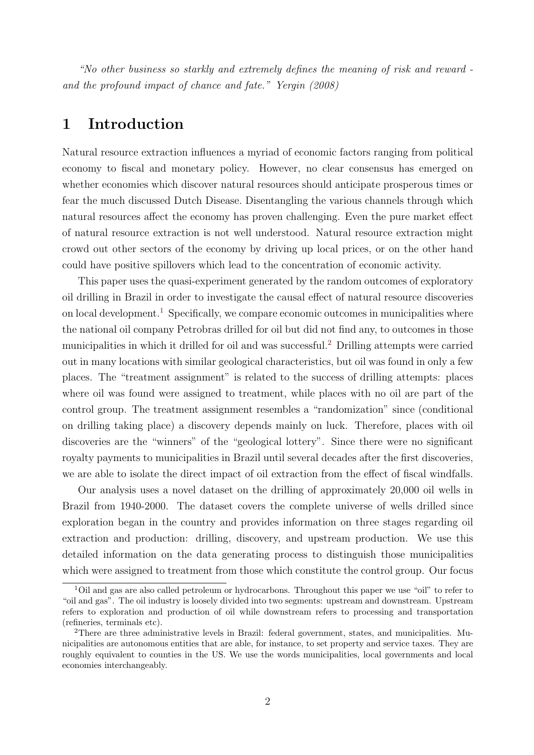*"No other business so starkly and extremely defines the meaning of risk and reward - and the profound impact of chance and fate." Yergin (2008)*

# 1 Introduction

Natural resource extraction influences a myriad of economic factors ranging from political economy to fiscal and monetary policy. However, no clear consensus has emerged on whether economies which discover natural resources should anticipate prosperous times or fear the much discussed Dutch Disease. Disentangling the various channels through which natural resources affect the economy has proven challenging. Even the pure market effect of natural resource extraction is not well understood. Natural resource extraction might crowd out other sectors of the economy by driving up local prices, or on the other hand could have positive spillovers which lead to the concentration of economic activity.

This paper uses the quasi-experiment generated by the random outcomes of exploratory oil drilling in Brazil in order to investigate the causal effect of natural resource discoveries on local development.[1] Specifically, we compare economic outcomes in municipalities where the national oil company Petrobras drilled for oil but did not find any, to outcomes in those municipalities in which it drilled for oil and was successful.[2] Drilling attempts were carried out in many locations with similar geological characteristics, but oil was found in only a few places. The "treatment assignment" is related to the success of drilling attempts: places where oil was found were assigned to treatment, while places with no oil are part of the control group. The treatment assignment resembles a "randomization" since (conditional on drilling taking place) a discovery depends mainly on luck. Therefore, places with oil discoveries are the "winners" of the "geological lottery". Since there were no significant royalty payments to municipalities in Brazil until several decades after the first discoveries, we are able to isolate the direct impact of oil extraction from the effect of fiscal windfalls.

Our analysis uses a novel dataset on the drilling of approximately 20,000 oil wells in Brazil from 1940-2000. The dataset covers the complete universe of wells drilled since exploration began in the country and provides information on three stages regarding oil extraction and production: drilling, discovery, and upstream production. We use this detailed information on the data generating process to distinguish those municipalities which were assigned to treatment from those which constitute the control group. Our focus

[1] Oil and gas are also called petroleum or hydrocarbons. Throughout this paper we use "oil" to refer to "oil and gas". The oil industry is loosely divided into two segments: upstream and downstream. Upstream refers to exploration and production of oil while downstream refers to processing and transportation (refineries, terminals etc).

[2] There are three administrative levels in Brazil: federal government, states, and municipalities. Municipalities are autonomous entities that are able, for instance, to set property and service taxes. They are roughly equivalent to counties in the US. We use the words municipalities, local governments and local economies interchangeably.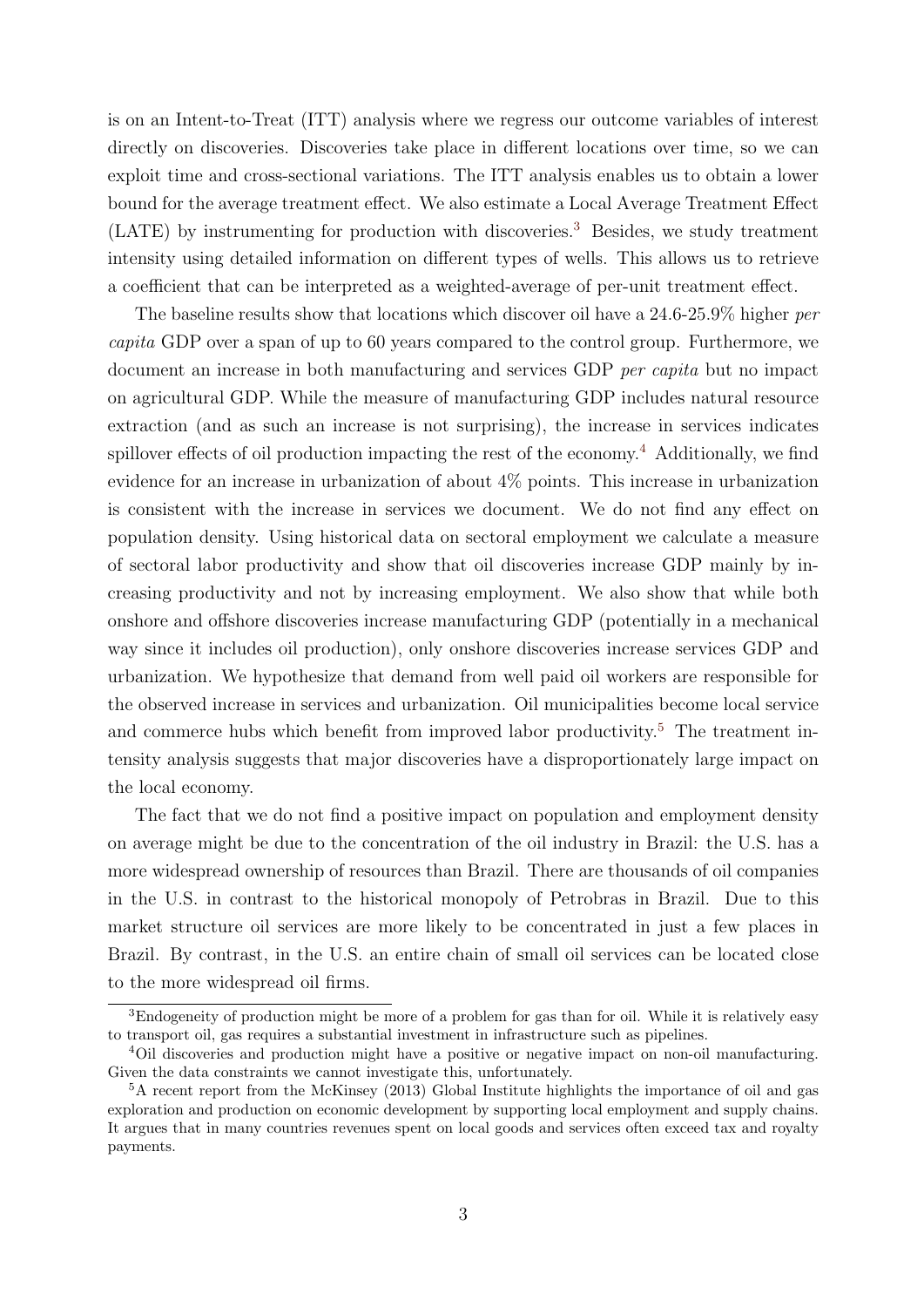is on an Intent-to-Treat (ITT) analysis where we regress our outcome variables of interest directly on discoveries. Discoveries take place in different locations over time, so we can exploit time and cross-sectional variations. The ITT analysis enables us to obtain a lower bound for the average treatment effect. We also estimate a Local Average Treatment Effect (LATE) by instrumenting for production with discoveries.[3] Besides, we study treatment intensity using detailed information on different types of wells. This allows us to retrieve a coefficient that can be interpreted as a weighted-average of per-unit treatment effect.

The baseline results show that locations which discover oil have a 24.6-25.9% higher *per capita* GDP over a span of up to 60 years compared to the control group. Furthermore, we document an increase in both manufacturing and services GDP *per capita* but no impact on agricultural GDP. While the measure of manufacturing GDP includes natural resource extraction (and as such an increase is not surprising), the increase in services indicates spillover effects of oil production impacting the rest of the economy.[4] Additionally, we find evidence for an increase in urbanization of about 4% points. This increase in urbanization is consistent with the increase in services we document. We do not find any effect on population density. Using historical data on sectoral employment we calculate a measure of sectoral labor productivity and show that oil discoveries increase GDP mainly by increasing productivity and not by increasing employment. We also show that while both onshore and offshore discoveries increase manufacturing GDP (potentially in a mechanical way since it includes oil production), only onshore discoveries increase services GDP and urbanization. We hypothesize that demand from well paid oil workers are responsible for the observed increase in services and urbanization. Oil municipalities become local service and commerce hubs which benefit from improved labor productivity.[5] The treatment intensity analysis suggests that major discoveries have a disproportionately large impact on the local economy.

The fact that we do not find a positive impact on population and employment density on average might be due to the concentration of the oil industry in Brazil: the U.S. has a more widespread ownership of resources than Brazil. There are thousands of oil companies in the U.S. in contrast to the historical monopoly of Petrobras in Brazil. Due to this market structure oil services are more likely to be concentrated in just a few places in Brazil. By contrast, in the U.S. an entire chain of small oil services can be located close to the more widespread oil firms.

[3] Endogeneity of production might be more of a problem for gas than for oil. While it is relatively easy to transport oil, gas requires a substantial investment in infrastructure such as pipelines.

[4] Oil discoveries and production might have a positive or negative impact on non-oil manufacturing. Given the data constraints we cannot investigate this, unfortunately.

[5] A recent report from the McKinsey (2013) Global Institute highlights the importance of oil and gas exploration and production on economic development by supporting local employment and supply chains. It argues that in many countries revenues spent on local goods and services often exceed tax and royalty payments.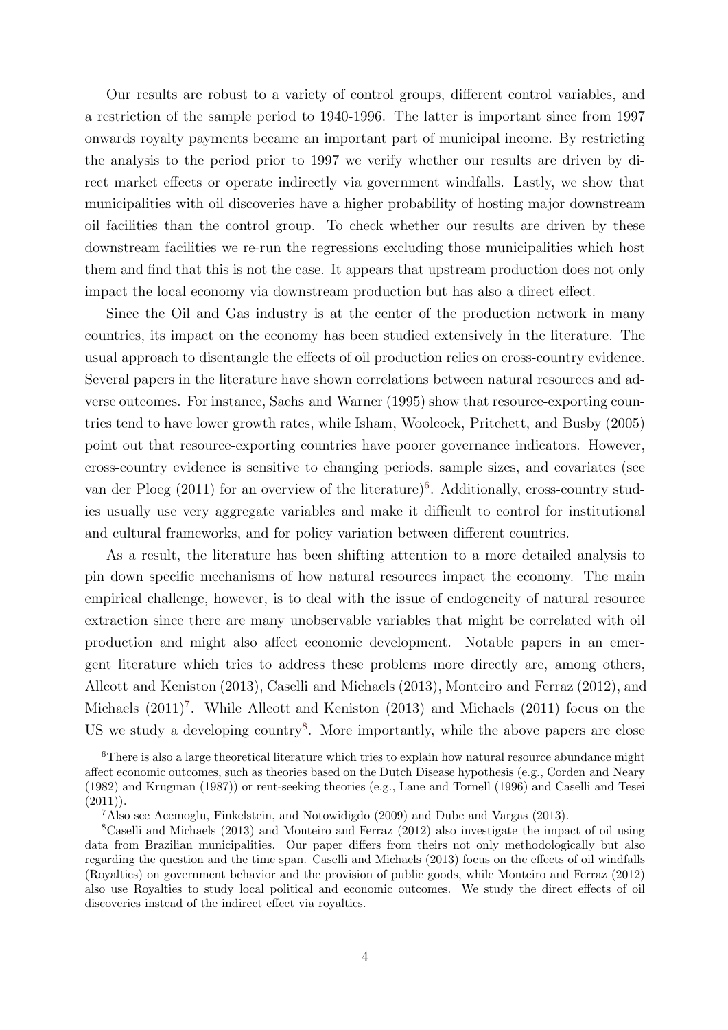Our results are robust to a variety of control groups, different control variables, and a restriction of the sample period to 1940-1996. The latter is important since from 1997 onwards royalty payments became an important part of municipal income. By restricting the analysis to the period prior to 1997 we verify whether our results are driven by direct market effects or operate indirectly via government windfalls. Lastly, we show that municipalities with oil discoveries have a higher probability of hosting major downstream oil facilities than the control group. To check whether our results are driven by these downstream facilities we re-run the regressions excluding those municipalities which host them and find that this is not the case. It appears that upstream production does not only impact the local economy via downstream production but has also a direct effect.

Since the Oil and Gas industry is at the center of the production network in many countries, its impact on the economy has been studied extensively in the literature. The usual approach to disentangle the effects of oil production relies on cross-country evidence. Several papers in the literature have shown correlations between natural resources and adverse outcomes. For instance, Sachs and Warner (1995) show that resource-exporting countries tend to have lower growth rates, while Isham, Woolcock, Pritchett, and Busby (2005) point out that resource-exporting countries have poorer governance indicators. However, cross-country evidence is sensitive to changing periods, sample sizes, and covariates (see van der Ploeg (2011) for an overview of the literature)[6]. Additionally, cross-country studies usually use very aggregate variables and make it difficult to control for institutional and cultural frameworks, and for policy variation between different countries.

As a result, the literature has been shifting attention to a more detailed analysis to pin down specific mechanisms of how natural resources impact the economy. The main empirical challenge, however, is to deal with the issue of endogeneity of natural resource extraction since there are many unobservable variables that might be correlated with oil production and might also affect economic development. Notable papers in an emergent literature which tries to address these problems more directly are, among others, Allcott and Keniston (2013), Caselli and Michaels (2013), Monteiro and Ferraz (2012), and Michaels (2011)[7]. While Allcott and Keniston (2013) and Michaels (2011) focus on the US we study a developing country[8]. More importantly, while the above papers are close

[6]There is also a large theoretical literature which tries to explain how natural resource abundance might affect economic outcomes, such as theories based on the Dutch Disease hypothesis (e.g., Corden and Neary (1982) and Krugman (1987)) or rent-seeking theories (e.g., Lane and Tornell (1996) and Caselli and Tesei (2011)).

[7]Also see Acemoglu, Finkelstein, and Notowidigdo (2009) and Dube and Vargas (2013).

[8]Caselli and Michaels (2013) and Monteiro and Ferraz (2012) also investigate the impact of oil using data from Brazilian municipalities. Our paper differs from theirs not only methodologically but also regarding the question and the time span. Caselli and Michaels (2013) focus on the effects of oil windfalls (Royalties) on government behavior and the provision of public goods, while Monteiro and Ferraz (2012) also use Royalties to study local political and economic outcomes. We study the direct effects of oil discoveries instead of the indirect effect via royalties.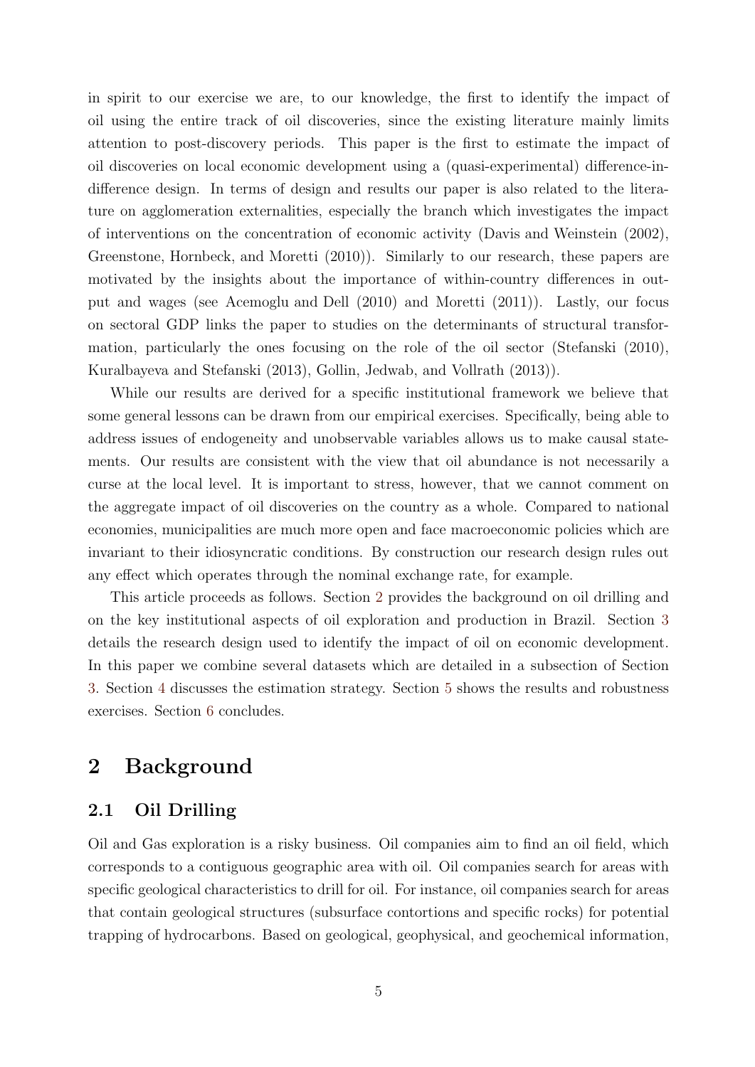in spirit to our exercise we are, to our knowledge, the first to identify the impact of oil using the entire track of oil discoveries, since the existing literature mainly limits attention to post-discovery periods. This paper is the first to estimate the impact of oil discoveries on local economic development using a (quasi-experimental) difference-in-difference design. In terms of design and results our paper is also related to the literature on agglomeration externalities, especially the branch which investigates the impact of interventions on the concentration of economic activity (Davis and Weinstein (2002), Greenstone, Hornbeck, and Moretti (2010)). Similarly to our research, these papers are motivated by the insights about the importance of within-country differences in output and wages (see Acemoglu and Dell (2010) and Moretti (2011)). Lastly, our focus on sectoral GDP links the paper to studies on the determinants of structural transformation, particularly the ones focusing on the role of the oil sector (Stefanski (2010), Kuralbayeva and Stefanski (2013), Gollin, Jedwab, and Vollrath (2013)).

While our results are derived for a specific institutional framework we believe that some general lessons can be drawn from our empirical exercises. Specifically, being able to address issues of endogeneity and unobservable variables allows us to make causal statements. Our results are consistent with the view that oil abundance is not necessarily a curse at the local level. It is important to stress, however, that we cannot comment on the aggregate impact of oil discoveries on the country as a whole. Compared to national economies, municipalities are much more open and face macroeconomic policies which are invariant to their idiosyncratic conditions. By construction our research design rules out any effect which operates through the nominal exchange rate, for example.

This article proceeds as follows. Section 2 provides the background on oil drilling and on the key institutional aspects of oil exploration and production in Brazil. Section 3 details the research design used to identify the impact of oil on economic development. In this paper we combine several datasets which are detailed in a subsection of Section 3. Section 4 discusses the estimation strategy. Section 5 shows the results and robustness exercises. Section 6 concludes.

## 2 Background

### 2.1 Oil Drilling

Oil and Gas exploration is a risky business. Oil companies aim to find an oil field, which corresponds to a contiguous geographic area with oil. Oil companies search for areas with specific geological characteristics to drill for oil. For instance, oil companies search for areas that contain geological structures (subsurface contortions and specific rocks) for potential trapping of hydrocarbons. Based on geological, geophysical, and geochemical information,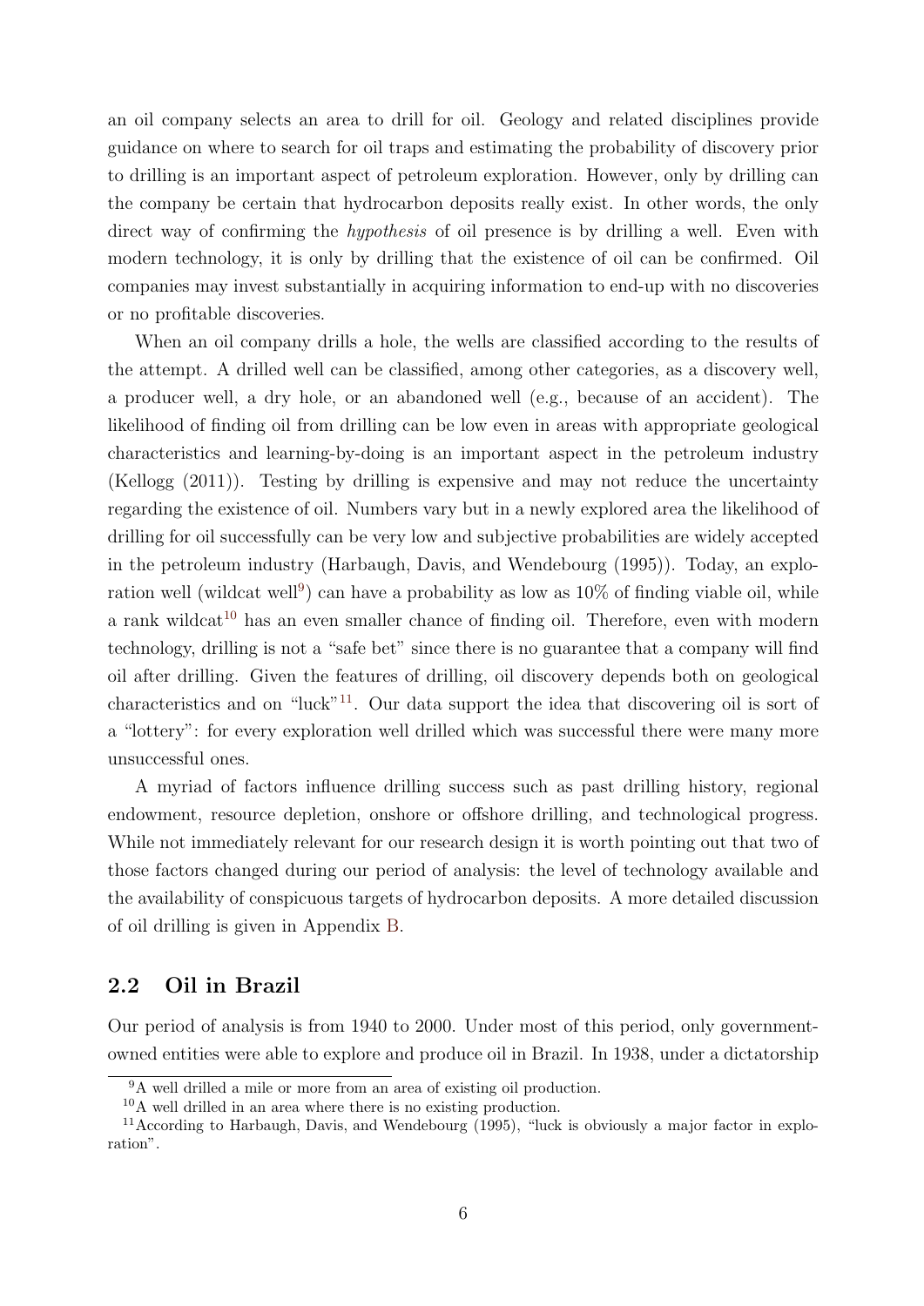an oil company selects an area to drill for oil. Geology and related disciplines provide guidance on where to search for oil traps and estimating the probability of discovery prior to drilling is an important aspect of petroleum exploration. However, only by drilling can the company be certain that hydrocarbon deposits really exist. In other words, the only direct way of confirming the *hypothesis* of oil presence is by drilling a well. Even with modern technology, it is only by drilling that the existence of oil can be confirmed. Oil companies may invest substantially in acquiring information to end-up with no discoveries or no profitable discoveries.

When an oil company drills a hole, the wells are classified according to the results of the attempt. A drilled well can be classified, among other categories, as a discovery well, a producer well, a dry hole, or an abandoned well (e.g., because of an accident). The likelihood of finding oil from drilling can be low even in areas with appropriate geological characteristics and learning-by-doing is an important aspect in the petroleum industry (Kellogg (2011)). Testing by drilling is expensive and may not reduce the uncertainty regarding the existence of oil. Numbers vary but in a newly explored area the likelihood of drilling for oil successfully can be very low and subjective probabilities are widely accepted in the petroleum industry (Harbaugh, Davis, and Wendebourg (1995)). Today, an exploration well (wildcat well[9]) can have a probability as low as 10% of finding viable oil, while a rank wildcat[10] has an even smaller chance of finding oil. Therefore, even with modern technology, drilling is not a "safe bet" since there is no guarantee that a company will find oil after drilling. Given the features of drilling, oil discovery depends both on geological characteristics and on "luck"[11]. Our data support the idea that discovering oil is sort of a "lottery": for every exploration well drilled which was successful there were many more unsuccessful ones.

A myriad of factors influence drilling success such as past drilling history, regional endowment, resource depletion, onshore or offshore drilling, and technological progress. While not immediately relevant for our research design it is worth pointing out that two of those factors changed during our period of analysis: the level of technology available and the availability of conspicuous targets of hydrocarbon deposits. A more detailed discussion of oil drilling is given in Appendix B.

## 2.2 Oil in Brazil

Our period of analysis is from 1940 to 2000. Under most of this period, only government-owned entities were able to explore and produce oil in Brazil. In 1938, under a dictatorship

[9] A well drilled a mile or more from an area of existing oil production.

[10] A well drilled in an area where there is no existing production.

[11] According to Harbaugh, Davis, and Wendebourg (1995), "luck is obviously a major factor in exploration".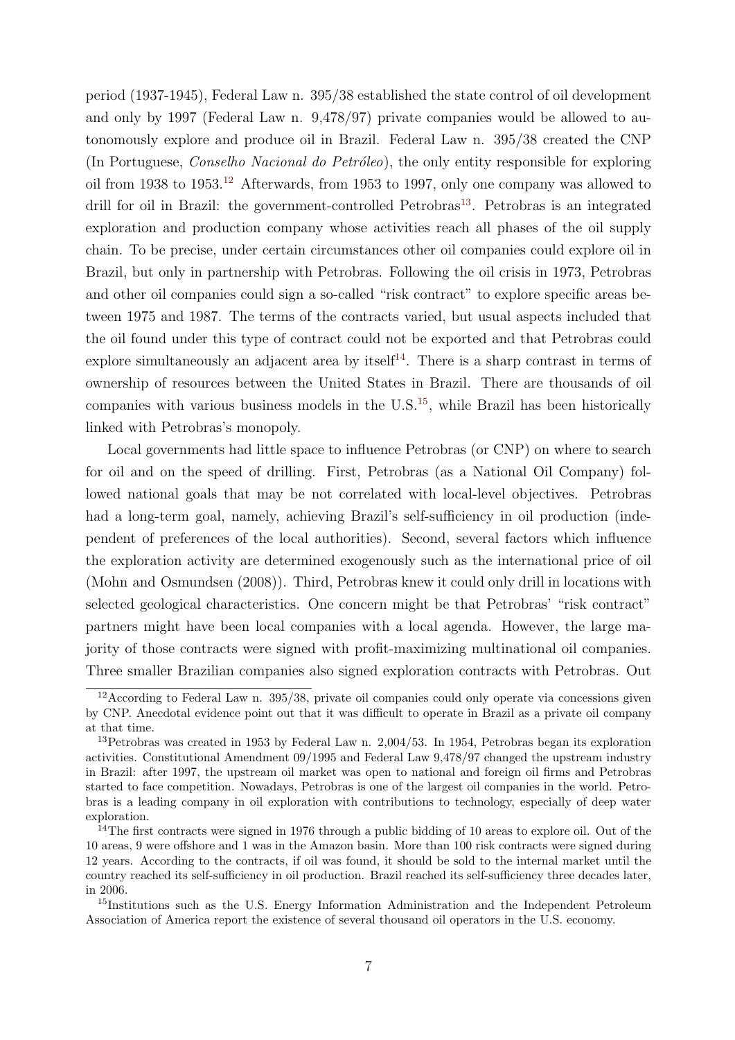period (1937-1945), Federal Law n. 395/38 established the state control of oil development and only by 1997 (Federal Law n. 9,478/97) private companies would be allowed to autonomously explore and produce oil in Brazil. Federal Law n. 395/38 created the CNP (In Portuguese, *Conselho Nacional do Petróleo*), the only entity responsible for exploring oil from 1938 to 1953.[12] Afterwards, from 1953 to 1997, only one company was allowed to drill for oil in Brazil: the government-controlled Petrobras[13]. Petrobras is an integrated exploration and production company whose activities reach all phases of the oil supply chain. To be precise, under certain circumstances other oil companies could explore oil in Brazil, but only in partnership with Petrobras. Following the oil crisis in 1973, Petrobras and other oil companies could sign a so-called "risk contract" to explore specific areas between 1975 and 1987. The terms of the contracts varied, but usual aspects included that the oil found under this type of contract could not be exported and that Petrobras could explore simultaneously an adjacent area by itself[14]. There is a sharp contrast in terms of ownership of resources between the United States in Brazil. There are thousands of oil companies with various business models in the U.S.[15], while Brazil has been historically linked with Petrobras's monopoly.

Local governments had little space to influence Petrobras (or CNP) on where to search for oil and on the speed of drilling. First, Petrobras (as a National Oil Company) followed national goals that may be not correlated with local-level objectives. Petrobras had a long-term goal, namely, achieving Brazil's self-sufficiency in oil production (independent of preferences of the local authorities). Second, several factors which influence the exploration activity are determined exogenously such as the international price of oil (Mohn and Osmundsen (2008)). Third, Petrobras knew it could only drill in locations with selected geological characteristics. One concern might be that Petrobras' "risk contract" partners might have been local companies with a local agenda. However, the large majority of those contracts were signed with profit-maximizing multinational oil companies. Three smaller Brazilian companies also signed exploration contracts with Petrobras. Out

---

[12] According to Federal Law n. 395/38, private oil companies could only operate via concessions given by CNP. Anecdotal evidence point out that it was difficult to operate in Brazil as a private oil company at that time.

[13] Petrobras was created in 1953 by Federal Law n. 2,004/53. In 1954, Petrobras began its exploration activities. Constitutional Amendment 09/1995 and Federal Law 9,478/97 changed the upstream industry in Brazil: after 1997, the upstream oil market was open to national and foreign oil firms and Petrobras started to face competition. Nowadays, Petrobras is one of the largest oil companies in the world. Petrobras is a leading company in oil exploration with contributions to technology, especially of deep water exploration.

[14] The first contracts were signed in 1976 through a public bidding of 10 areas to explore oil. Out of the 10 areas, 9 were offshore and 1 was in the Amazon basin. More than 100 risk contracts were signed during 12 years. According to the contracts, if oil was found, it should be sold to the internal market until the country reached its self-sufficiency in oil production. Brazil reached its self-sufficiency three decades later, in 2006.

[15] Institutions such as the U.S. Energy Information Administration and the Independent Petroleum Association of America report the existence of several thousand oil operators in the U.S. economy.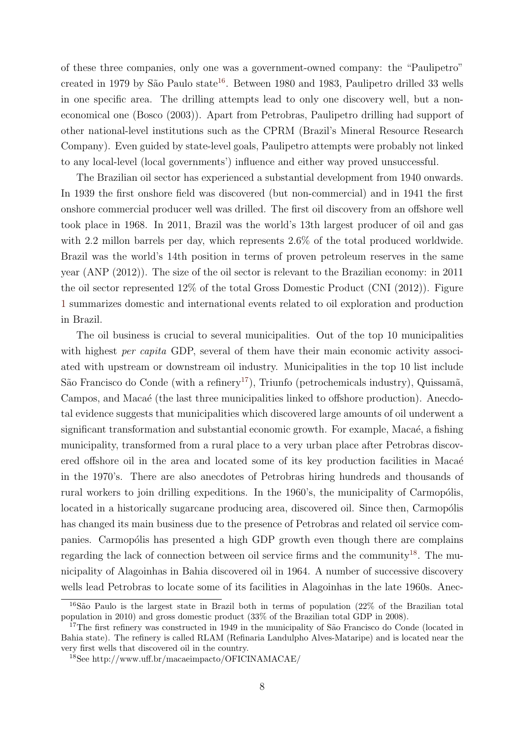of these three companies, only one was a government-owned company: the "Paulipetro" created in 1979 by São Paulo state[16]. Between 1980 and 1983, Paulipetro drilled 33 wells in one specific area. The drilling attempts lead to only one discovery well, but a non-economical one (Bosco (2003)). Apart from Petrobras, Paulipetro drilling had support of other national-level institutions such as the CPRM (Brazil's Mineral Resource Research Company). Even guided by state-level goals, Paulipetro attempts were probably not linked to any local-level (local governments') influence and either way proved unsuccessful.

The Brazilian oil sector has experienced a substantial development from 1940 onwards. In 1939 the first onshore field was discovered (but non-commercial) and in 1941 the first onshore commercial producer well was drilled. The first oil discovery from an offshore well took place in 1968. In 2011, Brazil was the world's 13th largest producer of oil and gas with 2.2 millon barrels per day, which represents 2.6% of the total produced worldwide. Brazil was the world's 14th position in terms of proven petroleum reserves in the same year (ANP (2012)). The size of the oil sector is relevant to the Brazilian economy: in 2011 the oil sector represented 12% of the total Gross Domestic Product (CNI (2012)). Figure 1 summarizes domestic and international events related to oil exploration and production in Brazil.

The oil business is crucial to several municipalities. Out of the top 10 municipalities with highest *per capita* GDP, several of them have their main economic activity associated with upstream or downstream oil industry. Municipalities in the top 10 list include São Francisco do Conde (with a refinery[17]), Triunfo (petrochemicals industry), Quissamã, Campos, and Macaé (the last three municipalities linked to offshore production). Anecdotal evidence suggests that municipalities which discovered large amounts of oil underwent a significant transformation and substantial economic growth. For example, Macaé, a fishing municipality, transformed from a rural place to a very urban place after Petrobras discovered offshore oil in the area and located some of its key production facilities in Macaé in the 1970's. There are also anecdotes of Petrobras hiring hundreds and thousands of rural workers to join drilling expeditions. In the 1960's, the municipality of Carmopólis, located in a historically sugarcane producing area, discovered oil. Since then, Carmopólis has changed its main business due to the presence of Petrobras and related oil service companies. Carmopólis has presented a high GDP growth even though there are complains regarding the lack of connection between oil service firms and the community[18]. The municipality of Alagoinhas in Bahia discovered oil in 1964. A number of successive discovery wells lead Petrobras to locate some of its facilities in Alagoinhas in the late 1960s. Anec-

[16] São Paulo is the largest state in Brazil both in terms of population (22% of the Brazilian total population in 2010) and gross domestic product (33% of the Brazilian total GDP in 2008).

[17] The first refinery was constructed in 1949 in the municipality of São Francisco do Conde (located in Bahia state). The refinery is called RLAM (Refinaria Landulpho Alves-Mataripe) and is located near the very first wells that discovered oil in the country.

[18] See http://www.uff.br/macaeimpacto/OFICINAMACAE/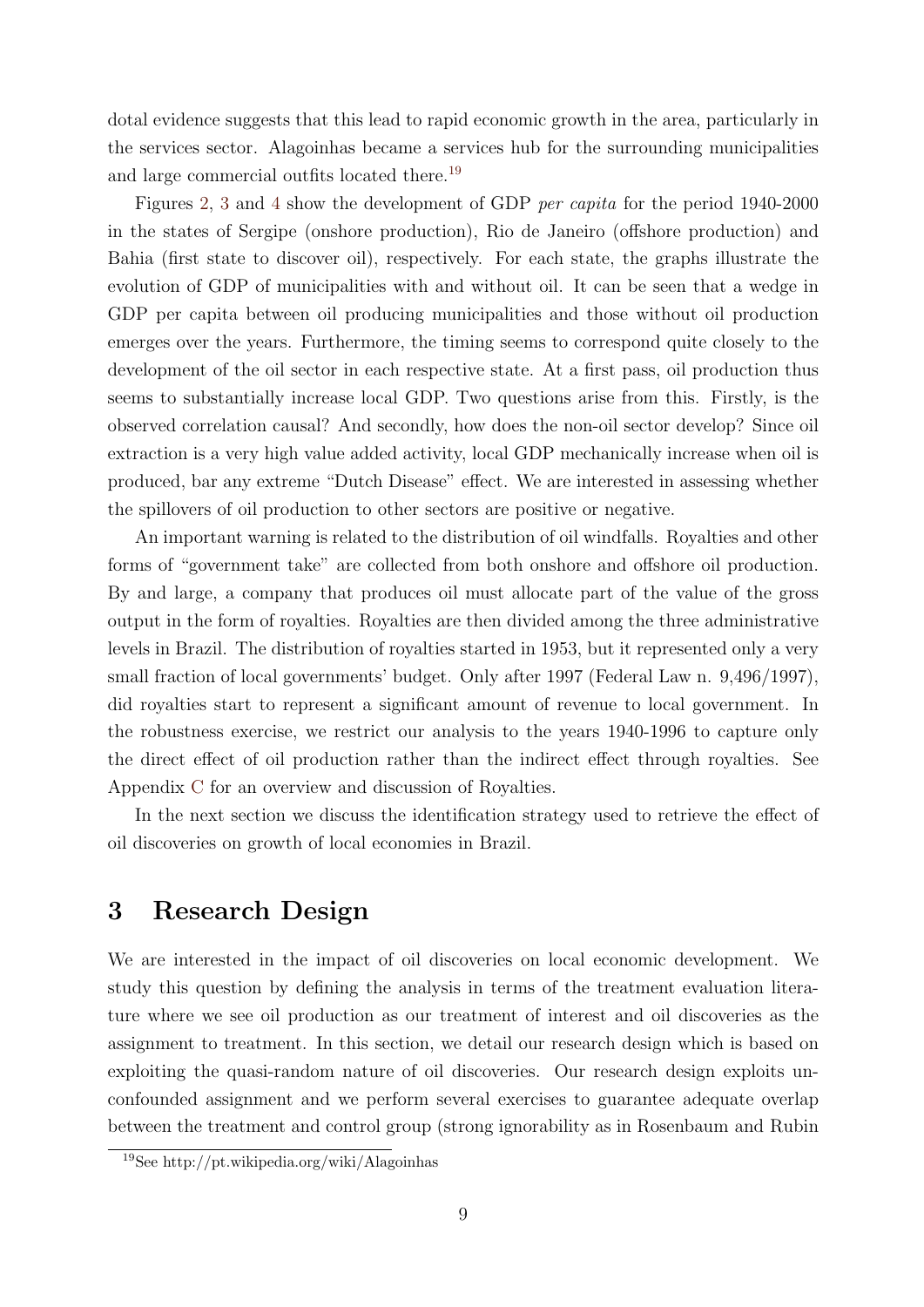dotal evidence suggests that this lead to rapid economic growth in the area, particularly in the services sector. Alagoinhas became a services hub for the surrounding municipalities and large commercial outfits located there.[19]

Figures 2, 3 and 4 show the development of GDP *per capita* for the period 1940-2000 in the states of Sergipe (onshore production), Rio de Janeiro (offshore production) and Bahia (first state to discover oil), respectively. For each state, the graphs illustrate the evolution of GDP of municipalities with and without oil. It can be seen that a wedge in GDP per capita between oil producing municipalities and those without oil production emerges over the years. Furthermore, the timing seems to correspond quite closely to the development of the oil sector in each respective state. At a first pass, oil production thus seems to substantially increase local GDP. Two questions arise from this. Firstly, is the observed correlation causal? And secondly, how does the non-oil sector develop? Since oil extraction is a very high value added activity, local GDP mechanically increase when oil is produced, bar any extreme "Dutch Disease" effect. We are interested in assessing whether the spillovers of oil production to other sectors are positive or negative.

An important warning is related to the distribution of oil windfalls. Royalties and other forms of "government take" are collected from both onshore and offshore oil production. By and large, a company that produces oil must allocate part of the value of the gross output in the form of royalties. Royalties are then divided among the three administrative levels in Brazil. The distribution of royalties started in 1953, but it represented only a very small fraction of local governments' budget. Only after 1997 (Federal Law n. 9,496/1997), did royalties start to represent a significant amount of revenue to local government. In the robustness exercise, we restrict our analysis to the years 1940-1996 to capture only the direct effect of oil production rather than the indirect effect through royalties. See Appendix C for an overview and discussion of Royalties.

In the next section we discuss the identification strategy used to retrieve the effect of oil discoveries on growth of local economies in Brazil.

# 3 Research Design

We are interested in the impact of oil discoveries on local economic development. We study this question by defining the analysis in terms of the treatment evaluation literature where we see oil production as our treatment of interest and oil discoveries as the assignment to treatment. In this section, we detail our research design which is based on exploiting the quasi-random nature of oil discoveries. Our research design exploits unconfounded assignment and we perform several exercises to guarantee adequate overlap between the treatment and control group (strong ignorability as in Rosenbaum and Rubin

[19]See http://pt.wikipedia.org/wiki/Alagoinhas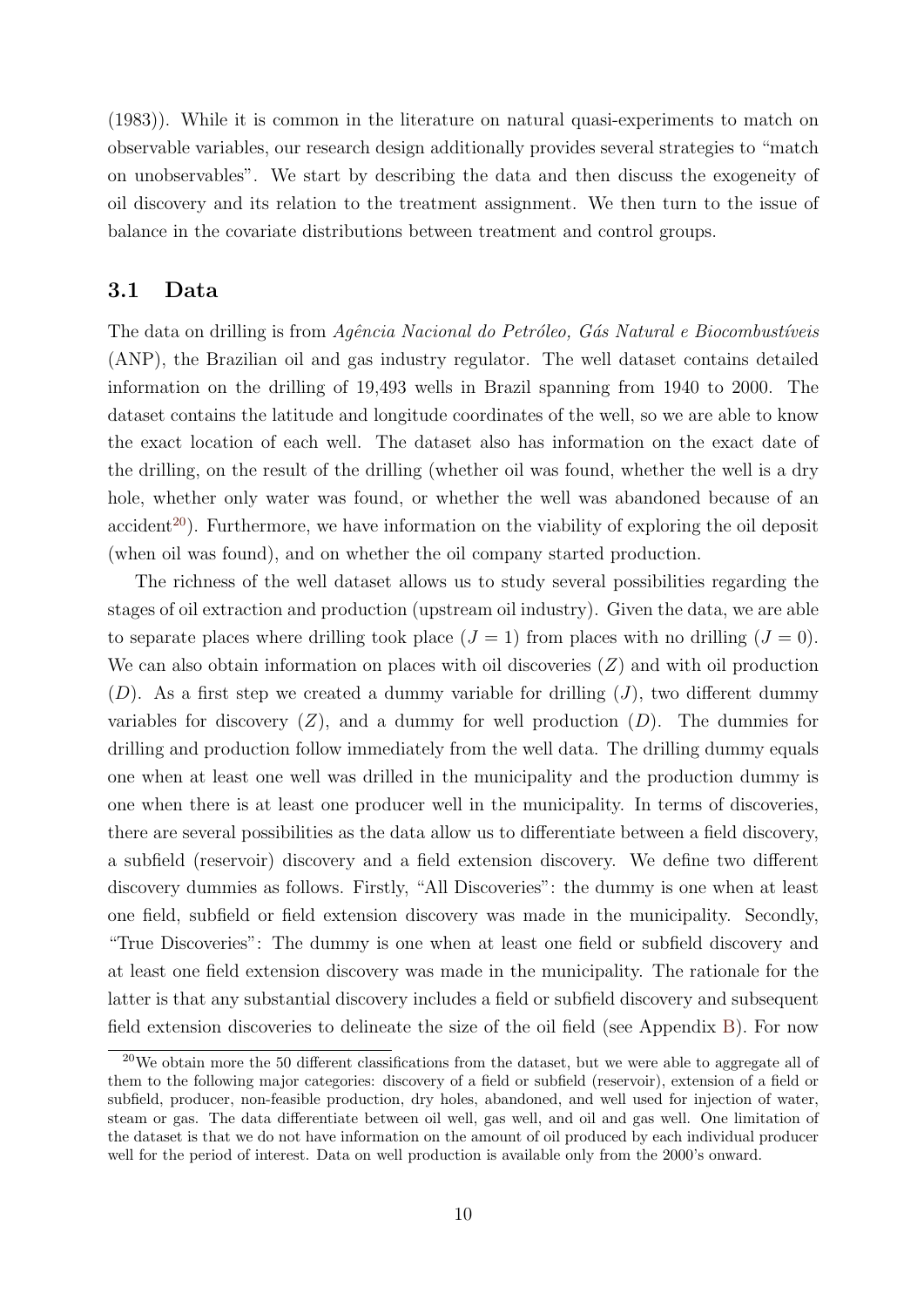(1983)). While it is common in the literature on natural quasi-experiments to match on observable variables, our research design additionally provides several strategies to "match on unobservables". We start by describing the data and then discuss the exogeneity of oil discovery and its relation to the treatment assignment. We then turn to the issue of balance in the covariate distributions between treatment and control groups.

## 3.1 Data

The data on drilling is from *Agência Nacional do Petróleo, Gás Natural e Biocombustíveis* (ANP), the Brazilian oil and gas industry regulator. The well dataset contains detailed information on the drilling of 19,493 wells in Brazil spanning from 1940 to 2000. The dataset contains the latitude and longitude coordinates of the well, so we are able to know the exact location of each well. The dataset also has information on the exact date of the drilling, on the result of the drilling (whether oil was found, whether the well is a dry hole, whether only water was found, or whether the well was abandoned because of an accident[20]). Furthermore, we have information on the viability of exploring the oil deposit (when oil was found), and on whether the oil company started production.

The richness of the well dataset allows us to study several possibilities regarding the stages of oil extraction and production (upstream oil industry). Given the data, we are able to separate places where drilling took place ($J = 1$) from places with no drilling ($J = 0$). We can also obtain information on places with oil discoveries ($Z$) and with oil production ($D$). As a first step we created a dummy variable for drilling ($J$), two different dummy variables for discovery ($Z$), and a dummy for well production ($D$). The dummies for drilling and production follow immediately from the well data. The drilling dummy equals one when at least one well was drilled in the municipality and the production dummy is one when there is at least one producer well in the municipality. In terms of discoveries, there are several possibilities as the data allow us to differentiate between a field discovery, a subfield (reservoir) discovery and a field extension discovery. We define two different discovery dummies as follows. Firstly, "All Discoveries": the dummy is one when at least one field, subfield or field extension discovery was made in the municipality. Secondly, "True Discoveries": The dummy is one when at least one field or subfield discovery and at least one field extension discovery was made in the municipality. The rationale for the latter is that any substantial discovery includes a field or subfield discovery and subsequent field extension discoveries to delineate the size of the oil field (see Appendix B). For now

[20] We obtain more the 50 different classifications from the dataset, but we were able to aggregate all of them to the following major categories: discovery of a field or subfield (reservoir), extension of a field or subfield, producer, non-feasible production, dry holes, abandoned, and well used for injection of water, steam or gas. The data differentiate between oil well, gas well, and oil and gas well. One limitation of the dataset is that we do not have information on the amount of oil produced by each individual producer well for the period of interest. Data on well production is available only from the 2000's onward.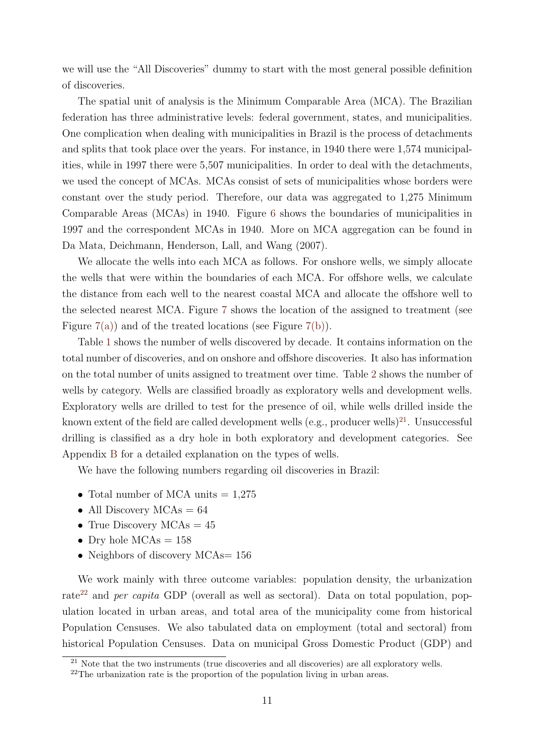we will use the "All Discoveries" dummy to start with the most general possible definition of discoveries.

The spatial unit of analysis is the Minimum Comparable Area (MCA). The Brazilian federation has three administrative levels: federal government, states, and municipalities. One complication when dealing with municipalities in Brazil is the process of detachments and splits that took place over the years. For instance, in 1940 there were 1,574 municipalities, while in 1997 there were 5,507 municipalities. In order to deal with the detachments, we used the concept of MCAs. MCAs consist of sets of municipalities whose borders were constant over the study period. Therefore, our data was aggregated to 1,275 Minimum Comparable Areas (MCAs) in 1940. Figure 6 shows the boundaries of municipalities in 1997 and the correspondent MCAs in 1940. More on MCA aggregation can be found in Da Mata, Deichmann, Henderson, Lall, and Wang (2007).

We allocate the wells into each MCA as follows. For onshore wells, we simply allocate the wells that were within the boundaries of each MCA. For offshore wells, we calculate the distance from each well to the nearest coastal MCA and allocate the offshore well to the selected nearest MCA. Figure 7 shows the location of the assigned to treatment (see Figure 7(a)) and of the treated locations (see Figure 7(b)).

Table 1 shows the number of wells discovered by decade. It contains information on the total number of discoveries, and on onshore and offshore discoveries. It also has information on the total number of units assigned to treatment over time. Table 2 shows the number of wells by category. Wells are classified broadly as exploratory wells and development wells. Exploratory wells are drilled to test for the presence of oil, while wells drilled inside the known extent of the field are called development wells (e.g., producer wells)[21]. Unsuccessful drilling is classified as a dry hole in both exploratory and development categories. See Appendix B for a detailed explanation on the types of wells.

We have the following numbers regarding oil discoveries in Brazil:

- Total number of MCA units = 1,275
- All Discovery MCAs = 64
- True Discovery MCAs = 45
- Dry hole MCAs = 158
- Neighbors of discovery MCAs= 156

We work mainly with three outcome variables: population density, the urbanization rate[22] and *per capita* GDP (overall as well as sectoral). Data on total population, population located in urban areas, and total area of the municipality come from historical Population Censuses. We also tabulated data on employment (total and sectoral) from historical Population Censuses. Data on municipal Gross Domestic Product (GDP) and

[21] Note that the two instruments (true discoveries and all discoveries) are all exploratory wells.

[22] The urbanization rate is the proportion of the population living in urban areas.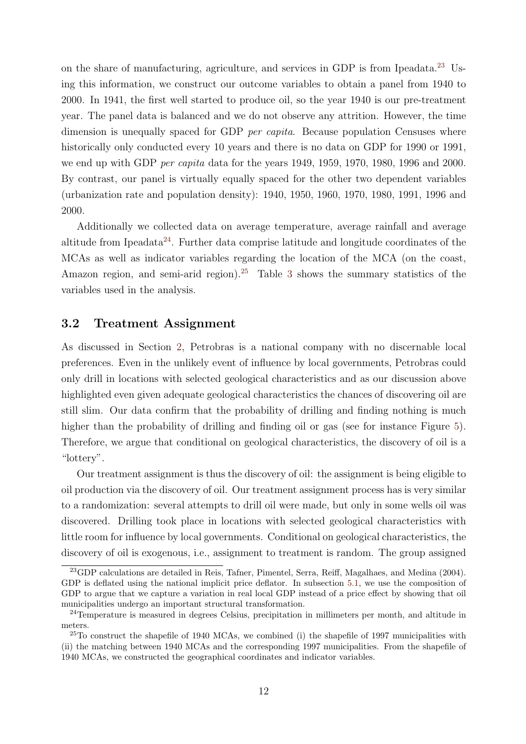on the share of manufacturing, agriculture, and services in GDP is from Ipeadata.[23] Using this information, we construct our outcome variables to obtain a panel from 1940 to 2000. In 1941, the first well started to produce oil, so the year 1940 is our pre-treatment year. The panel data is balanced and we do not observe any attrition. However, the time dimension is unequally spaced for GDP *per capita*. Because population Censuses where historically only conducted every 10 years and there is no data on GDP for 1990 or 1991, we end up with GDP *per capita* data for the years 1949, 1959, 1970, 1980, 1996 and 2000. By contrast, our panel is virtually equally spaced for the other two dependent variables (urbanization rate and population density): 1940, 1950, 1960, 1970, 1980, 1991, 1996 and 2000.

Additionally we collected data on average temperature, average rainfall and average altitude from Ipeadata[24]. Further data comprise latitude and longitude coordinates of the MCAs as well as indicator variables regarding the location of the MCA (on the coast, Amazon region, and semi-arid region).[25] Table 3 shows the summary statistics of the variables used in the analysis.

## 3.2 Treatment Assignment

As discussed in Section 2, Petrobras is a national company with no discernable local preferences. Even in the unlikely event of influence by local governments, Petrobras could only drill in locations with selected geological characteristics and as our discussion above highlighted even given adequate geological characteristics the chances of discovering oil are still slim. Our data confirm that the probability of drilling and finding nothing is much higher than the probability of drilling and finding oil or gas (see for instance Figure 5). Therefore, we argue that conditional on geological characteristics, the discovery of oil is a "lottery".

Our treatment assignment is thus the discovery of oil: the assignment is being eligible to oil production via the discovery of oil. Our treatment assignment process has is very similar to a randomization: several attempts to drill oil were made, but only in some wells oil was discovered. Drilling took place in locations with selected geological characteristics with little room for influence by local governments. Conditional on geological characteristics, the discovery of oil is exogenous, i.e., assignment to treatment is random. The group assigned

[23] GDP calculations are detailed in Reis, Tafner, Pimentel, Serra, Reiff, Magalhaes, and Medina (2004). GDP is deflated using the national implicit price deflator. In subsection 5.1, we use the composition of GDP to argue that we capture a variation in real local GDP instead of a price effect by showing that oil municipalities undergo an important structural transformation.

[24] Temperature is measured in degrees Celsius, precipitation in millimeters per month, and altitude in meters.

[25] To construct the shapefile of 1940 MCAs, we combined (i) the shapefile of 1997 municipalities with (ii) the matching between 1940 MCAs and the corresponding 1997 municipalities. From the shapefile of 1940 MCAs, we constructed the geographical coordinates and indicator variables.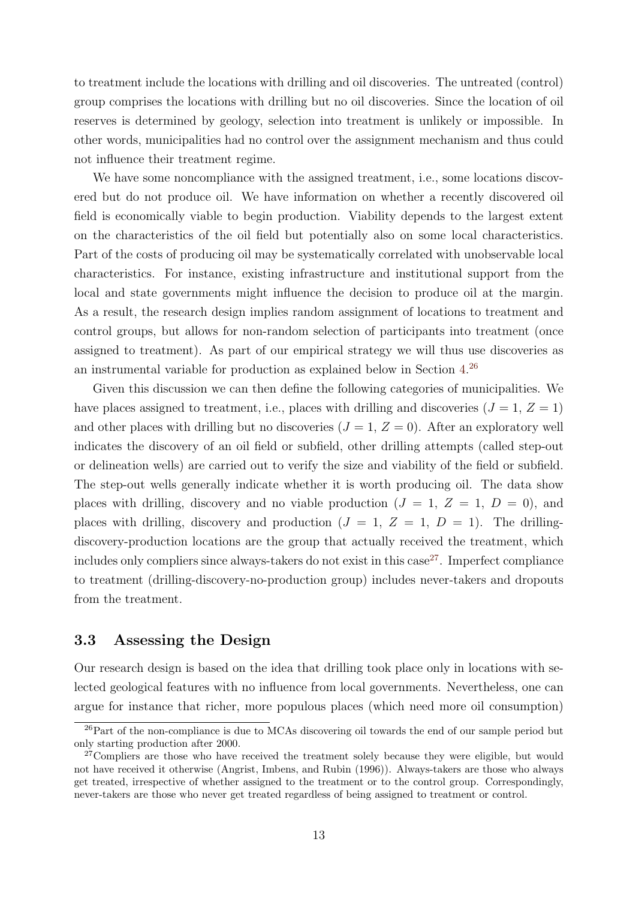to treatment include the locations with drilling and oil discoveries. The untreated (control) group comprises the locations with drilling but no oil discoveries. Since the location of oil reserves is determined by geology, selection into treatment is unlikely or impossible. In other words, municipalities had no control over the assignment mechanism and thus could not influence their treatment regime.

We have some noncompliance with the assigned treatment, i.e., some locations discovered but do not produce oil. We have information on whether a recently discovered oil field is economically viable to begin production. Viability depends to the largest extent on the characteristics of the oil field but potentially also on some local characteristics. Part of the costs of producing oil may be systematically correlated with unobservable local characteristics. For instance, existing infrastructure and institutional support from the local and state governments might influence the decision to produce oil at the margin. As a result, the research design implies random assignment of locations to treatment and control groups, but allows for non-random selection of participants into treatment (once assigned to treatment). As part of our empirical strategy we will thus use discoveries as an instrumental variable for production as explained below in Section 4.[26]

Given this discussion we can then define the following categories of municipalities. We have places assigned to treatment, i.e., places with drilling and discoveries ($J = 1$, $Z = 1$) and other places with drilling but no discoveries ($J = 1$, $Z = 0$). After an exploratory well indicates the discovery of an oil field or subfield, other drilling attempts (called step-out or delineation wells) are carried out to verify the size and viability of the field or subfield. The step-out wells generally indicate whether it is worth producing oil. The data show places with drilling, discovery and no viable production ($J = 1$, $Z = 1$, $D = 0$), and places with drilling, discovery and production ($J = 1$, $Z = 1$, $D = 1$). The drilling-discovery-production locations are the group that actually received the treatment, which includes only compliers since always-takers do not exist in this case[27]. Imperfect compliance to treatment (drilling-discovery-no-production group) includes never-takers and dropouts from the treatment.

### 3.3 Assessing the Design

Our research design is based on the idea that drilling took place only in locations with selected geological features with no influence from local governments. Nevertheless, one can argue for instance that richer, more populous places (which need more oil consumption)

[26] Part of the non-compliance is due to MCAs discovering oil towards the end of our sample period but only starting production after 2000.

[27] Compliers are those who have received the treatment solely because they were eligible, but would not have received it otherwise (Angrist, Imbens, and Rubin (1996)). Always-takers are those who always get treated, irrespective of whether assigned to the treatment or to the control group. Correspondingly, never-takers are those who never get treated regardless of being assigned to treatment or control.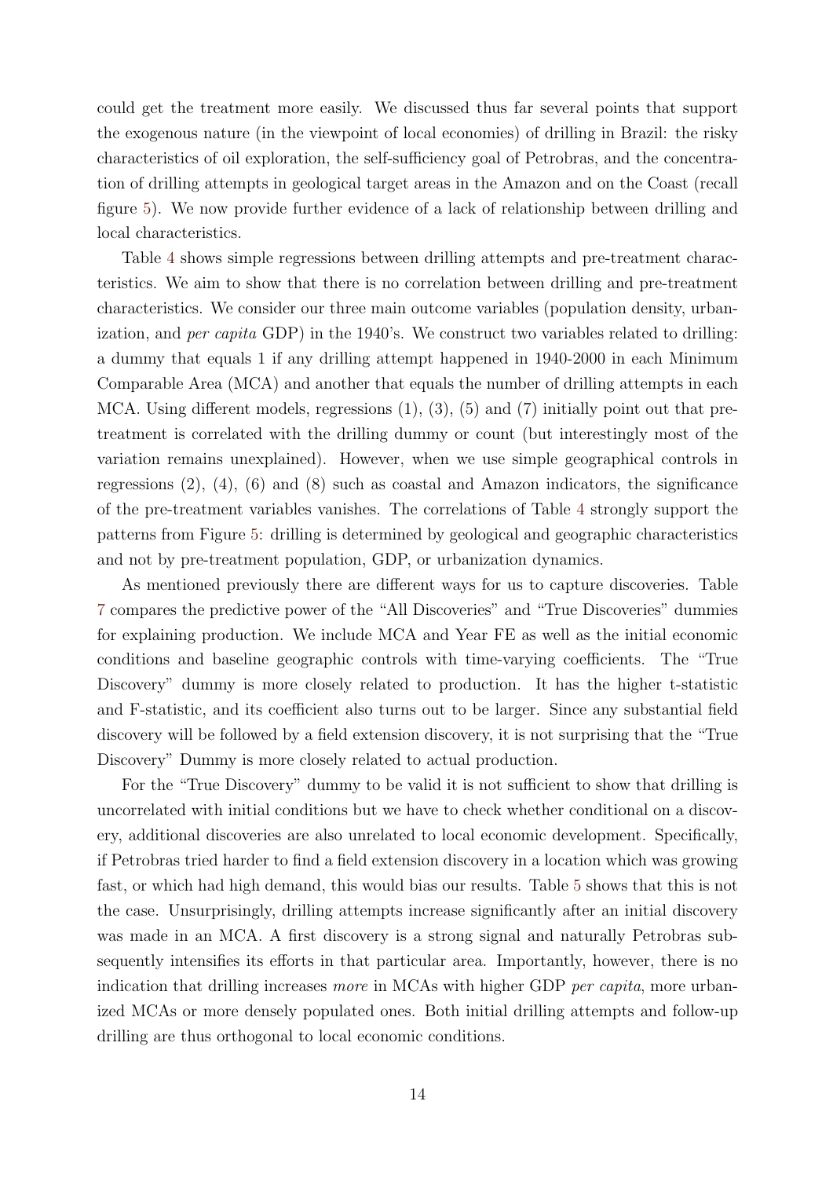could get the treatment more easily. We discussed thus far several points that support the exogenous nature (in the viewpoint of local economies) of drilling in Brazil: the risky characteristics of oil exploration, the self-sufficiency goal of Petrobras, and the concentration of drilling attempts in geological target areas in the Amazon and on the Coast (recall figure 5). We now provide further evidence of a lack of relationship between drilling and local characteristics.

Table 4 shows simple regressions between drilling attempts and pre-treatment characteristics. We aim to show that there is no correlation between drilling and pre-treatment characteristics. We consider our three main outcome variables (population density, urbanization, and *per capita* GDP) in the 1940's. We construct two variables related to drilling: a dummy that equals 1 if any drilling attempt happened in 1940-2000 in each Minimum Comparable Area (MCA) and another that equals the number of drilling attempts in each MCA. Using different models, regressions (1), (3), (5) and (7) initially point out that pre-treatment is correlated with the drilling dummy or count (but interestingly most of the variation remains unexplained). However, when we use simple geographical controls in regressions (2), (4), (6) and (8) such as coastal and Amazon indicators, the significance of the pre-treatment variables vanishes. The correlations of Table 4 strongly support the patterns from Figure 5: drilling is determined by geological and geographic characteristics and not by pre-treatment population, GDP, or urbanization dynamics.

As mentioned previously there are different ways for us to capture discoveries. Table 7 compares the predictive power of the "All Discoveries" and "True Discoveries" dummies for explaining production. We include MCA and Year FE as well as the initial economic conditions and baseline geographic controls with time-varying coefficients. The "True Discovery" dummy is more closely related to production. It has the higher t-statistic and F-statistic, and its coefficient also turns out to be larger. Since any substantial field discovery will be followed by a field extension discovery, it is not surprising that the "True Discovery" Dummy is more closely related to actual production.

For the "True Discovery" dummy to be valid it is not sufficient to show that drilling is uncorrelated with initial conditions but we have to check whether conditional on a discovery, additional discoveries are also unrelated to local economic development. Specifically, if Petrobras tried harder to find a field extension discovery in a location which was growing fast, or which had high demand, this would bias our results. Table 5 shows that this is not the case. Unsurprisingly, drilling attempts increase significantly after an initial discovery was made in an MCA. A first discovery is a strong signal and naturally Petrobras subsequently intensifies its efforts in that particular area. Importantly, however, there is no indication that drilling increases *more* in MCAs with higher GDP *per capita*, more urbanized MCAs or more densely populated ones. Both initial drilling attempts and follow-up drilling are thus orthogonal to local economic conditions.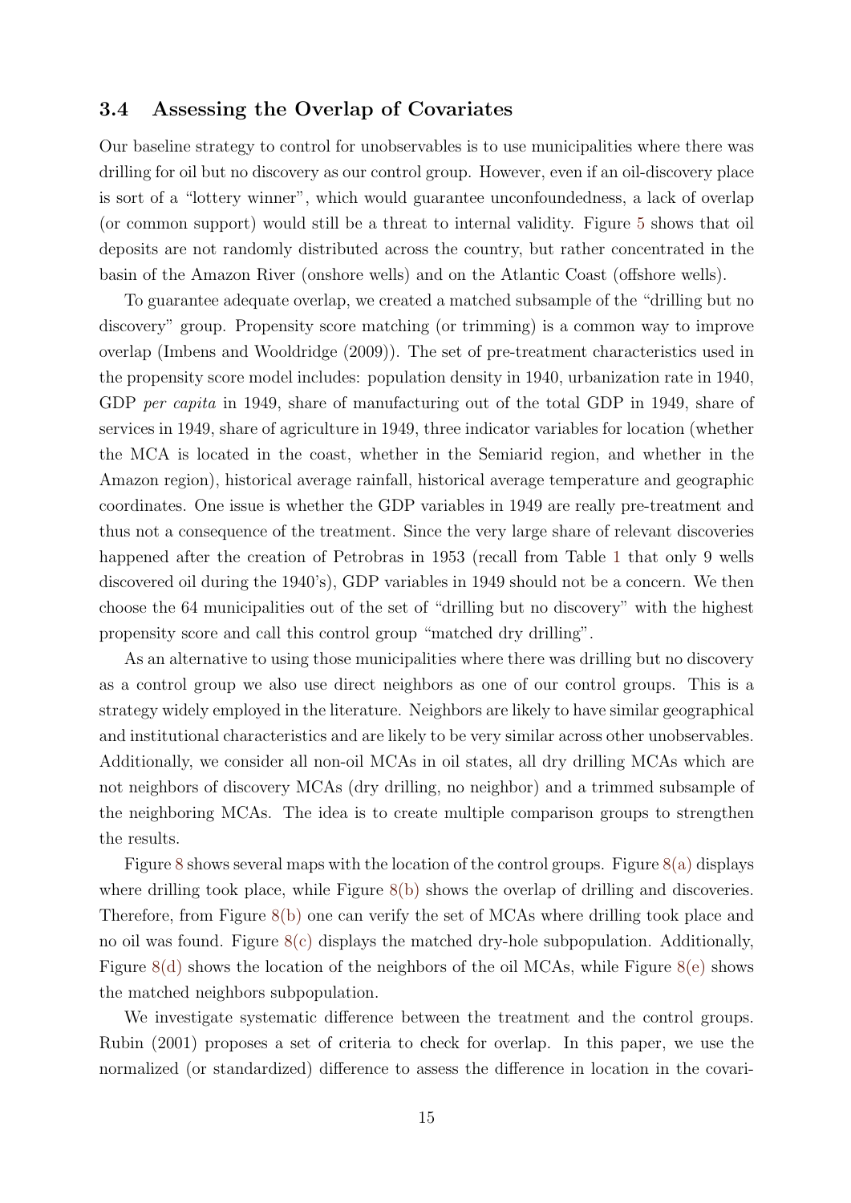### 3.4 Assessing the Overlap of Covariates

Our baseline strategy to control for unobservables is to use municipalities where there was drilling for oil but no discovery as our control group. However, even if an oil-discovery place is sort of a "lottery winner", which would guarantee unconfoundedness, a lack of overlap (or common support) would still be a threat to internal validity. Figure 5 shows that oil deposits are not randomly distributed across the country, but rather concentrated in the basin of the Amazon River (onshore wells) and on the Atlantic Coast (offshore wells).

To guarantee adequate overlap, we created a matched subsample of the "drilling but no discovery" group. Propensity score matching (or trimming) is a common way to improve overlap (Imbens and Wooldridge (2009)). The set of pre-treatment characteristics used in the propensity score model includes: population density in 1940, urbanization rate in 1940, GDP *per capita* in 1949, share of manufacturing out of the total GDP in 1949, share of services in 1949, share of agriculture in 1949, three indicator variables for location (whether the MCA is located in the coast, whether in the Semiarid region, and whether in the Amazon region), historical average rainfall, historical average temperature and geographic coordinates. One issue is whether the GDP variables in 1949 are really pre-treatment and thus not a consequence of the treatment. Since the very large share of relevant discoveries happened after the creation of Petrobras in 1953 (recall from Table 1 that only 9 wells discovered oil during the 1940's), GDP variables in 1949 should not be a concern. We then choose the 64 municipalities out of the set of "drilling but no discovery" with the highest propensity score and call this control group "matched dry drilling".

As an alternative to using those municipalities where there was drilling but no discovery as a control group we also use direct neighbors as one of our control groups. This is a strategy widely employed in the literature. Neighbors are likely to have similar geographical and institutional characteristics and are likely to be very similar across other unobservables. Additionally, we consider all non-oil MCAs in oil states, all dry drilling MCAs which are not neighbors of discovery MCAs (dry drilling, no neighbor) and a trimmed subsample of the neighboring MCAs. The idea is to create multiple comparison groups to strengthen the results.

Figure 8 shows several maps with the location of the control groups. Figure 8(a) displays where drilling took place, while Figure 8(b) shows the overlap of drilling and discoveries. Therefore, from Figure 8(b) one can verify the set of MCAs where drilling took place and no oil was found. Figure 8(c) displays the matched dry-hole subpopulation. Additionally, Figure 8(d) shows the location of the neighbors of the oil MCAs, while Figure 8(e) shows the matched neighbors subpopulation.

We investigate systematic difference between the treatment and the control groups. Rubin (2001) proposes a set of criteria to check for overlap. In this paper, we use the normalized (or standardized) difference to assess the difference in location in the covari-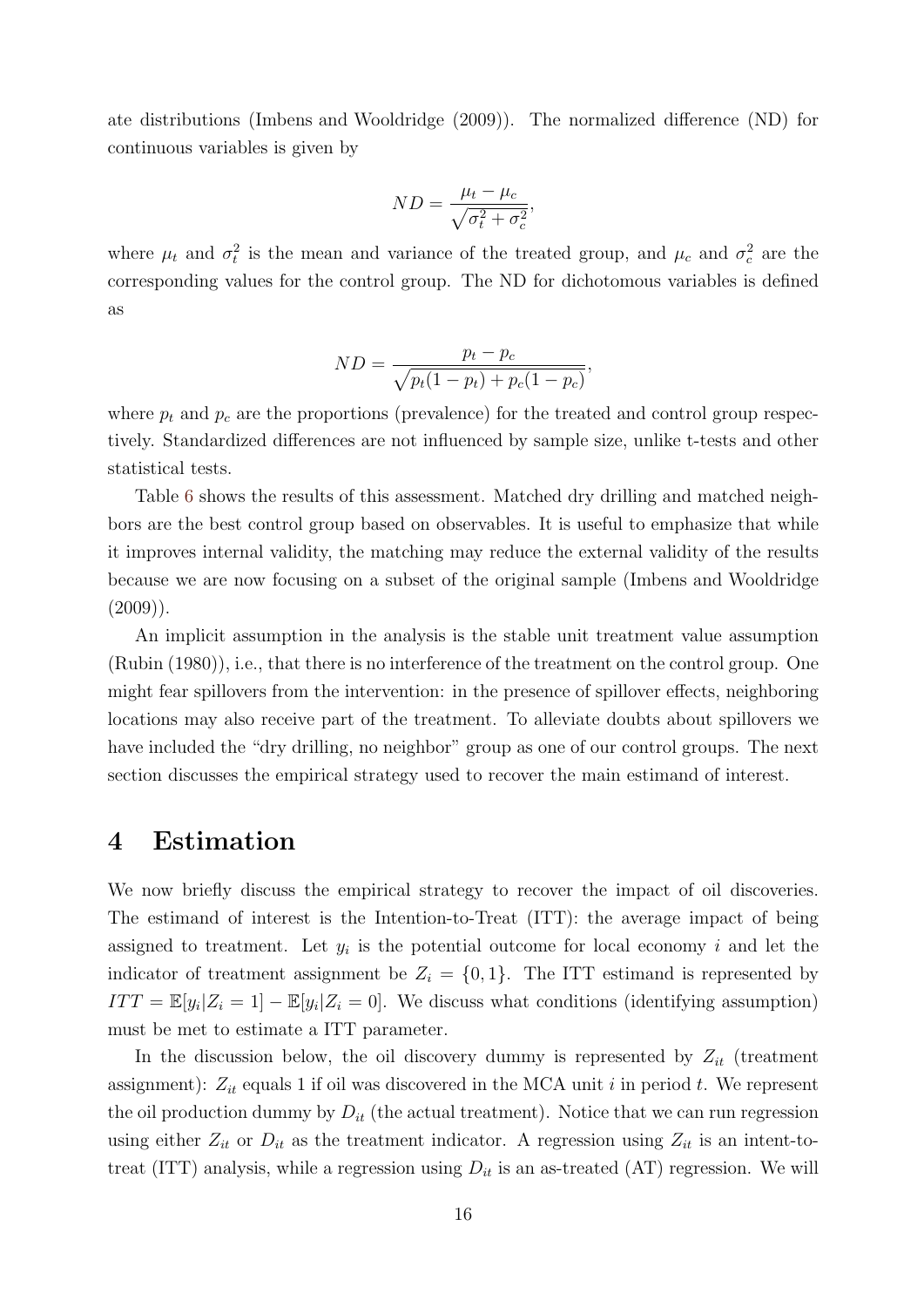ate distributions (Imbens and Wooldridge (2009)). The normalized difference (ND) for continuous variables is given by

$$ND = \frac{\mu_t - \mu_c}{\sqrt{\sigma_t^2 + \sigma_c^2}},$$

where $\mu_t$ and $\sigma_t^2$ is the mean and variance of the treated group, and $\mu_c$ and $\sigma_c^2$ are the corresponding values for the control group. The ND for dichotomous variables is defined as

$$ND = \frac{p_t - p_c}{\sqrt{p_t(1-p_t) + p_c(1-p_c)}},$$

where $p_t$ and $p_c$ are the proportions (prevalence) for the treated and control group respectively. Standardized differences are not influenced by sample size, unlike t-tests and other statistical tests.

Table 6 shows the results of this assessment. Matched dry drilling and matched neighbors are the best control group based on observables. It is useful to emphasize that while it improves internal validity, the matching may reduce the external validity of the results because we are now focusing on a subset of the original sample (Imbens and Wooldridge (2009)).

An implicit assumption in the analysis is the stable unit treatment value assumption (Rubin (1980)), i.e., that there is no interference of the treatment on the control group. One might fear spillovers from the intervention: in the presence of spillover effects, neighboring locations may also receive part of the treatment. To alleviate doubts about spillovers we have included the "dry drilling, no neighbor" group as one of our control groups. The next section discusses the empirical strategy used to recover the main estimand of interest.

# 4 Estimation

We now briefly discuss the empirical strategy to recover the impact of oil discoveries. The estimand of interest is the Intention-to-Treat (ITT): the average impact of being assigned to treatment. Let $y_i$ is the potential outcome for local economy $i$ and let the indicator of treatment assignment be $Z_i = \{0, 1\}$. The ITT estimand is represented by $ITT = \mathbb{E}[y_i|Z_i = 1] - \mathbb{E}[y_i|Z_i = 0]$. We discuss what conditions (identifying assumption) must be met to estimate a ITT parameter.

In the discussion below, the oil discovery dummy is represented by $Z_{it}$ (treatment assignment): $Z_{it}$ equals 1 if oil was discovered in the MCA unit $i$ in period $t$. We represent the oil production dummy by $D_{it}$ (the actual treatment). Notice that we can run regression using either $Z_{it}$ or $D_{it}$ as the treatment indicator. A regression using $Z_{it}$ is an intent-to-treat (ITT) analysis, while a regression using $D_{it}$ is an as-treated (AT) regression. We will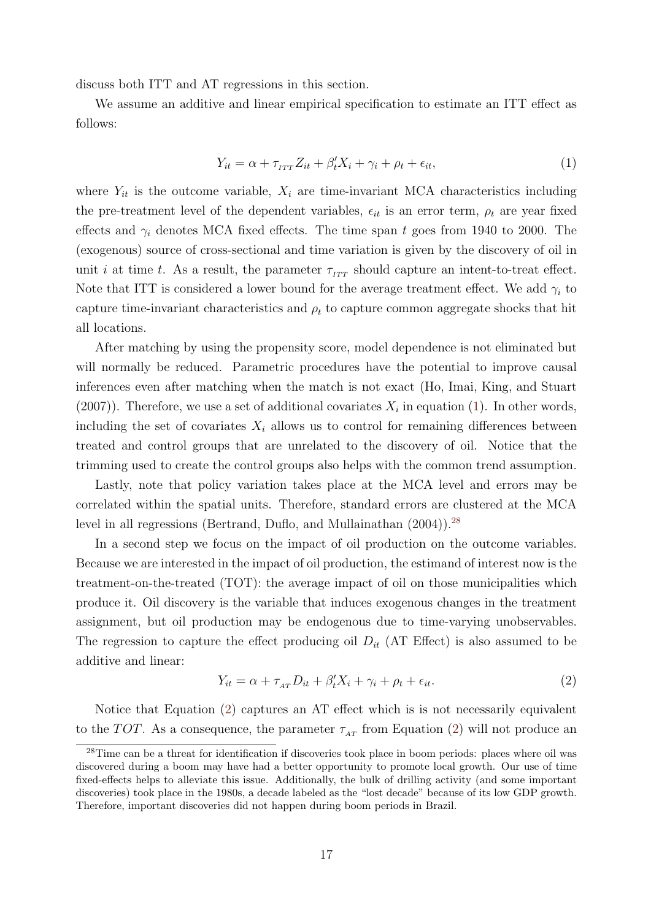discuss both ITT and AT regressions in this section.

We assume an additive and linear empirical specification to estimate an ITT effect as follows:

$$Y_{it} = \alpha + \tau_{ITT} Z_{it} + \beta_t' X_i + \gamma_i + \rho_t + \epsilon_{it}, \tag{1}$$

where $Y_{it}$ is the outcome variable, $X_i$ are time-invariant MCA characteristics including the pre-treatment level of the dependent variables, $\epsilon_{it}$ is an error term, $\rho_t$ are year fixed effects and $\gamma_i$ denotes MCA fixed effects. The time span $t$ goes from 1940 to 2000. The (exogenous) source of cross-sectional and time variation is given by the discovery of oil in unit $i$ at time $t$. As a result, the parameter $\tau_{ITT}$ should capture an intent-to-treat effect. Note that ITT is considered a lower bound for the average treatment effect. We add $\gamma_i$ to capture time-invariant characteristics and $\rho_t$ to capture common aggregate shocks that hit all locations.

After matching by using the propensity score, model dependence is not eliminated but will normally be reduced. Parametric procedures have the potential to improve causal inferences even after matching when the match is not exact (Ho, Imai, King, and Stuart (2007)). Therefore, we use a set of additional covariates $X_i$ in equation (1). In other words, including the set of covariates $X_i$ allows us to control for remaining differences between treated and control groups that are unrelated to the discovery of oil. Notice that the trimming used to create the control groups also helps with the common trend assumption.

Lastly, note that policy variation takes place at the MCA level and errors may be correlated within the spatial units. Therefore, standard errors are clustered at the MCA level in all regressions (Bertrand, Duflo, and Mullainathan (2004)).[28]

In a second step we focus on the impact of oil production on the outcome variables. Because we are interested in the impact of oil production, the estimand of interest now is the treatment-on-the-treated (TOT): the average impact of oil on those municipalities which produce it. Oil discovery is the variable that induces exogenous changes in the treatment assignment, but oil production may be endogenous due to time-varying unobservables. The regression to capture the effect producing oil $D_{it}$ (AT Effect) is also assumed to be additive and linear:

$$Y_{it} = \alpha + \tau_{AT} D_{it} + \beta_t' X_i + \gamma_i + \rho_t + \epsilon_{it}. \tag{2}$$

Notice that Equation (2) captures an AT effect which is is not necessarily equivalent to the $TOT$. As a consequence, the parameter $\tau_{AT}$ from Equation (2) will not produce an

[28] Time can be a threat for identification if discoveries took place in boom periods: places where oil was discovered during a boom may have had a better opportunity to promote local growth. Our use of time fixed-effects helps to alleviate this issue. Additionally, the bulk of drilling activity (and some important discoveries) took place in the 1980s, a decade labeled as the "lost decade" because of its low GDP growth. Therefore, important discoveries did not happen during boom periods in Brazil.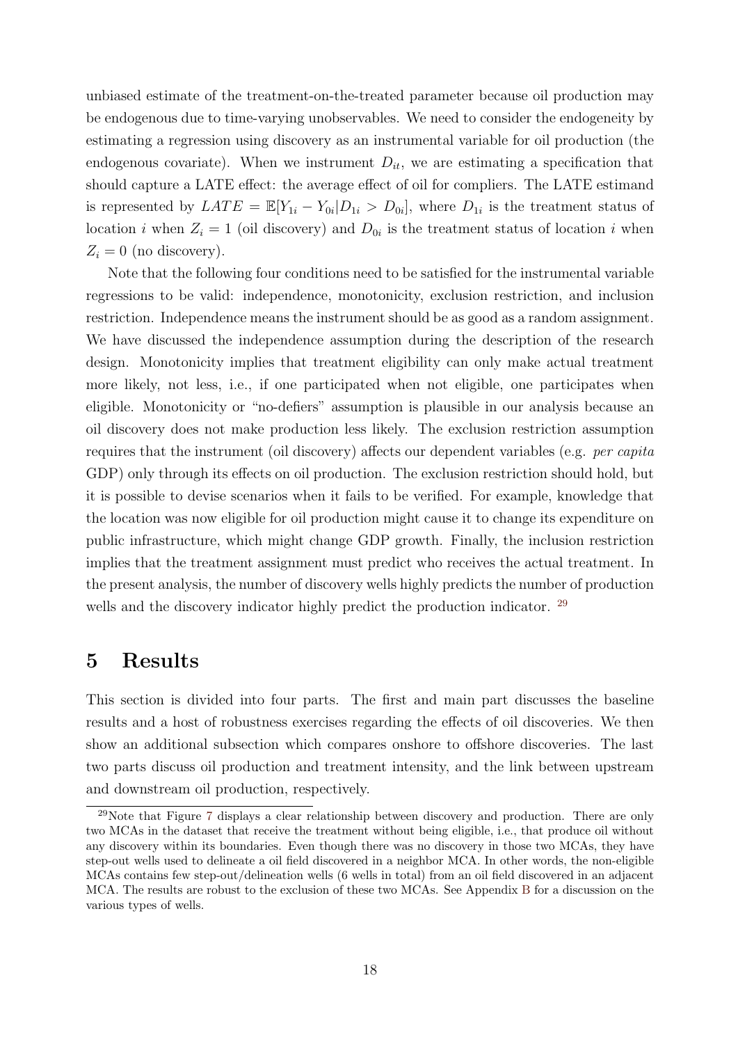unbiased estimate of the treatment-on-the-treated parameter because oil production may be endogenous due to time-varying unobservables. We need to consider the endogeneity by estimating a regression using discovery as an instrumental variable for oil production (the endogenous covariate). When we instrument $D_{it}$, we are estimating a specification that should capture a LATE effect: the average effect of oil for compliers. The LATE estimand is represented by $LATE = \mathbb{E}[Y_{1i} - Y_{0i}|D_{1i} > D_{0i}]$, where $D_{1i}$ is the treatment status of location $i$ when $Z_i = 1$ (oil discovery) and $D_{0i}$ is the treatment status of location $i$ when $Z_i = 0$ (no discovery).

Note that the following four conditions need to be satisfied for the instrumental variable regressions to be valid: independence, monotonicity, exclusion restriction, and inclusion restriction. Independence means the instrument should be as good as a random assignment. We have discussed the independence assumption during the description of the research design. Monotonicity implies that treatment eligibility can only make actual treatment more likely, not less, i.e., if one participated when not eligible, one participates when eligible. Monotonicity or "no-defiers" assumption is plausible in our analysis because an oil discovery does not make production less likely. The exclusion restriction assumption requires that the instrument (oil discovery) affects our dependent variables (e.g. *per capita* GDP) only through its effects on oil production. The exclusion restriction should hold, but it is possible to devise scenarios when it fails to be verified. For example, knowledge that the location was now eligible for oil production might cause it to change its expenditure on public infrastructure, which might change GDP growth. Finally, the inclusion restriction implies that the treatment assignment must predict who receives the actual treatment. In the present analysis, the number of discovery wells highly predicts the number of production wells and the discovery indicator highly predict the production indicator. [29]

# 5 Results

This section is divided into four parts. The first and main part discusses the baseline results and a host of robustness exercises regarding the effects of oil discoveries. We then show an additional subsection which compares onshore to offshore discoveries. The last two parts discuss oil production and treatment intensity, and the link between upstream and downstream oil production, respectively.

[29] Note that Figure 7 displays a clear relationship between discovery and production. There are only two MCAs in the dataset that receive the treatment without being eligible, i.e., that produce oil without any discovery within its boundaries. Even though there was no discovery in those two MCAs, they have step-out wells used to delineate a oil field discovered in a neighbor MCA. In other words, the non-eligible MCAs contains few step-out/delineation wells (6 wells in total) from an oil field discovered in an adjacent MCA. The results are robust to the exclusion of these two MCAs. See Appendix B for a discussion on the various types of wells.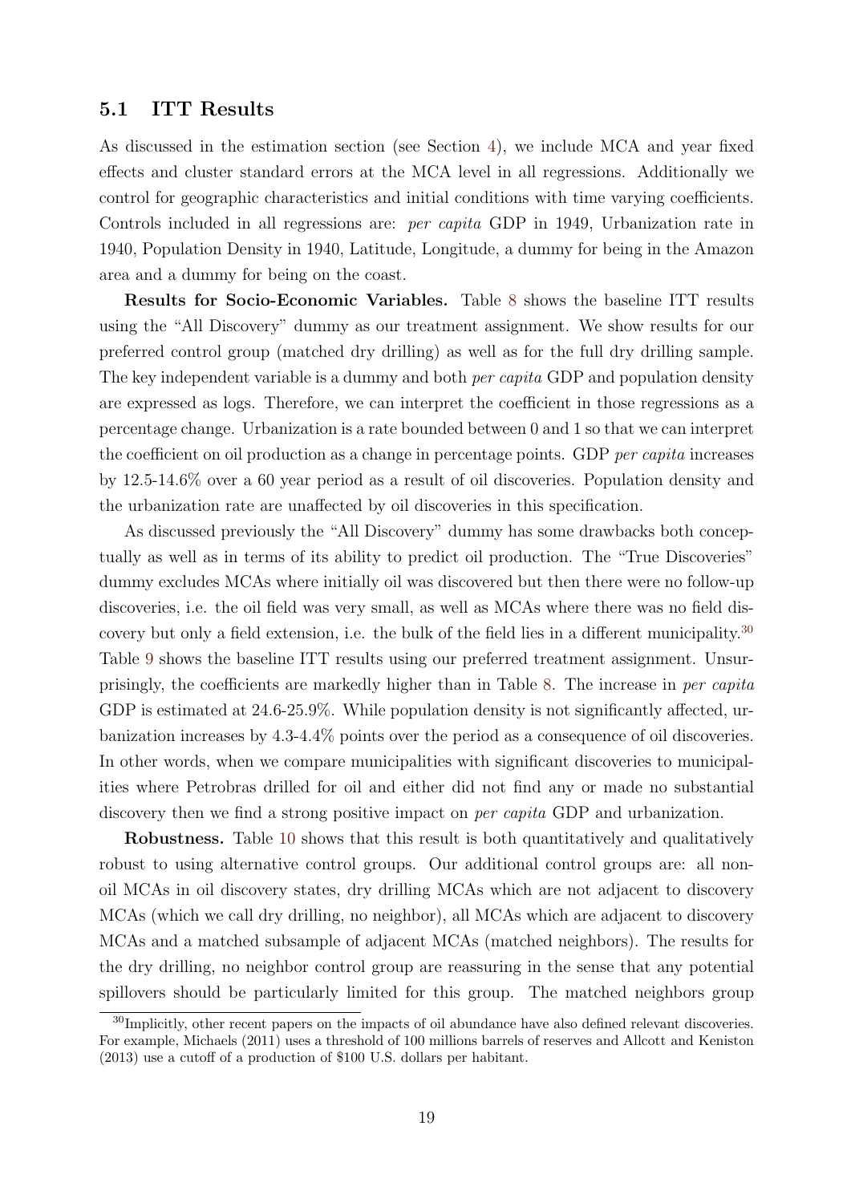### 5.1 ITT Results

As discussed in the estimation section (see Section 4), we include MCA and year fixed effects and cluster standard errors at the MCA level in all regressions. Additionally we control for geographic characteristics and initial conditions with time varying coefficients. Controls included in all regressions are: *per capita* GDP in 1949, Urbanization rate in 1940, Population Density in 1940, Latitude, Longitude, a dummy for being in the Amazon area and a dummy for being on the coast.

**Results for Socio-Economic Variables.** Table 8 shows the baseline ITT results using the "All Discovery" dummy as our treatment assignment. We show results for our preferred control group (matched dry drilling) as well as for the full dry drilling sample. The key independent variable is a dummy and both *per capita* GDP and population density are expressed as logs. Therefore, we can interpret the coefficient in those regressions as a percentage change. Urbanization is a rate bounded between 0 and 1 so that we can interpret the coefficient on oil production as a change in percentage points. GDP *per capita* increases by 12.5-14.6% over a 60 year period as a result of oil discoveries. Population density and the urbanization rate are unaffected by oil discoveries in this specification.

As discussed previously the "All Discovery" dummy has some drawbacks both conceptually as well as in terms of its ability to predict oil production. The "True Discoveries" dummy excludes MCAs where initially oil was discovered but then there were no follow-up discoveries, i.e. the oil field was very small, as well as MCAs where there was no field discovery but only a field extension, i.e. the bulk of the field lies in a different municipality.[30] Table 9 shows the baseline ITT results using our preferred treatment assignment. Unsurprisingly, the coefficients are markedly higher than in Table 8. The increase in *per capita* GDP is estimated at 24.6-25.9%. While population density is not significantly affected, urbanization increases by 4.3-4.4% points over the period as a consequence of oil discoveries. In other words, when we compare municipalities with significant discoveries to municipalities where Petrobras drilled for oil and either did not find any or made no substantial discovery then we find a strong positive impact on *per capita* GDP and urbanization.

**Robustness.** Table 10 shows that this result is both quantitatively and qualitatively robust to using alternative control groups. Our additional control groups are: all non-oil MCAs in oil discovery states, dry drilling MCAs which are not adjacent to discovery MCAs (which we call dry drilling, no neighbor), all MCAs which are adjacent to discovery MCAs and a matched subsample of adjacent MCAs (matched neighbors). The results for the dry drilling, no neighbor control group are reassuring in the sense that any potential spillovers should be particularly limited for this group. The matched neighbors group

[30] Implicitly, other recent papers on the impacts of oil abundance have also defined relevant discoveries. For example, Michaels (2011) uses a threshold of 100 millions barrels of reserves and Allcott and Keniston (2013) use a cutoff of a production of $100 U.S. dollars per habitant.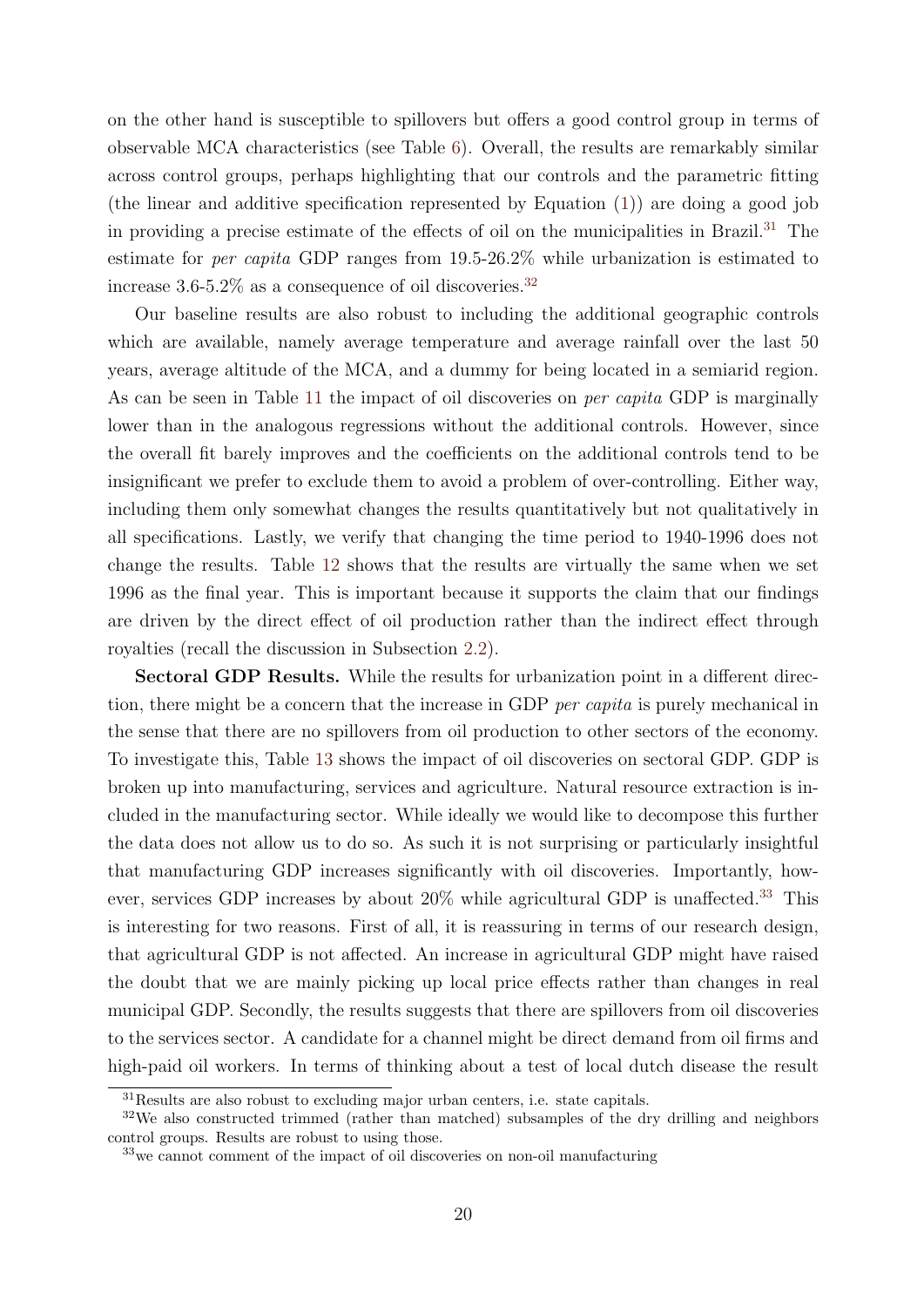on the other hand is susceptible to spillovers but offers a good control group in terms of observable MCA characteristics (see Table 6). Overall, the results are remarkably similar across control groups, perhaps highlighting that our controls and the parametric fitting (the linear and additive specification represented by Equation (1)) are doing a good job in providing a precise estimate of the effects of oil on the municipalities in Brazil.[31] The estimate for *per capita* GDP ranges from 19.5-26.2% while urbanization is estimated to increase 3.6-5.2% as a consequence of oil discoveries.[32]

Our baseline results are also robust to including the additional geographic controls which are available, namely average temperature and average rainfall over the last 50 years, average altitude of the MCA, and a dummy for being located in a semiarid region. As can be seen in Table 11 the impact of oil discoveries on *per capita* GDP is marginally lower than in the analogous regressions without the additional controls. However, since the overall fit barely improves and the coefficients on the additional controls tend to be insignificant we prefer to exclude them to avoid a problem of over-controlling. Either way, including them only somewhat changes the results quantitatively but not qualitatively in all specifications. Lastly, we verify that changing the time period to 1940-1996 does not change the results. Table 12 shows that the results are virtually the same when we set 1996 as the final year. This is important because it supports the claim that our findings are driven by the direct effect of oil production rather than the indirect effect through royalties (recall the discussion in Subsection 2.2).

**Sectoral GDP Results.** While the results for urbanization point in a different direction, there might be a concern that the increase in GDP *per capita* is purely mechanical in the sense that there are no spillovers from oil production to other sectors of the economy. To investigate this, Table 13 shows the impact of oil discoveries on sectoral GDP. GDP is broken up into manufacturing, services and agriculture. Natural resource extraction is included in the manufacturing sector. While ideally we would like to decompose this further the data does not allow us to do so. As such it is not surprising or particularly insightful that manufacturing GDP increases significantly with oil discoveries. Importantly, however, services GDP increases by about 20% while agricultural GDP is unaffected.[33] This is interesting for two reasons. First of all, it is reassuring in terms of our research design, that agricultural GDP is not affected. An increase in agricultural GDP might have raised the doubt that we are mainly picking up local price effects rather than changes in real municipal GDP. Secondly, the results suggests that there are spillovers from oil discoveries to the services sector. A candidate for a channel might be direct demand from oil firms and high-paid oil workers. In terms of thinking about a test of local dutch disease the result

[31] Results are also robust to excluding major urban centers, i.e. state capitals.

[32] We also constructed trimmed (rather than matched) subsamples of the dry drilling and neighbors control groups. Results are robust to using those.

[33] we cannot comment of the impact of oil discoveries on non-oil manufacturing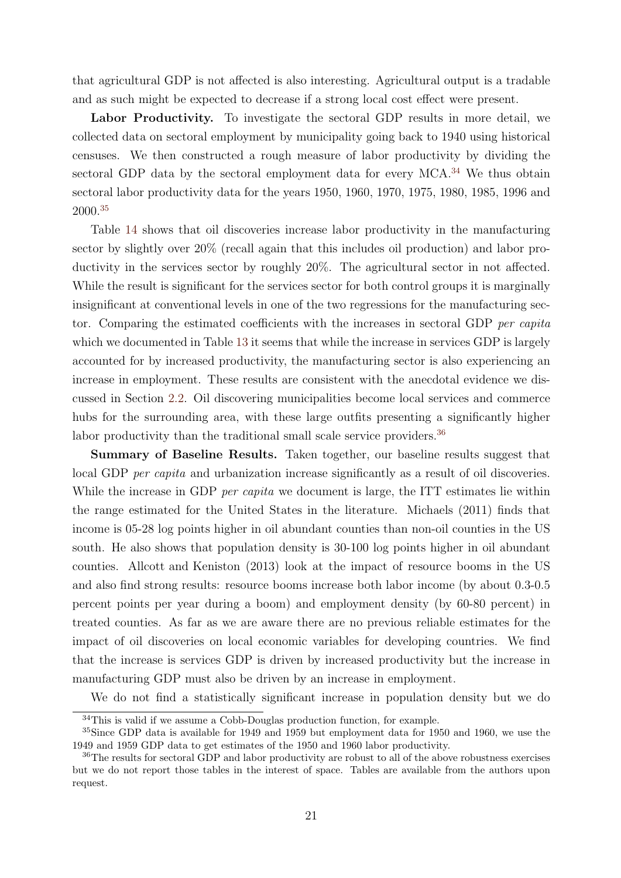that agricultural GDP is not affected is also interesting. Agricultural output is a tradable and as such might be expected to decrease if a strong local cost effect were present.

**Labor Productivity.** To investigate the sectoral GDP results in more detail, we collected data on sectoral employment by municipality going back to 1940 using historical censuses. We then constructed a rough measure of labor productivity by dividing the sectoral GDP data by the sectoral employment data for every MCA.[34] We thus obtain sectoral labor productivity data for the years 1950, 1960, 1970, 1975, 1980, 1985, 1996 and 2000.[35]

Table 14 shows that oil discoveries increase labor productivity in the manufacturing sector by slightly over 20% (recall again that this includes oil production) and labor productivity in the services sector by roughly 20%. The agricultural sector in not affected. While the result is significant for the services sector for both control groups it is marginally insignificant at conventional levels in one of the two regressions for the manufacturing sector. Comparing the estimated coefficients with the increases in sectoral GDP *per capita* which we documented in Table 13 it seems that while the increase in services GDP is largely accounted for by increased productivity, the manufacturing sector is also experiencing an increase in employment. These results are consistent with the anecdotal evidence we discussed in Section 2.2. Oil discovering municipalities become local services and commerce hubs for the surrounding area, with these large outfits presenting a significantly higher labor productivity than the traditional small scale service providers.[36]

**Summary of Baseline Results.** Taken together, our baseline results suggest that local GDP *per capita* and urbanization increase significantly as a result of oil discoveries. While the increase in GDP *per capita* we document is large, the ITT estimates lie within the range estimated for the United States in the literature. Michaels (2011) finds that income is 05-28 log points higher in oil abundant counties than non-oil counties in the US south. He also shows that population density is 30-100 log points higher in oil abundant counties. Allcott and Keniston (2013) look at the impact of resource booms in the US and also find strong results: resource booms increase both labor income (by about 0.3-0.5 percent points per year during a boom) and employment density (by 60-80 percent) in treated counties. As far as we are aware there are no previous reliable estimates for the impact of oil discoveries on local economic variables for developing countries. We find that the increase is services GDP is driven by increased productivity but the increase in manufacturing GDP must also be driven by an increase in employment.

We do not find a statistically significant increase in population density but we do

[34] This is valid if we assume a Cobb-Douglas production function, for example.

[35] Since GDP data is available for 1949 and 1959 but employment data for 1950 and 1960, we use the 1949 and 1959 GDP data to get estimates of the 1950 and 1960 labor productivity.

[36] The results for sectoral GDP and labor productivity are robust to all of the above robustness exercises but we do not report those tables in the interest of space. Tables are available from the authors upon request.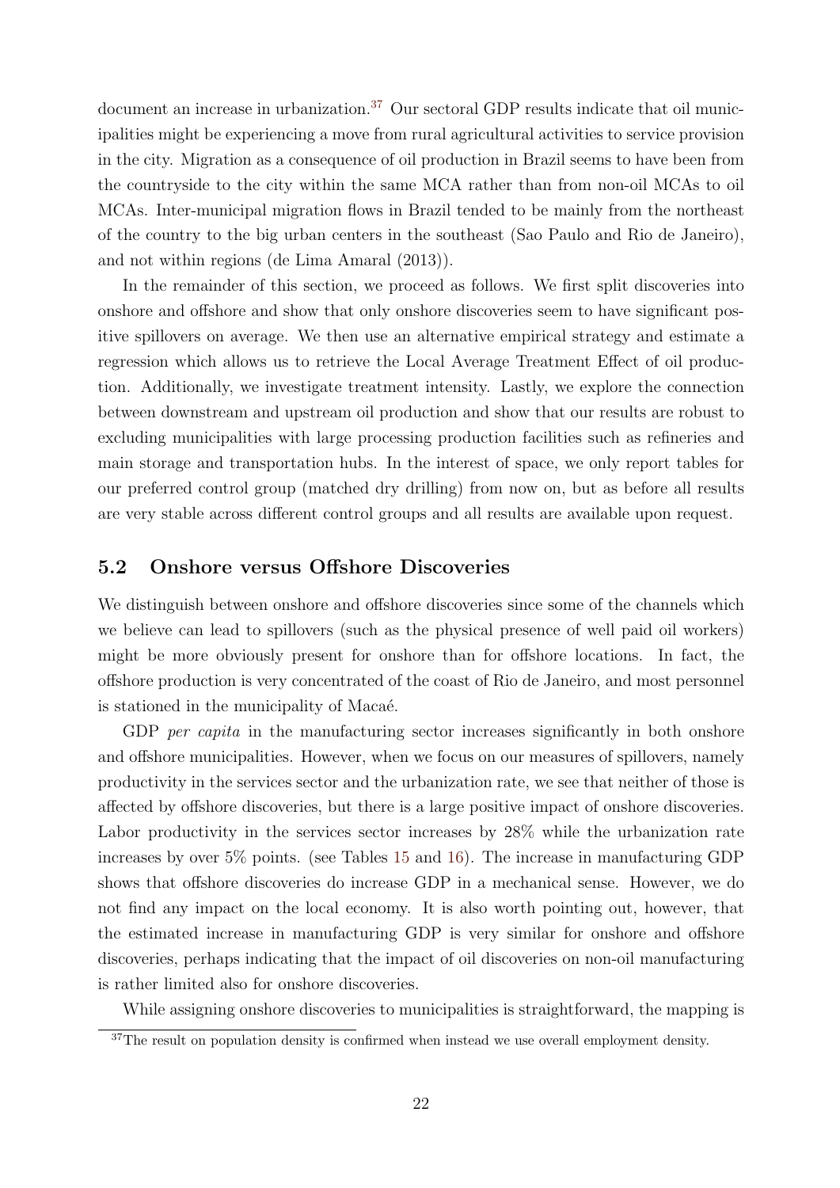document an increase in urbanization.[37] Our sectoral GDP results indicate that oil municipalities might be experiencing a move from rural agricultural activities to service provision in the city. Migration as a consequence of oil production in Brazil seems to have been from the countryside to the city within the same MCA rather than from non-oil MCAs to oil MCAs. Inter-municipal migration flows in Brazil tended to be mainly from the northeast of the country to the big urban centers in the southeast (Sao Paulo and Rio de Janeiro), and not within regions (de Lima Amaral (2013)).

In the remainder of this section, we proceed as follows. We first split discoveries into onshore and offshore and show that only onshore discoveries seem to have significant positive spillovers on average. We then use an alternative empirical strategy and estimate a regression which allows us to retrieve the Local Average Treatment Effect of oil production. Additionally, we investigate treatment intensity. Lastly, we explore the connection between downstream and upstream oil production and show that our results are robust to excluding municipalities with large processing production facilities such as refineries and main storage and transportation hubs. In the interest of space, we only report tables for our preferred control group (matched dry drilling) from now on, but as before all results are very stable across different control groups and all results are available upon request.

## 5.2 Onshore versus Offshore Discoveries

We distinguish between onshore and offshore discoveries since some of the channels which we believe can lead to spillovers (such as the physical presence of well paid oil workers) might be more obviously present for onshore than for offshore locations. In fact, the offshore production is very concentrated of the coast of Rio de Janeiro, and most personnel is stationed in the municipality of Macaé.

GDP *per capita* in the manufacturing sector increases significantly in both onshore and offshore municipalities. However, when we focus on our measures of spillovers, namely productivity in the services sector and the urbanization rate, we see that neither of those is affected by offshore discoveries, but there is a large positive impact of onshore discoveries. Labor productivity in the services sector increases by 28% while the urbanization rate increases by over 5% points. (see Tables 15 and 16). The increase in manufacturing GDP shows that offshore discoveries do increase GDP in a mechanical sense. However, we do not find any impact on the local economy. It is also worth pointing out, however, that the estimated increase in manufacturing GDP is very similar for onshore and offshore discoveries, perhaps indicating that the impact of oil discoveries on non-oil manufacturing is rather limited also for onshore discoveries.

While assigning onshore discoveries to municipalities is straightforward, the mapping is

[37] The result on population density is confirmed when instead we use overall employment density.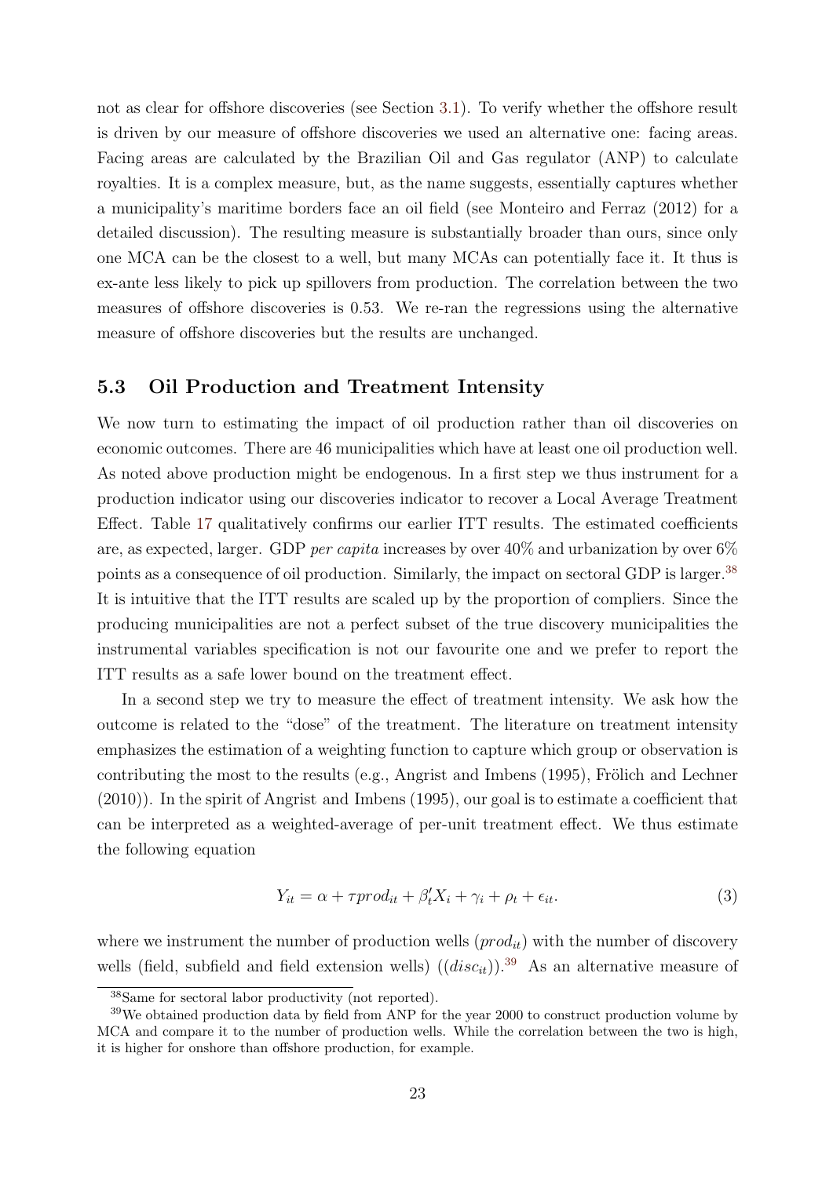not as clear for offshore discoveries (see Section 3.1). To verify whether the offshore result is driven by our measure of offshore discoveries we used an alternative one: facing areas. Facing areas are calculated by the Brazilian Oil and Gas regulator (ANP) to calculate royalties. It is a complex measure, but, as the name suggests, essentially captures whether a municipality's maritime borders face an oil field (see Monteiro and Ferraz (2012) for a detailed discussion). The resulting measure is substantially broader than ours, since only one MCA can be the closest to a well, but many MCAs can potentially face it. It thus is ex-ante less likely to pick up spillovers from production. The correlation between the two measures of offshore discoveries is 0.53. We re-ran the regressions using the alternative measure of offshore discoveries but the results are unchanged.

### 5.3 Oil Production and Treatment Intensity

We now turn to estimating the impact of oil production rather than oil discoveries on economic outcomes. There are 46 municipalities which have at least one oil production well. As noted above production might be endogenous. In a first step we thus instrument for a production indicator using our discoveries indicator to recover a Local Average Treatment Effect. Table 17 qualitatively confirms our earlier ITT results. The estimated coefficients are, as expected, larger. GDP *per capita* increases by over 40% and urbanization by over 6% points as a consequence of oil production. Similarly, the impact on sectoral GDP is larger.[38] It is intuitive that the ITT results are scaled up by the proportion of compliers. Since the producing municipalities are not a perfect subset of the true discovery municipalities the instrumental variables specification is not our favourite one and we prefer to report the ITT results as a safe lower bound on the treatment effect.

In a second step we try to measure the effect of treatment intensity. We ask how the outcome is related to the "dose" of the treatment. The literature on treatment intensity emphasizes the estimation of a weighting function to capture which group or observation is contributing the most to the results (e.g., Angrist and Imbens (1995), Frölich and Lechner (2010)). In the spirit of Angrist and Imbens (1995), our goal is to estimate a coefficient that can be interpreted as a weighted-average of per-unit treatment effect. We thus estimate the following equation

$$Y_{it} = \alpha + \tau prod_{it} + \beta_t' X_i + \gamma_i + \rho_t + \epsilon_{it}. \tag{3}$$

where we instrument the number of production wells ($prod_{it}$) with the number of discovery wells (field, subfield and field extension wells) (($disc_{it}$)).[39] As an alternative measure of

[38] Same for sectoral labor productivity (not reported).

[39] We obtained production data by field from ANP for the year 2000 to construct production volume by MCA and compare it to the number of production wells. While the correlation between the two is high, it is higher for onshore than offshore production, for example.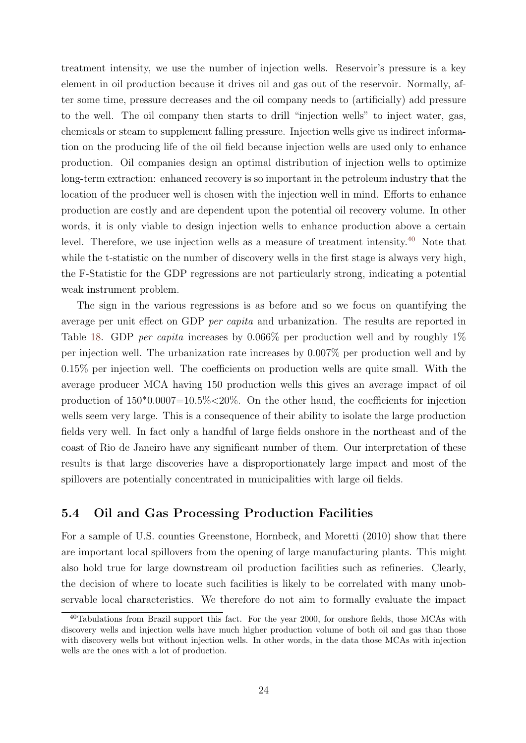treatment intensity, we use the number of injection wells. Reservoir's pressure is a key element in oil production because it drives oil and gas out of the reservoir. Normally, after some time, pressure decreases and the oil company needs to (artificially) add pressure to the well. The oil company then starts to drill "injection wells" to inject water, gas, chemicals or steam to supplement falling pressure. Injection wells give us indirect information on the producing life of the oil field because injection wells are used only to enhance production. Oil companies design an optimal distribution of injection wells to optimize long-term extraction: enhanced recovery is so important in the petroleum industry that the location of the producer well is chosen with the injection well in mind. Efforts to enhance production are costly and are dependent upon the potential oil recovery volume. In other words, it is only viable to design injection wells to enhance production above a certain level. Therefore, we use injection wells as a measure of treatment intensity.[40] Note that while the t-statistic on the number of discovery wells in the first stage is always very high, the F-Statistic for the GDP regressions are not particularly strong, indicating a potential weak instrument problem.

The sign in the various regressions is as before and so we focus on quantifying the average per unit effect on GDP *per capita* and urbanization. The results are reported in Table 18. GDP *per capita* increases by 0.066% per production well and by roughly 1% per injection well. The urbanization rate increases by 0.007% per production well and by 0.15% per injection well. The coefficients on production wells are quite small. With the average producer MCA having 150 production wells this gives an average impact of oil production of 150*0.0007=10.5%<20%. On the other hand, the coefficients for injection wells seem very large. This is a consequence of their ability to isolate the large production fields very well. In fact only a handful of large fields onshore in the northeast and of the coast of Rio de Janeiro have any significant number of them. Our interpretation of these results is that large discoveries have a disproportionately large impact and most of the spillovers are potentially concentrated in municipalities with large oil fields.

## 5.4 Oil and Gas Processing Production Facilities

For a sample of U.S. counties Greenstone, Hornbeck, and Moretti (2010) show that there are important local spillovers from the opening of large manufacturing plants. This might also hold true for large downstream oil production facilities such as refineries. Clearly, the decision of where to locate such facilities is likely to be correlated with many unobservable local characteristics. We therefore do not aim to formally evaluate the impact

[40] Tabulations from Brazil support this fact. For the year 2000, for onshore fields, those MCAs with discovery wells and injection wells have much higher production volume of both oil and gas than those with discovery wells but without injection wells. In other words, in the data those MCAs with injection wells are the ones with a lot of production.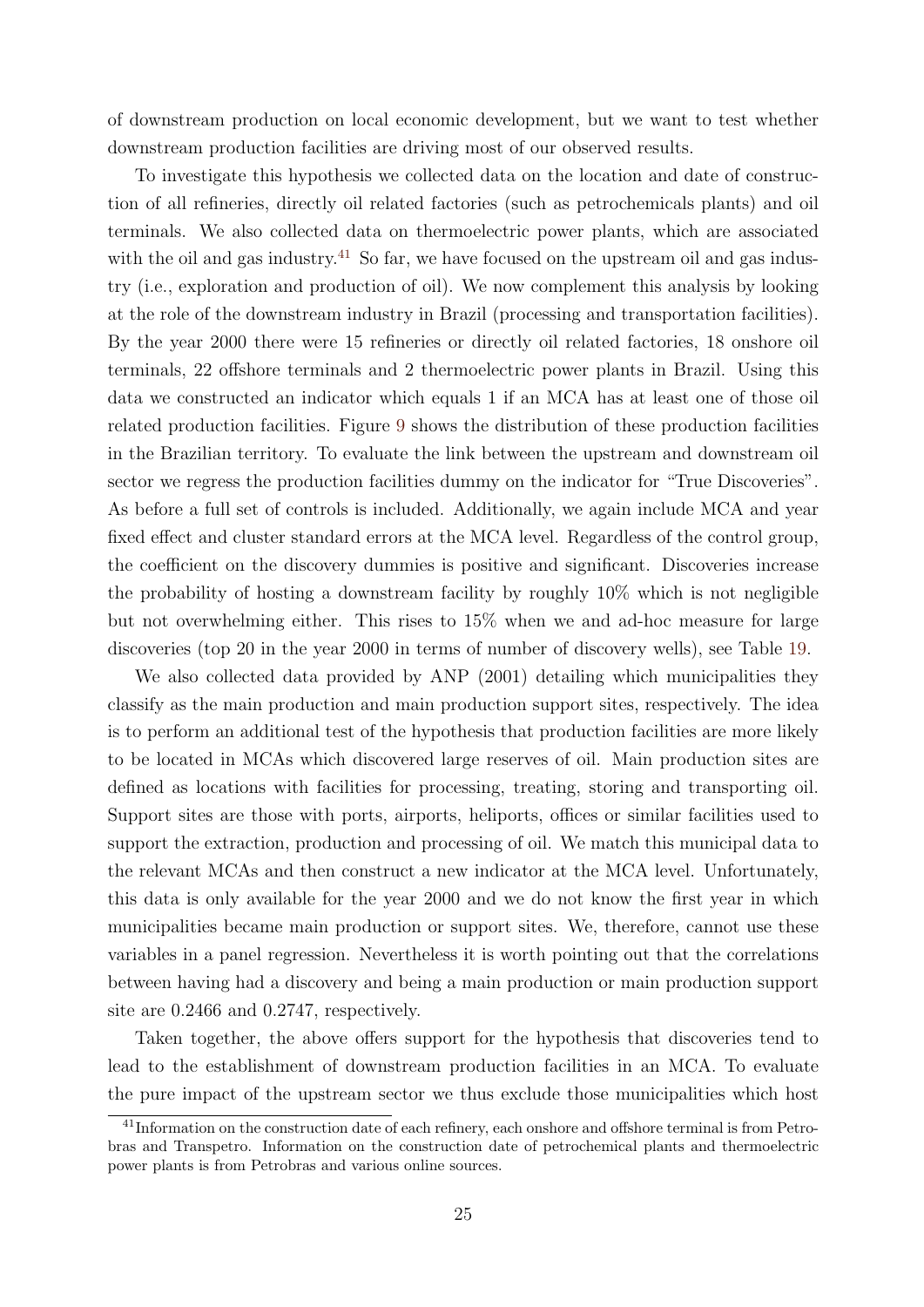of downstream production on local economic development, but we want to test whether downstream production facilities are driving most of our observed results.

To investigate this hypothesis we collected data on the location and date of construction of all refineries, directly oil related factories (such as petrochemicals plants) and oil terminals. We also collected data on thermoelectric power plants, which are associated with the oil and gas industry.[41] So far, we have focused on the upstream oil and gas industry (i.e., exploration and production of oil). We now complement this analysis by looking at the role of the downstream industry in Brazil (processing and transportation facilities). By the year 2000 there were 15 refineries or directly oil related factories, 18 onshore oil terminals, 22 offshore terminals and 2 thermoelectric power plants in Brazil. Using this data we constructed an indicator which equals 1 if an MCA has at least one of those oil related production facilities. Figure 9 shows the distribution of these production facilities in the Brazilian territory. To evaluate the link between the upstream and downstream oil sector we regress the production facilities dummy on the indicator for "True Discoveries". As before a full set of controls is included. Additionally, we again include MCA and year fixed effect and cluster standard errors at the MCA level. Regardless of the control group, the coefficient on the discovery dummies is positive and significant. Discoveries increase the probability of hosting a downstream facility by roughly 10% which is not negligible but not overwhelming either. This rises to 15% when we and ad-hoc measure for large discoveries (top 20 in the year 2000 in terms of number of discovery wells), see Table 19.

We also collected data provided by ANP (2001) detailing which municipalities they classify as the main production and main production support sites, respectively. The idea is to perform an additional test of the hypothesis that production facilities are more likely to be located in MCAs which discovered large reserves of oil. Main production sites are defined as locations with facilities for processing, treating, storing and transporting oil. Support sites are those with ports, airports, heliports, offices or similar facilities used to support the extraction, production and processing of oil. We match this municipal data to the relevant MCAs and then construct a new indicator at the MCA level. Unfortunately, this data is only available for the year 2000 and we do not know the first year in which municipalities became main production or support sites. We, therefore, cannot use these variables in a panel regression. Nevertheless it is worth pointing out that the correlations between having had a discovery and being a main production or main production support site are 0.2466 and 0.2747, respectively.

Taken together, the above offers support for the hypothesis that discoveries tend to lead to the establishment of downstream production facilities in an MCA. To evaluate the pure impact of the upstream sector we thus exclude those municipalities which host

[41] Information on the construction date of each refinery, each onshore and offshore terminal is from Petrobras and Transpetro. Information on the construction date of petrochemical plants and thermoelectric power plants is from Petrobras and various online sources.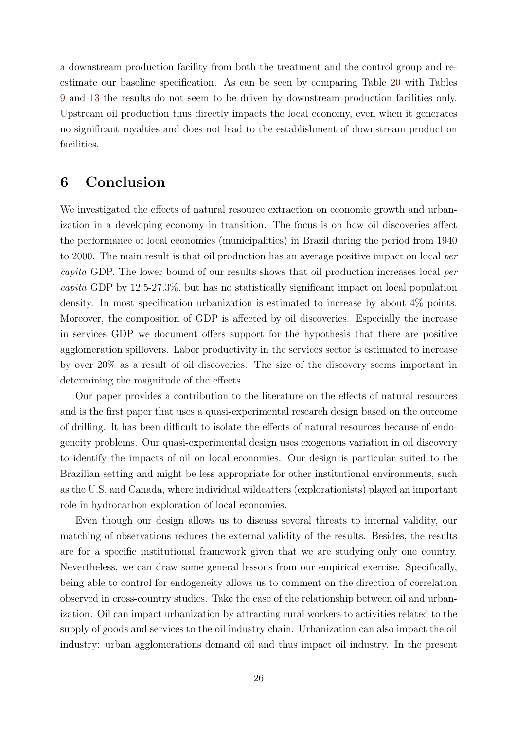a downstream production facility from both the treatment and the control group and re-estimate our baseline specification. As can be seen by comparing Table 20 with Tables 9 and 13 the results do not seem to be driven by downstream production facilities only. Upstream oil production thus directly impacts the local economy, even when it generates no significant royalties and does not lead to the establishment of downstream production facilities.

# 6 Conclusion

We investigated the effects of natural resource extraction on economic growth and urbanization in a developing economy in transition. The focus is on how oil discoveries affect the performance of local economies (municipalities) in Brazil during the period from 1940 to 2000. The main result is that oil production has an average positive impact on local *per capita* GDP. The lower bound of our results shows that oil production increases local *per capita* GDP by 12.5-27.3%, but has no statistically significant impact on local population density. In most specification urbanization is estimated to increase by about 4% points. Moreover, the composition of GDP is affected by oil discoveries. Especially the increase in services GDP we document offers support for the hypothesis that there are positive agglomeration spillovers. Labor productivity in the services sector is estimated to increase by over 20% as a result of oil discoveries. The size of the discovery seems important in determining the magnitude of the effects.

Our paper provides a contribution to the literature on the effects of natural resources and is the first paper that uses a quasi-experimental research design based on the outcome of drilling. It has been difficult to isolate the effects of natural resources because of endogeneity problems. Our quasi-experimental design uses exogenous variation in oil discovery to identify the impacts of oil on local economies. Our design is particular suited to the Brazilian setting and might be less appropriate for other institutional environments, such as the U.S. and Canada, where individual wildcatters (explorationists) played an important role in hydrocarbon exploration of local economies.

Even though our design allows us to discuss several threats to internal validity, our matching of observations reduces the external validity of the results. Besides, the results are for a specific institutional framework given that we are studying only one country. Nevertheless, we can draw some general lessons from our empirical exercise. Specifically, being able to control for endogeneity allows us to comment on the direction of correlation observed in cross-country studies. Take the case of the relationship between oil and urbanization. Oil can impact urbanization by attracting rural workers to activities related to the supply of goods and services to the oil industry chain. Urbanization can also impact the oil industry: urban agglomerations demand oil and thus impact oil industry. In the present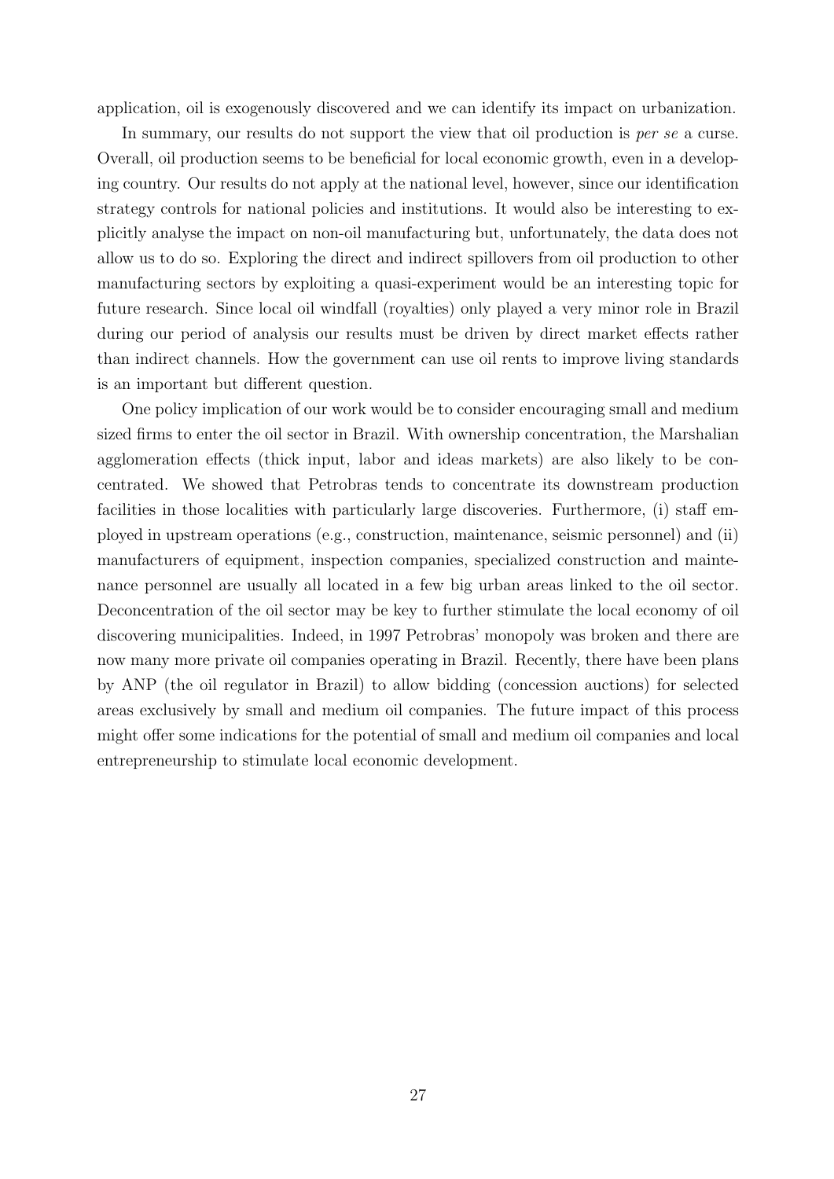application, oil is exogenously discovered and we can identify its impact on urbanization.

In summary, our results do not support the view that oil production is *per se* a curse. Overall, oil production seems to be beneficial for local economic growth, even in a developing country. Our results do not apply at the national level, however, since our identification strategy controls for national policies and institutions. It would also be interesting to explicitly analyse the impact on non-oil manufacturing but, unfortunately, the data does not allow us to do so. Exploring the direct and indirect spillovers from oil production to other manufacturing sectors by exploiting a quasi-experiment would be an interesting topic for future research. Since local oil windfall (royalties) only played a very minor role in Brazil during our period of analysis our results must be driven by direct market effects rather than indirect channels. How the government can use oil rents to improve living standards is an important but different question.

One policy implication of our work would be to consider encouraging small and medium sized firms to enter the oil sector in Brazil. With ownership concentration, the Marshalian agglomeration effects (thick input, labor and ideas markets) are also likely to be concentrated. We showed that Petrobras tends to concentrate its downstream production facilities in those localities with particularly large discoveries. Furthermore, (i) staff employed in upstream operations (e.g., construction, maintenance, seismic personnel) and (ii) manufacturers of equipment, inspection companies, specialized construction and maintenance personnel are usually all located in a few big urban areas linked to the oil sector. Deconcentration of the oil sector may be key to further stimulate the local economy of oil discovering municipalities. Indeed, in 1997 Petrobras' monopoly was broken and there are now many more private oil companies operating in Brazil. Recently, there have been plans by ANP (the oil regulator in Brazil) to allow bidding (concession auctions) for selected areas exclusively by small and medium oil companies. The future impact of this process might offer some indications for the potential of small and medium oil companies and local entrepreneurship to stimulate local economic development.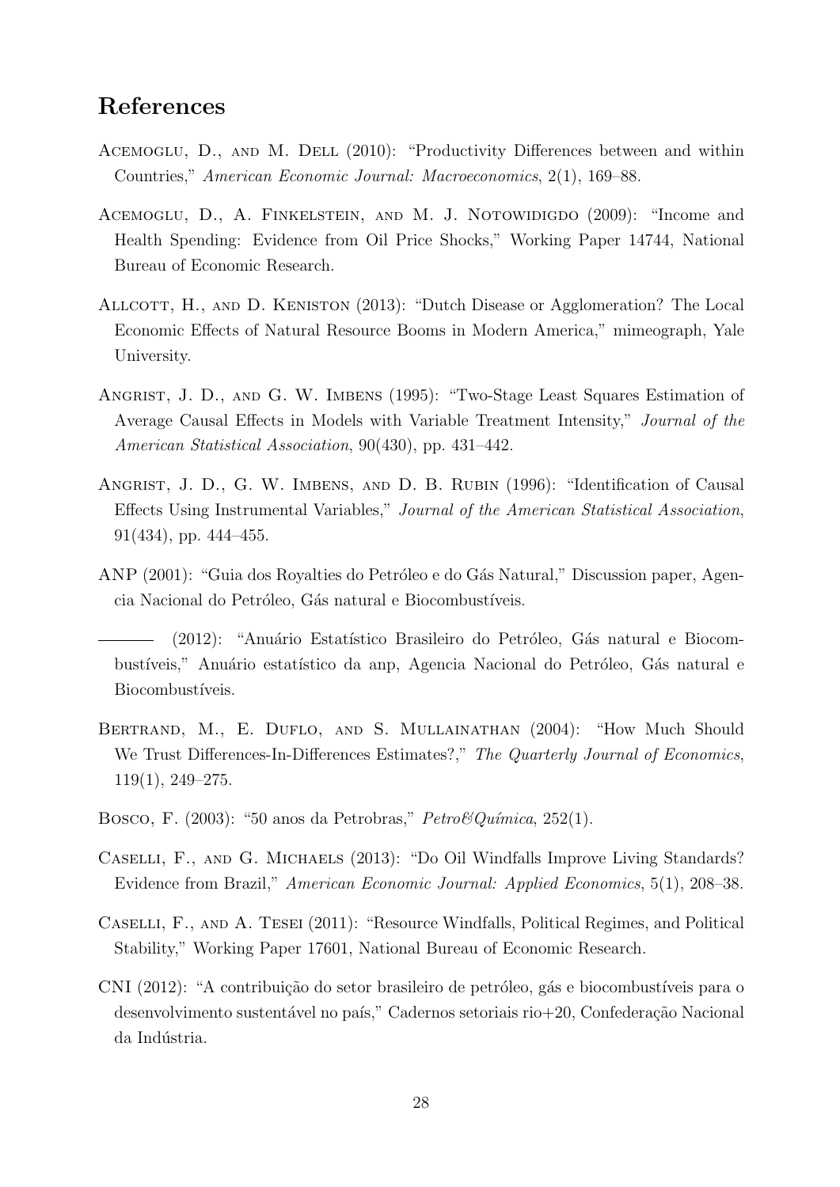## References

Acemoglu, D., and M. Dell (2010): "Productivity Differences between and within Countries," *American Economic Journal: Macroeconomics*, 2(1), 169–88.

Acemoglu, D., A. Finkelstein, and M. J. Notowidigdo (2009): "Income and Health Spending: Evidence from Oil Price Shocks," Working Paper 14744, National Bureau of Economic Research.

Allcott, H., and D. Keniston (2013): "Dutch Disease or Agglomeration? The Local Economic Effects of Natural Resource Booms in Modern America," mimeograph, Yale University.

Angrist, J. D., and G. W. Imbens (1995): "Two-Stage Least Squares Estimation of Average Causal Effects in Models with Variable Treatment Intensity," *Journal of the American Statistical Association*, 90(430), pp. 431–442.

Angrist, J. D., G. W. Imbens, and D. B. Rubin (1996): "Identification of Causal Effects Using Instrumental Variables," *Journal of the American Statistical Association*, 91(434), pp. 444–455.

ANP (2001): "Guia dos Royalties do Petróleo e do Gás Natural," Discussion paper, Agencia Nacional do Petróleo, Gás natural e Biocombustíveis.

——— (2012): "Anuário Estatístico Brasileiro do Petróleo, Gás natural e Biocombustíveis," Anuário estatístico da anp, Agencia Nacional do Petróleo, Gás natural e Biocombustíveis.

Bertrand, M., E. Duflo, and S. Mullainathan (2004): "How Much Should We Trust Differences-In-Differences Estimates?," *The Quarterly Journal of Economics*, 119(1), 249–275.

Bosco, F. (2003): "50 anos da Petrobras," *Petro&Química*, 252(1).

Caselli, F., and G. Michaels (2013): "Do Oil Windfalls Improve Living Standards? Evidence from Brazil," *American Economic Journal: Applied Economics*, 5(1), 208–38.

Caselli, F., and A. Tesei (2011): "Resource Windfalls, Political Regimes, and Political Stability," Working Paper 17601, National Bureau of Economic Research.

CNI (2012): "A contribuição do setor brasileiro de petróleo, gás e biocombustíveis para o desenvolvimento sustentável no país," Cadernos setoriais rio+20, Confederação Nacional da Indústria.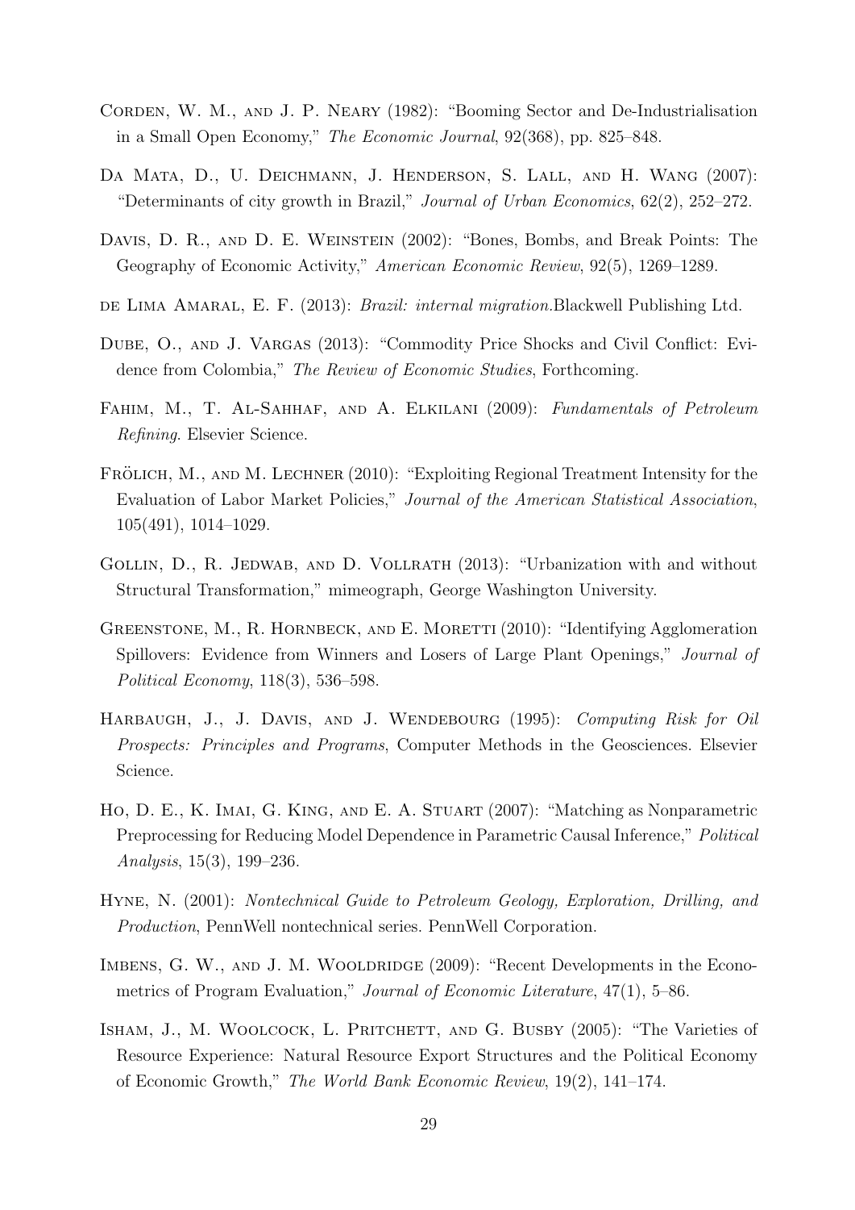Corden, W. M., and J. P. Neary (1982): "Booming Sector and De-Industrialisation in a Small Open Economy," *The Economic Journal*, 92(368), pp. 825–848.

Da Mata, D., U. Deichmann, J. Henderson, S. Lall, and H. Wang (2007): "Determinants of city growth in Brazil," *Journal of Urban Economics*, 62(2), 252–272.

Davis, D. R., and D. E. Weinstein (2002): "Bones, Bombs, and Break Points: The Geography of Economic Activity," *American Economic Review*, 92(5), 1269–1289.

de Lima Amaral, E. F. (2013): *Brazil: internal migration.*Blackwell Publishing Ltd.

Dube, O., and J. Vargas (2013): "Commodity Price Shocks and Civil Conflict: Evidence from Colombia," *The Review of Economic Studies*, Forthcoming.

Fahim, M., T. Al-Sahhaf, and A. Elkilani (2009): *Fundamentals of Petroleum Refining*. Elsevier Science.

Frölich, M., and M. Lechner (2010): "Exploiting Regional Treatment Intensity for the Evaluation of Labor Market Policies," *Journal of the American Statistical Association*, 105(491), 1014–1029.

Gollin, D., R. Jedwab, and D. Vollrath (2013): "Urbanization with and without Structural Transformation," mimeograph, George Washington University.

Greenstone, M., R. Hornbeck, and E. Moretti (2010): "Identifying Agglomeration Spillovers: Evidence from Winners and Losers of Large Plant Openings," *Journal of Political Economy*, 118(3), 536–598.

Harbaugh, J., J. Davis, and J. Wendebourg (1995): *Computing Risk for Oil Prospects: Principles and Programs*, Computer Methods in the Geosciences. Elsevier Science.

Ho, D. E., K. Imai, G. King, and E. A. Stuart (2007): "Matching as Nonparametric Preprocessing for Reducing Model Dependence in Parametric Causal Inference," *Political Analysis*, 15(3), 199–236.

Hyne, N. (2001): *Nontechnical Guide to Petroleum Geology, Exploration, Drilling, and Production*, PennWell nontechnical series. PennWell Corporation.

Imbens, G. W., and J. M. Wooldridge (2009): "Recent Developments in the Econometrics of Program Evaluation," *Journal of Economic Literature*, 47(1), 5–86.

Isham, J., M. Woolcock, L. Pritchett, and G. Busby (2005): "The Varieties of Resource Experience: Natural Resource Export Structures and the Political Economy of Economic Growth," *The World Bank Economic Review*, 19(2), 141–174.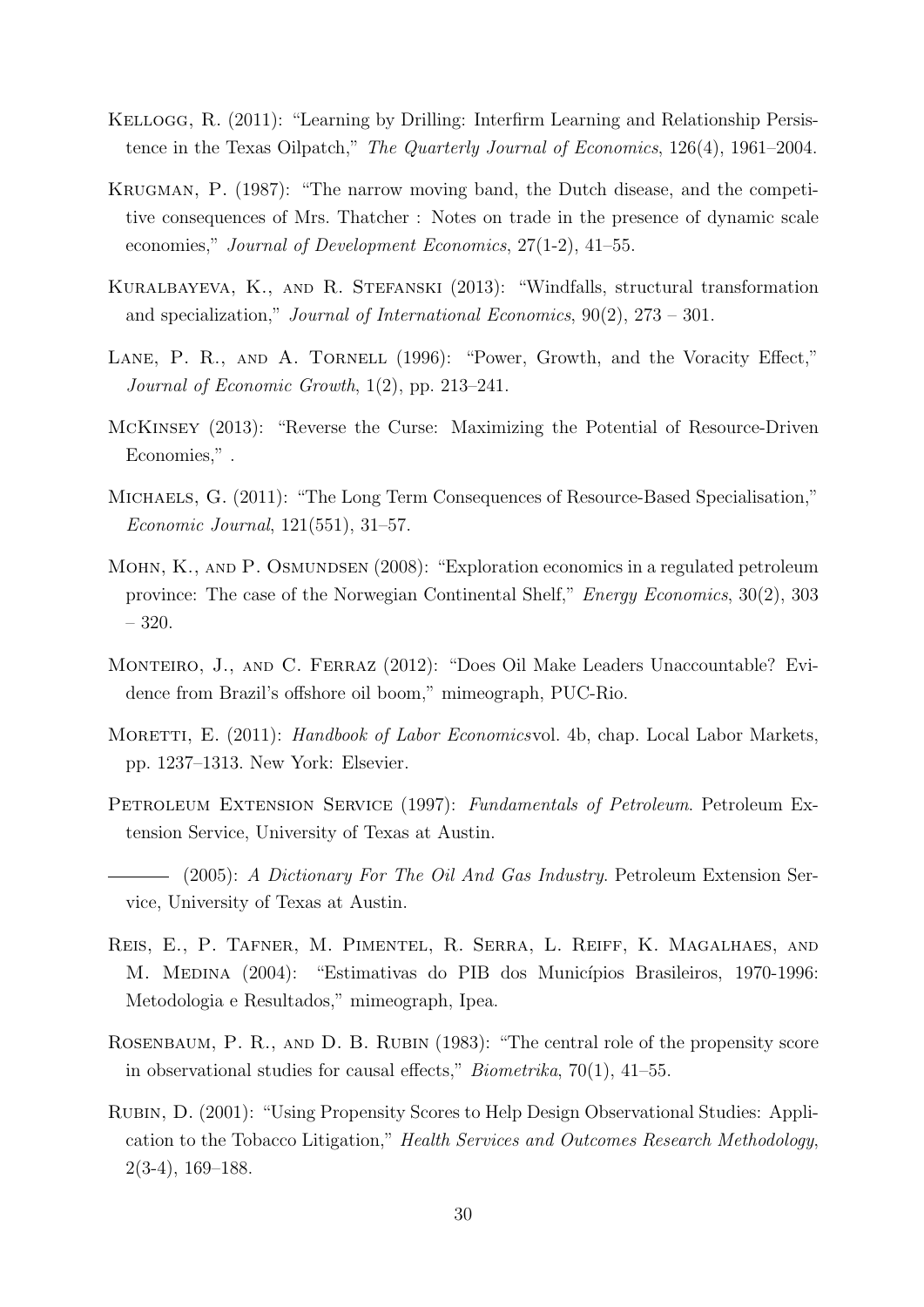Kellogg, R. (2011): "Learning by Drilling: Interfirm Learning and Relationship Persistence in the Texas Oilpatch," *The Quarterly Journal of Economics*, 126(4), 1961–2004.

Krugman, P. (1987): "The narrow moving band, the Dutch disease, and the competitive consequences of Mrs. Thatcher : Notes on trade in the presence of dynamic scale economies," *Journal of Development Economics*, 27(1-2), 41–55.

Kuralbayeva, K., and R. Stefanski (2013): "Windfalls, structural transformation and specialization," *Journal of International Economics*, 90(2), 273 – 301.

Lane, P. R., and A. Tornell (1996): "Power, Growth, and the Voracity Effect," *Journal of Economic Growth*, 1(2), pp. 213–241.

McKinsey (2013): "Reverse the Curse: Maximizing the Potential of Resource-Driven Economies," .

Michaels, G. (2011): "The Long Term Consequences of Resource-Based Specialisation," *Economic Journal*, 121(551), 31–57.

Mohn, K., and P. Osmundsen (2008): "Exploration economics in a regulated petroleum province: The case of the Norwegian Continental Shelf," *Energy Economics*, 30(2), 303 – 320.

Monteiro, J., and C. Ferraz (2012): "Does Oil Make Leaders Unaccountable? Evidence from Brazil's offshore oil boom," mimeograph, PUC-Rio.

Moretti, E. (2011): *Handbook of Labor Economics*vol. 4b, chap. Local Labor Markets, pp. 1237–1313. New York: Elsevier.

Petroleum Extension Service (1997): *Fundamentals of Petroleum*. Petroleum Extension Service, University of Texas at Austin.

——— (2005): *A Dictionary For The Oil And Gas Industry*. Petroleum Extension Service, University of Texas at Austin.

Reis, E., P. Tafner, M. Pimentel, R. Serra, L. Reiff, K. Magalhaes, and M. Medina (2004): "Estimativas do PIB dos Municípios Brasileiros, 1970-1996: Metodologia e Resultados," mimeograph, Ipea.

Rosenbaum, P. R., and D. B. Rubin (1983): "The central role of the propensity score in observational studies for causal effects," *Biometrika*, 70(1), 41–55.

Rubin, D. (2001): "Using Propensity Scores to Help Design Observational Studies: Application to the Tobacco Litigation," *Health Services and Outcomes Research Methodology*, 2(3-4), 169–188.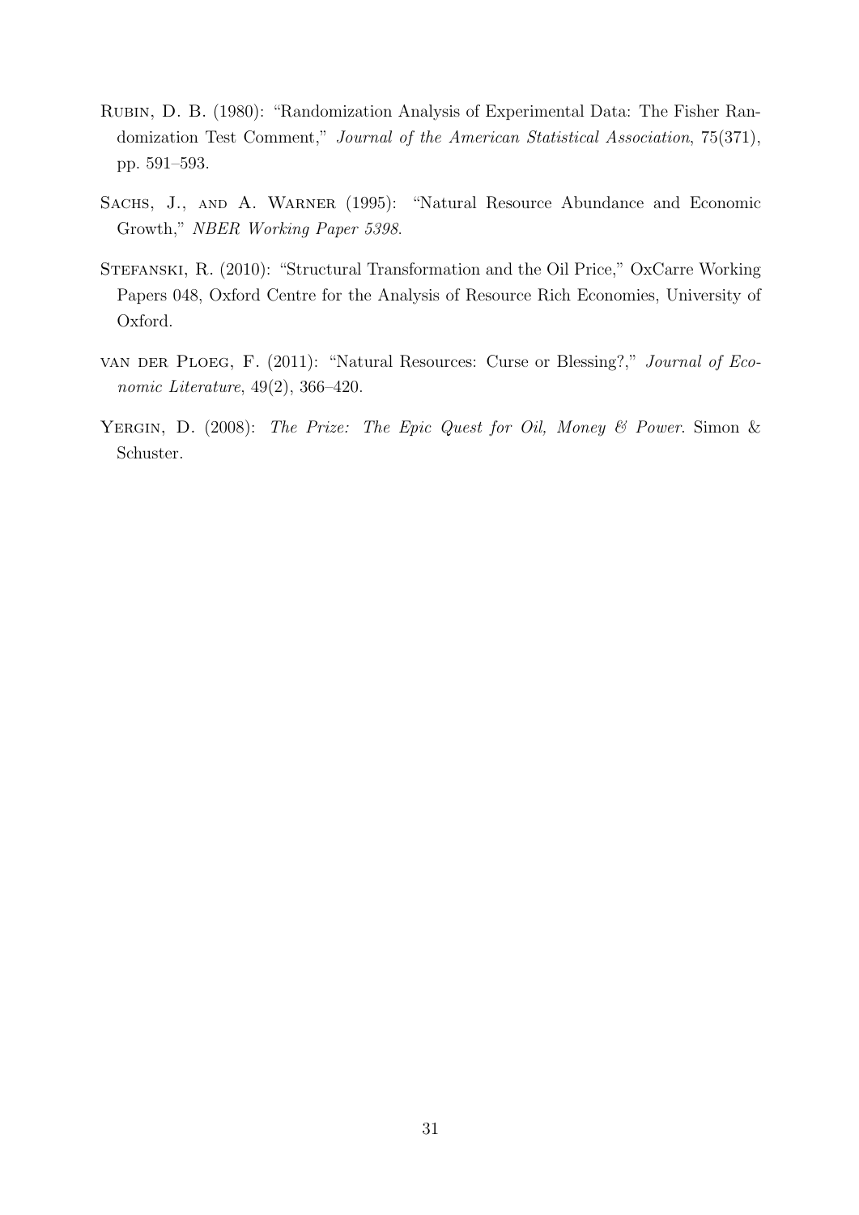Rubin, D. B. (1980): "Randomization Analysis of Experimental Data: The Fisher Randomization Test Comment," *Journal of the American Statistical Association*, 75(371), pp. 591–593.

Sachs, J., and A. Warner (1995): "Natural Resource Abundance and Economic Growth," *NBER Working Paper 5398*.

Stefanski, R. (2010): "Structural Transformation and the Oil Price," OxCarre Working Papers 048, Oxford Centre for the Analysis of Resource Rich Economies, University of Oxford.

van der Ploeg, F. (2011): "Natural Resources: Curse or Blessing?," *Journal of Economic Literature*, 49(2), 366–420.

Yergin, D. (2008): *The Prize: The Epic Quest for Oil, Money & Power*. Simon & Schuster.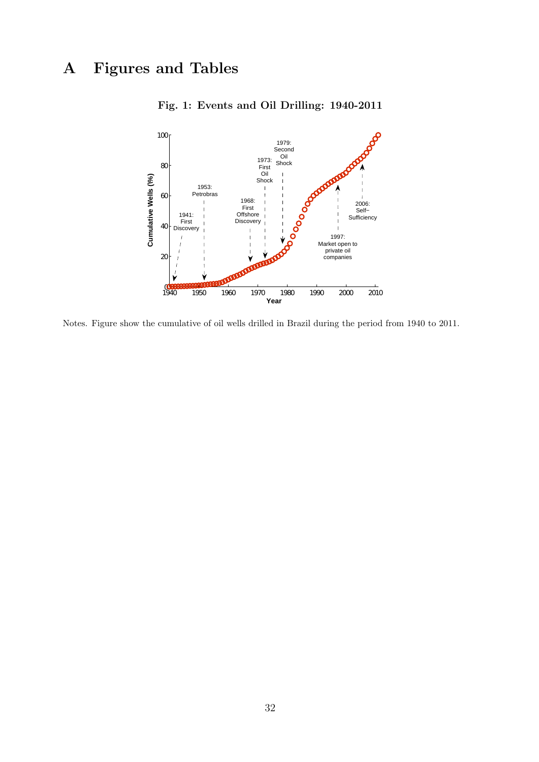# A Figures and Tables

**Fig. 1: Events and Oil Drilling: 1940-2011**

Notes. Figure show the cumulative of oil wells drilled in Brazil during the period from 1940 to 2011.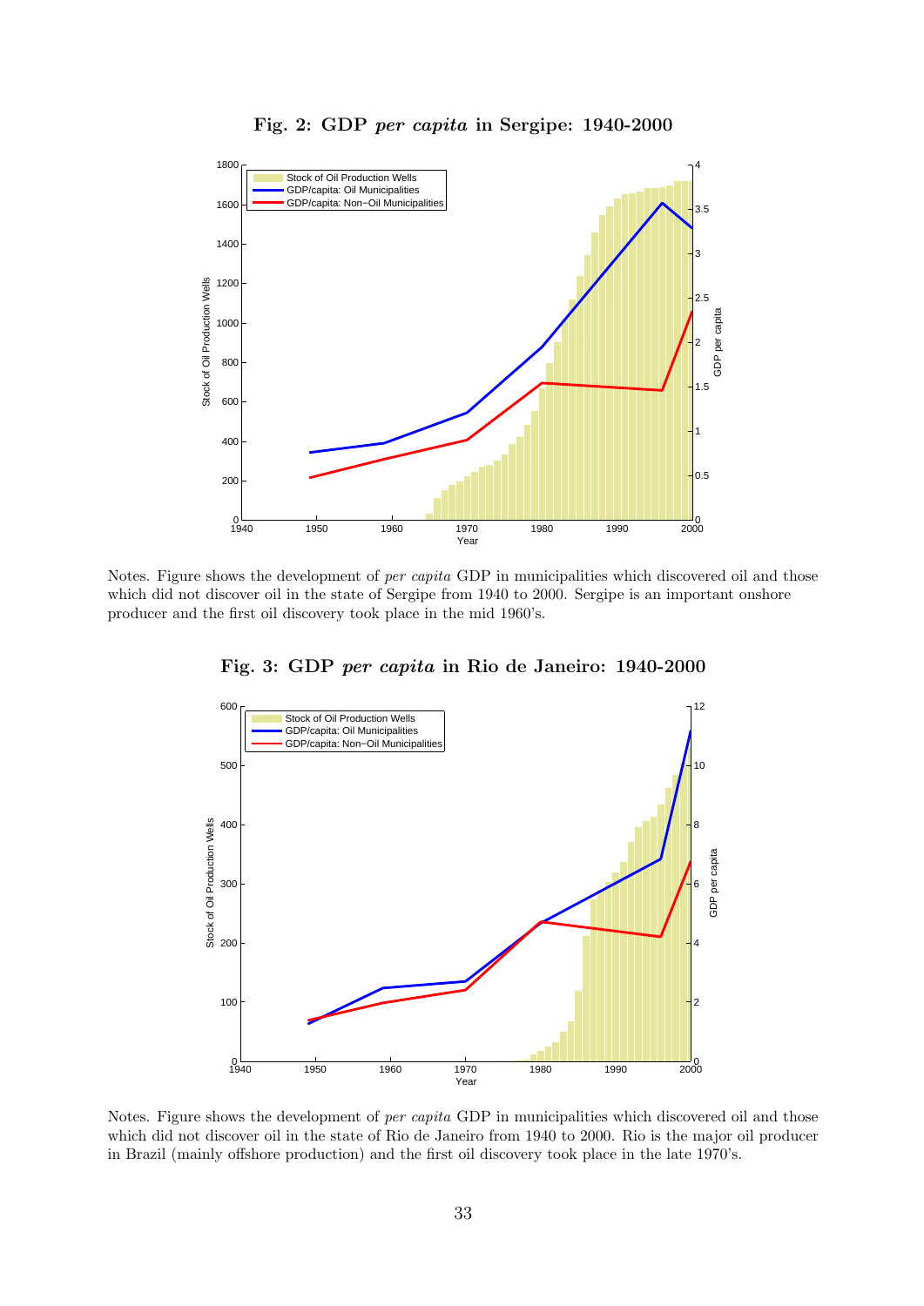**Fig. 2: GDP *per capita* in Sergipe: 1940-2000**

Notes. Figure shows the development of *per capita* GDP in municipalities which discovered oil and those which did not discover oil in the state of Sergipe from 1940 to 2000. Sergipe is an important onshore producer and the first oil discovery took place in the mid 1960's.

**Fig. 3: GDP *per capita* in Rio de Janeiro: 1940-2000**

Notes. Figure shows the development of *per capita* GDP in municipalities which discovered oil and those which did not discover oil in the state of Rio de Janeiro from 1940 to 2000. Rio is the major oil producer in Brazil (mainly offshore production) and the first oil discovery took place in the late 1970's.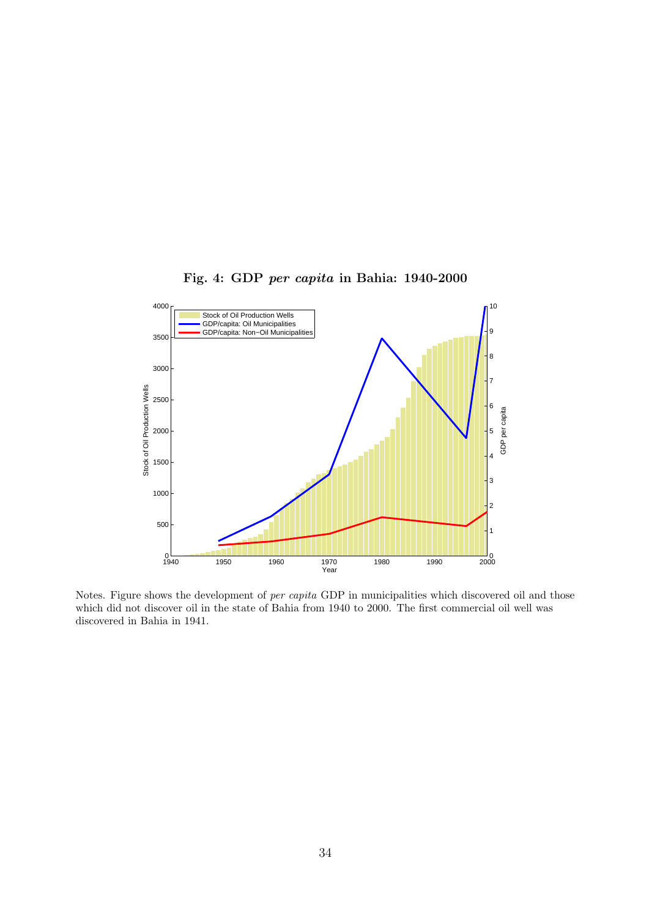**Fig. 4: GDP *per capita* in Bahia: 1940-2000**

Notes. Figure shows the development of *per capita* GDP in municipalities which discovered oil and those which did not discover oil in the state of Bahia from 1940 to 2000. The first commercial oil well was discovered in Bahia in 1941.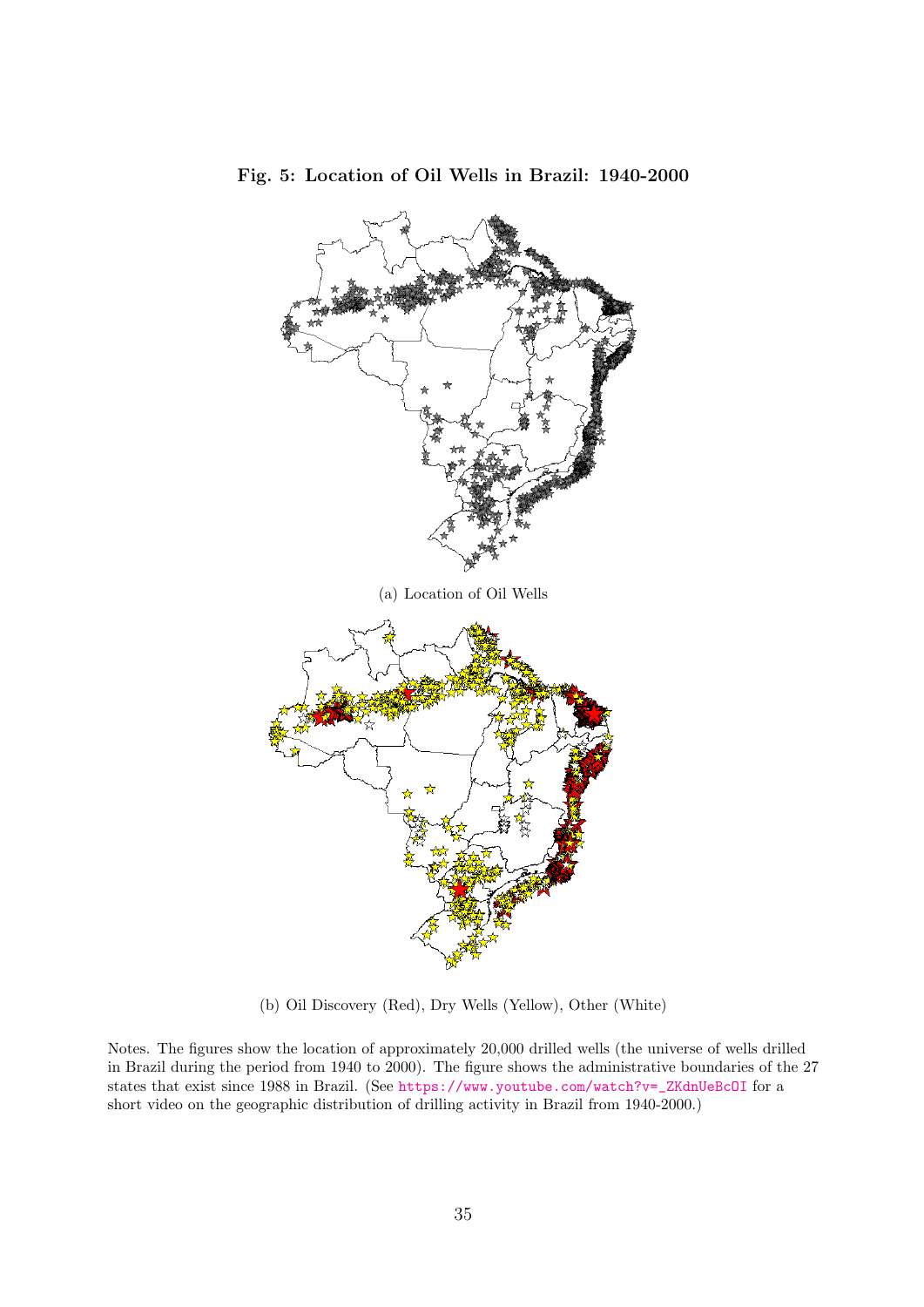**Fig. 5: Location of Oil Wells in Brazil: 1940-2000**

(a) Location of Oil Wells

(b) Oil Discovery (Red), Dry Wells (Yellow), Other (White)

Notes. The figures show the location of approximately 20,000 drilled wells (the universe of wells drilled in Brazil during the period from 1940 to 2000). The figure shows the administrative boundaries of the 27 states that exist since 1988 in Brazil. (See https://www.youtube.com/watch?v=_ZKdnUeBcOI for a short video on the geographic distribution of drilling activity in Brazil from 1940-2000.)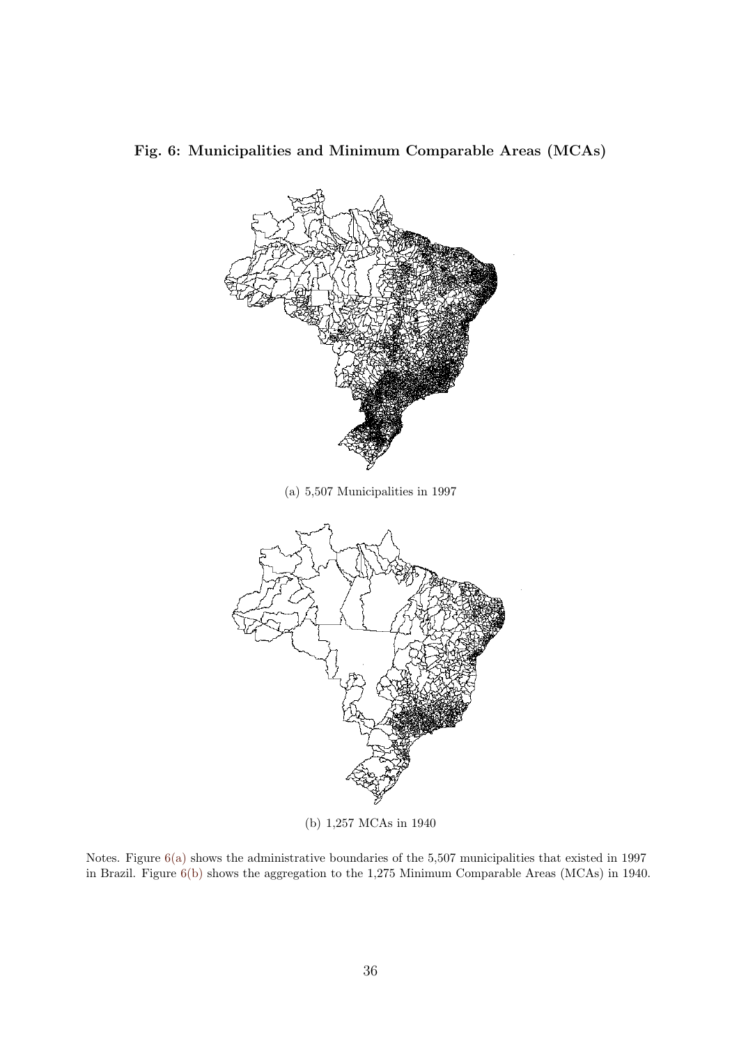**Fig. 6: Municipalities and Minimum Comparable Areas (MCAs)**

(a) 5,507 Municipalities in 1997

(b) 1,257 MCAs in 1940

Notes. Figure 6(a) shows the administrative boundaries of the 5,507 municipalities that existed in 1997 in Brazil. Figure 6(b) shows the aggregation to the 1,275 Minimum Comparable Areas (MCAs) in 1940.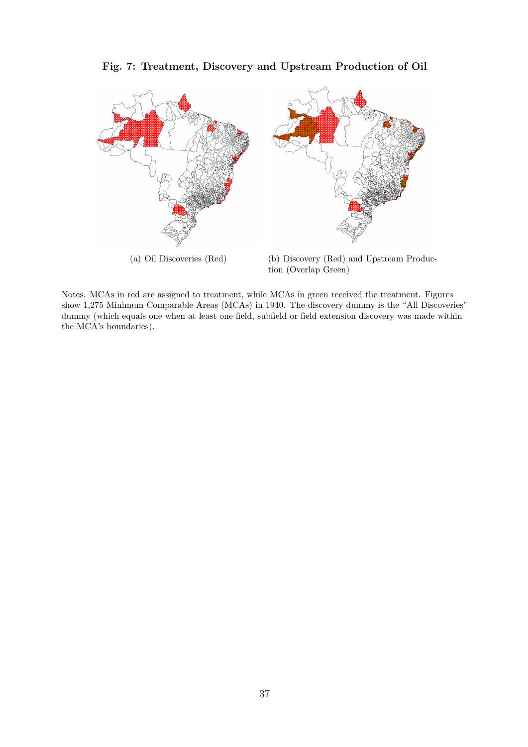**Fig. 7: Treatment, Discovery and Upstream Production of Oil**

(a) Oil Discoveries (Red)

(b) Discovery (Red) and Upstream Production (Overlap Green)

Notes. MCAs in red are assigned to treatment, while MCAs in green received the treatment. Figures show 1,275 Minimum Comparable Areas (MCAs) in 1940. The discovery dummy is the "All Discoveries" dummy (which equals one when at least one field, subfield or field extension discovery was made within the MCA's boundaries).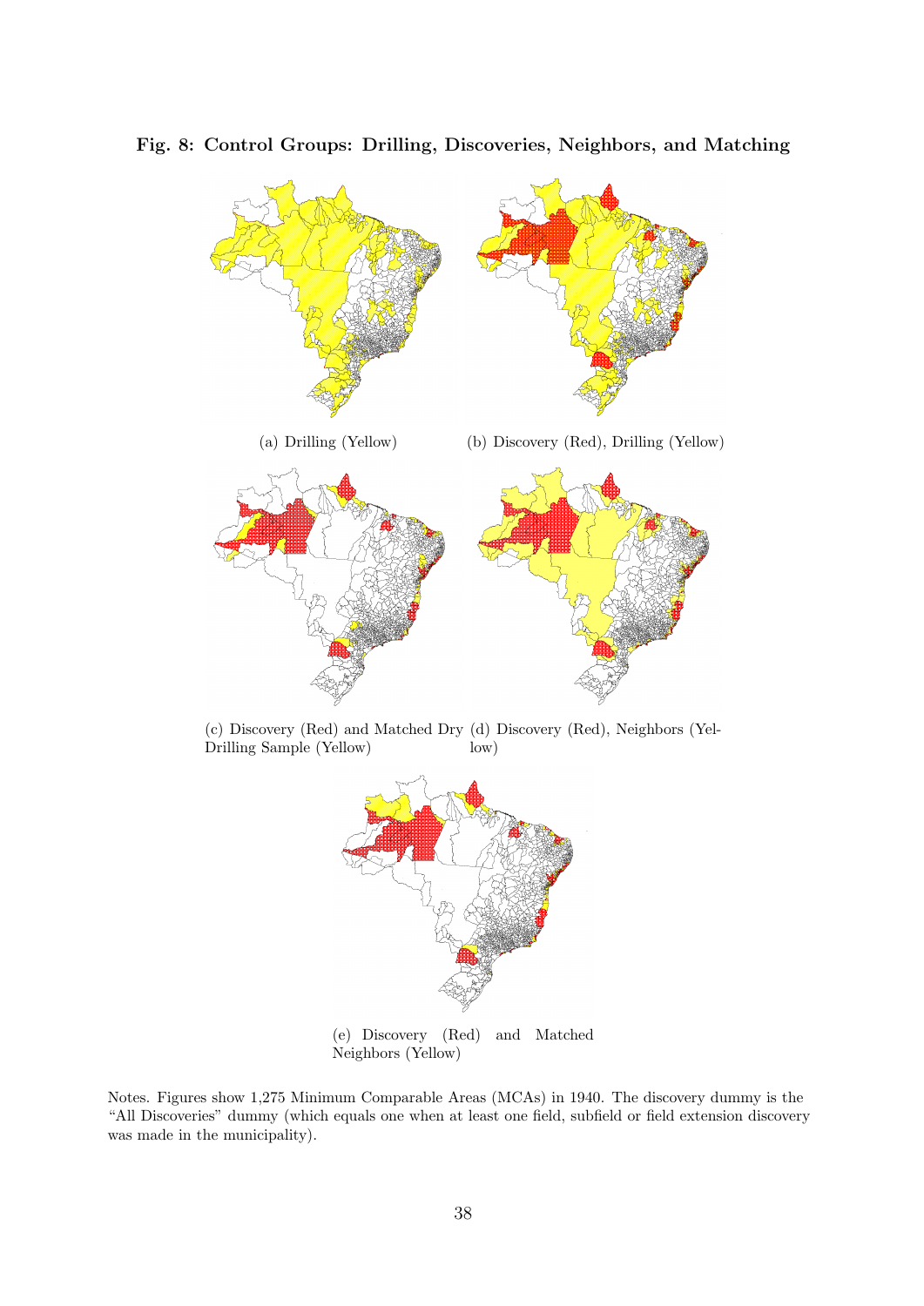**Fig. 8: Control Groups: Drilling, Discoveries, Neighbors, and Matching**

(a) Drilling (Yellow)

(b) Discovery (Red), Drilling (Yellow)

(c) Discovery (Red) and Matched Dry Drilling Sample (Yellow)

(d) Discovery (Red), Neighbors (Yellow)

(e) Discovery (Red) and Matched Neighbors (Yellow)

Notes. Figures show 1,275 Minimum Comparable Areas (MCAs) in 1940. The discovery dummy is the "All Discoveries" dummy (which equals one when at least one field, subfield or field extension discovery was made in the municipality).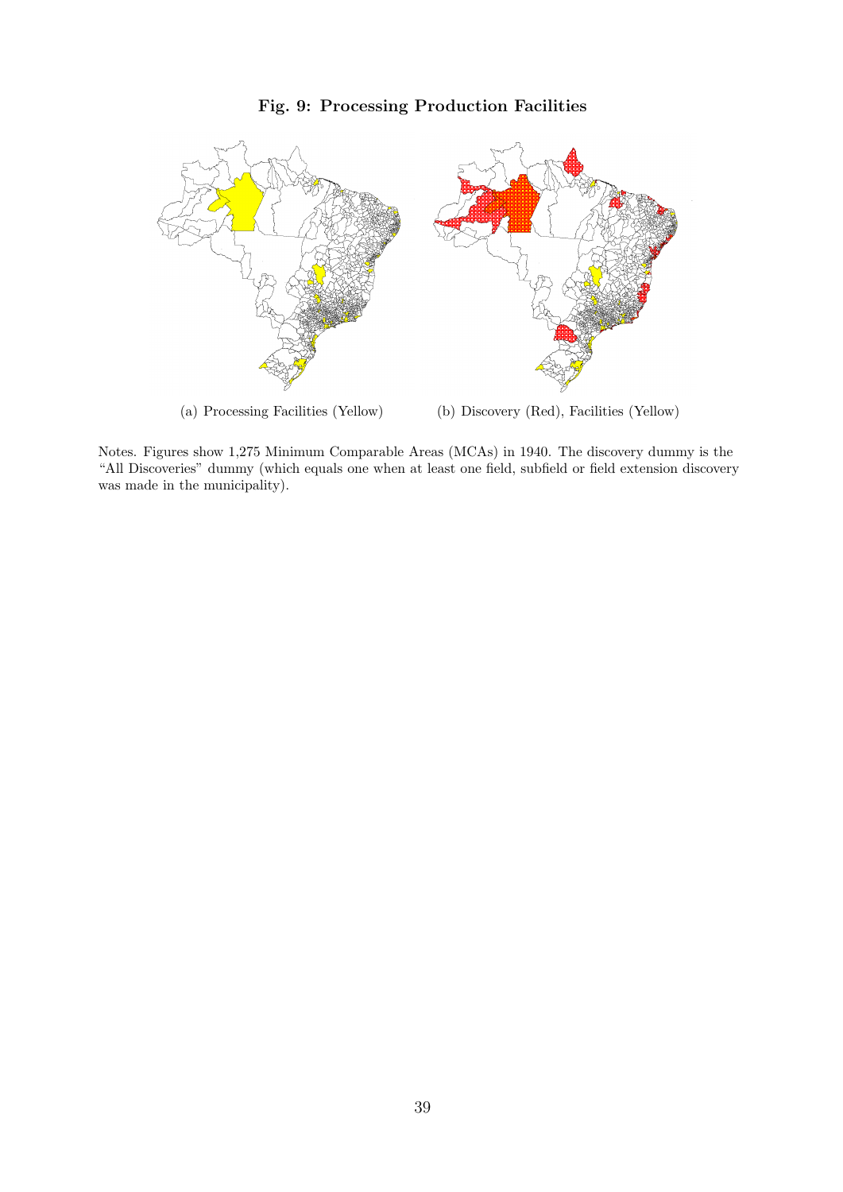**Fig. 9: Processing Production Facilities**

(a) Processing Facilities (Yellow)

(b) Discovery (Red), Facilities (Yellow)

Notes. Figures show 1,275 Minimum Comparable Areas (MCAs) in 1940. The discovery dummy is the "All Discoveries" dummy (which equals one when at least one field, subfield or field extension discovery was made in the municipality).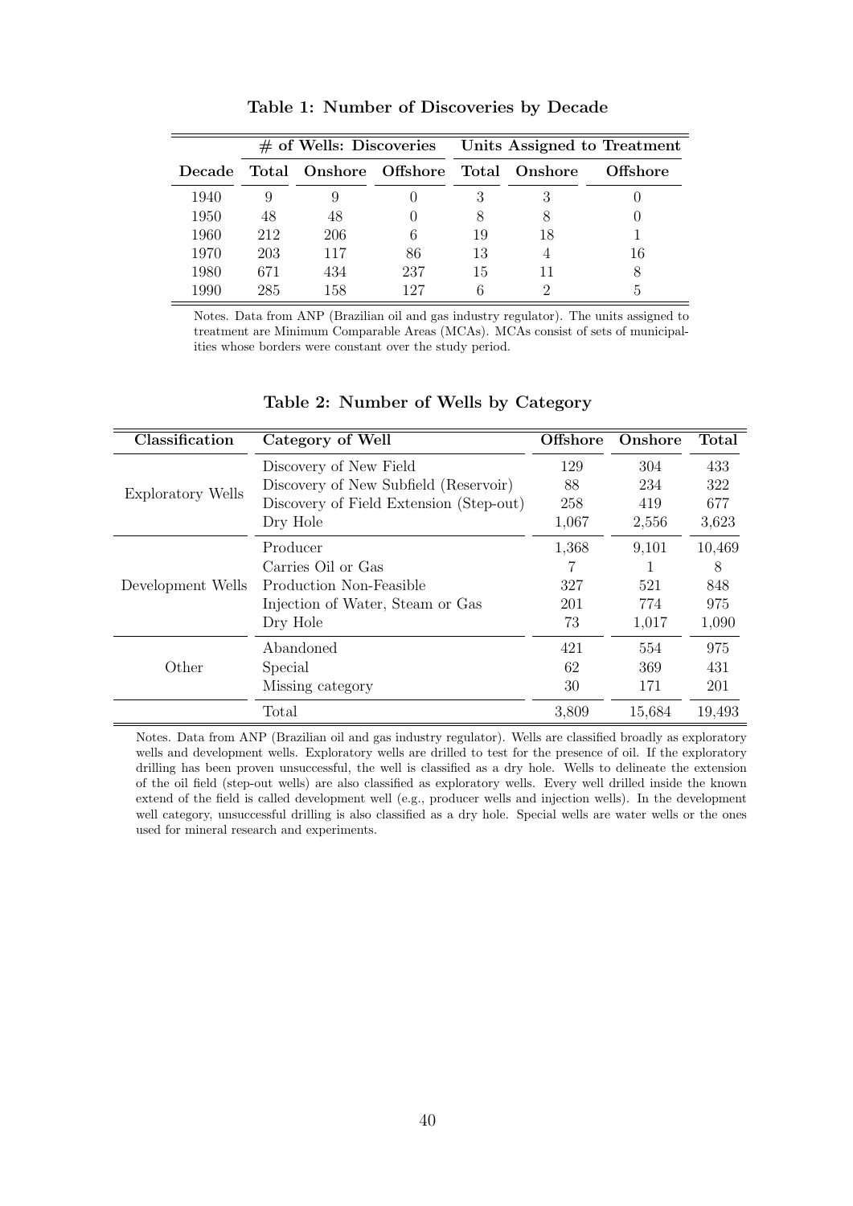**Table 1: Number of Discoveries by Decade**

| | # of Wells: Discoveries | | | Units Assigned to Treatment | | |
|---|---|---|---|---|---|---|
| Decade | Total | Onshore | Offshore | Total | Onshore | Offshore |
| 1940 | 9 | 9 | 0 | 3 | 3 | 0 |
| 1950 | 48 | 48 | 0 | 8 | 8 | 0 |
| 1960 | 212 | 206 | 6 | 19 | 18 | 1 |
| 1970 | 203 | 117 | 86 | 13 | 4 | 16 |
| 1980 | 671 | 434 | 237 | 15 | 11 | 8 |
| 1990 | 285 | 158 | 127 | 6 | 2 | 5 |

Notes. Data from ANP (Brazilian oil and gas industry regulator). The units assigned to treatment are Minimum Comparable Areas (MCAs). MCAs consist of sets of municipalities whose borders were constant over the study period.

**Table 2: Number of Wells by Category**

| Classification | Category of Well | Offshore | Onshore | Total |
|---|---|---|---|---|
| Exploratory Wells | Discovery of New Field | 129 | 304 | 433 |
| | Discovery of New Subfield (Reservoir) | 88 | 234 | 322 |
| | Discovery of Field Extension (Step-out) | 258 | 419 | 677 |
| | Dry Hole | 1,067 | 2,556 | 3,623 |
| Development Wells | Producer | 1,368 | 9,101 | 10,469 |
| | Carries Oil or Gas | 7 | 1 | 8 |
| | Production Non-Feasible | 327 | 521 | 848 |
| | Injection of Water, Steam or Gas | 201 | 774 | 975 |
| | Dry Hole | 73 | 1,017 | 1,090 |
| Other | Abandoned | 421 | 554 | 975 |
| | Special | 62 | 369 | 431 |
| | Missing category | 30 | 171 | 201 |
| | Total | 3,809 | 15,684 | 19,493 |

Notes. Data from ANP (Brazilian oil and gas industry regulator). Wells are classified broadly as exploratory wells and development wells. Exploratory wells are drilled to test for the presence of oil. If the exploratory drilling has been proven unsuccessful, the well is classified as a dry hole. Wells to delineate the extension of the oil field (step-out wells) are also classified as exploratory wells. Every well drilled inside the known extend of the field is called development well (e.g., producer wells and injection wells). In the development well category, unsuccessful drilling is also classified as a dry hole. Special wells are water wells or the ones used for mineral research and experiments.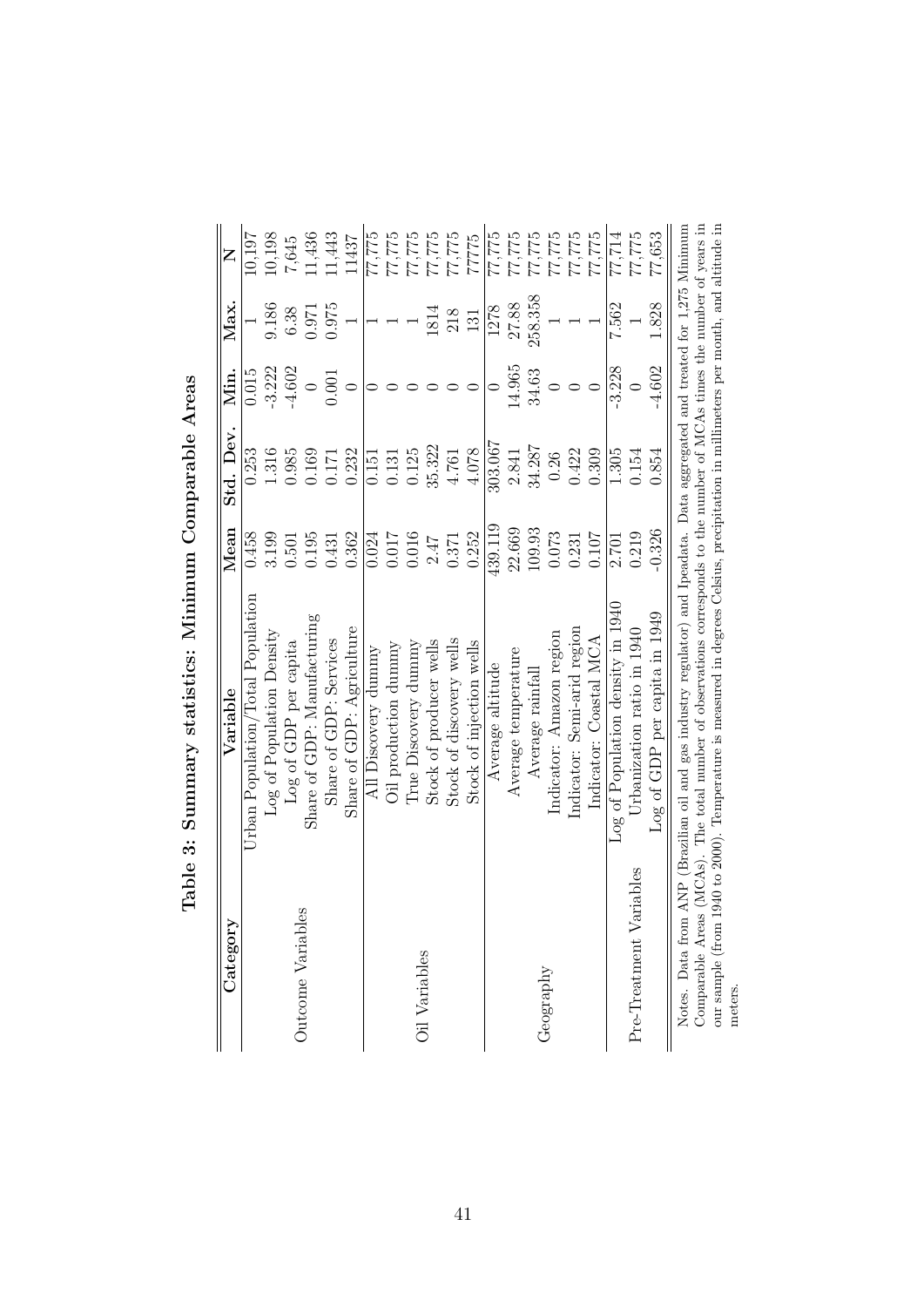**Table 3: Summary statistics: Minimum Comparable Areas**

| Category | Variable | Mean | Std. Dev. | Min. | Max. | N |
|---|---|---|---|---|---|---|
| Outcome Variables | Urban Population/Total Population | 0.458 | 0.253 | 0.015 | 1 | 10,197 |
| | Log of Population Density | 3.199 | 1.316 | -3.222 | 9.186 | 10,198 |
| | Log of GDP per capita | 0.501 | 0.985 | -4.602 | 6.38 | 7,645 |
| | Share of GDP: Manufacturing | 0.195 | 0.169 | 0 | 0.971 | 11,436 |
| | Share of GDP: Services | 0.431 | 0.171 | 0.001 | 0.975 | 11,443 |
| | Share of GDP: Agriculture | 0.362 | 0.232 | 0 | 1 | 11437 |
| Oil Variables | All Discovery dummy | 0.024 | 0.151 | 0 | 1 | 77,775 |
| | Oil production dummy | 0.017 | 0.131 | 0 | 1 | 77,775 |
| | True Discovery dummy | 0.016 | 0.125 | 0 | 1 | 77,775 |
| | Stock of producer wells | 2.47 | 35.322 | 0 | 1814 | 77,775 |
| | Stock of discovery wells | 0.371 | 4.761 | 0 | 218 | 77,775 |
| | Stock of injection wells | 0.252 | 4.078 | 0 | 131 | 77775 |
| Geography | Average altitude | 439.119 | 303.067 | 0 | 1278 | 77,775 |
| | Average temperature | 22.669 | 2.841 | 14.965 | 27.88 | 77,775 |
| | Average rainfall | 109.93 | 34.287 | 34.63 | 258.358 | 77,775 |
| | Indicator: Amazon region | 0.073 | 0.26 | 0 | 1 | 77,775 |
| | Indicator: Semi-arid region | 0.231 | 0.422 | 0 | 1 | 77,775 |
| | Indicator: Coastal MCA | 0.107 | 0.309 | 0 | 1 | 77,775 |
| Pre-Treatment Variables | Log of Population density in 1940 | 2.701 | 1.305 | -3.228 | 7.562 | 77,714 |
| | Urbanization ratio in 1940 | 0.219 | 0.154 | 0 | 1 | 77,775 |
| | Log of GDP per capita in 1949 | -0.326 | 0.854 | -4.602 | 1.828 | 77,653 |

Notes. Data from ANP (Brazilian oil and gas industry regulator) and Ipeadata. Data aggregated and treated for 1,275 Minimum Comparable Areas (MCAs). The total number of observations corresponds to the number of MCAs times the number of years in our sample (from 1940 to 2000). Temperature is measured in degrees Celsius, precipitation in millimeters per month, and altitude in meters.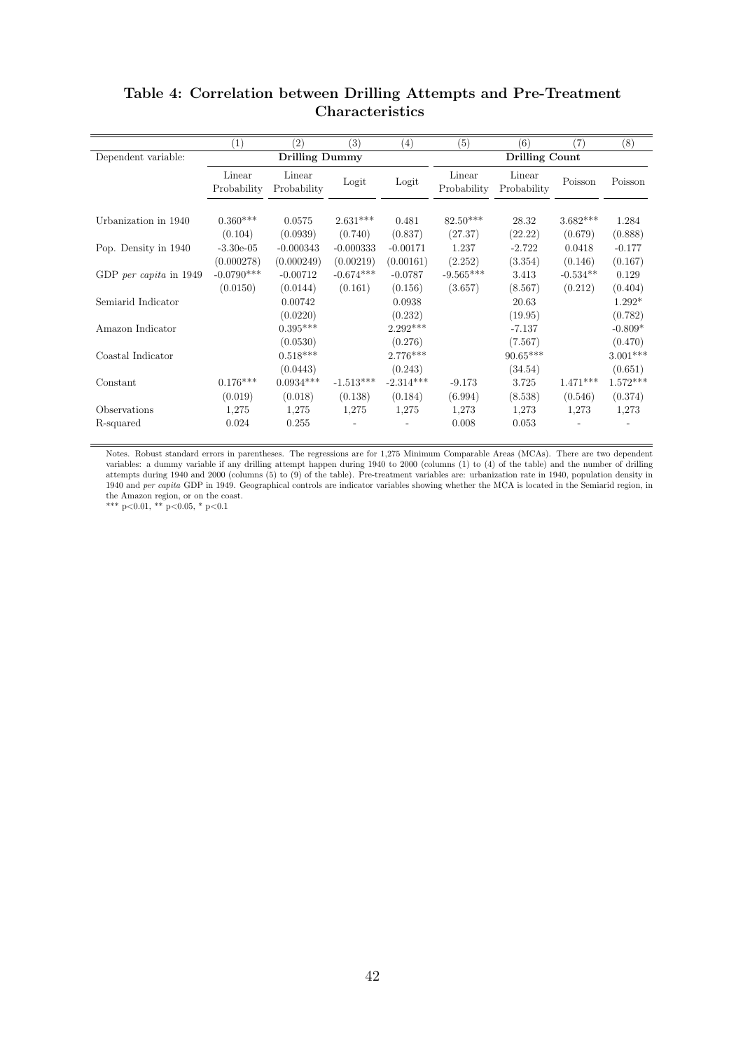## Table 4: Correlation between Drilling Attempts and Pre-Treatment Characteristics

| | (1) | (2) | (3) | (4) | (5) | (6) | (7) | (8) |
|---|---|---|---|---|---|---|---|---|
| Dependent variable: | **Drilling Dummy** | | | | **Drilling Count** | | | |
| | Linear Probability | Linear Probability | Logit | Logit | Linear Probability | Linear Probability | Poisson | Poisson |
| Urbanization in 1940 | 0.360*** | 0.0575 | 2.631*** | 0.481 | 82.50*** | 28.32 | 3.682*** | 1.284 |
| | (0.104) | (0.0939) | (0.740) | (0.837) | (27.37) | (22.22) | (0.679) | (0.888) |
| Pop. Density in 1940 | -3.30e-05 | -0.000343 | -0.000333 | -0.00171 | 1.237 | -2.722 | 0.0418 | -0.177 |
| | (0.000278) | (0.000249) | (0.00219) | (0.00161) | (2.252) | (3.354) | (0.146) | (0.167) |
| GDP *per capita* in 1949 | -0.0790*** | -0.00712 | -0.674*** | -0.0787 | -9.565*** | 3.413 | -0.534** | 0.129 |
| | (0.0150) | (0.0144) | (0.161) | (0.156) | (3.657) | (8.567) | (0.212) | (0.404) |
| Semiarid Indicator | | 0.00742 | | 0.0938 | | 20.63 | | 1.292* |
| | | (0.0220) | | (0.232) | | (19.95) | | (0.782) |
| Amazon Indicator | | 0.395*** | | 2.292*** | | -7.137 | | -0.809* |
| | | (0.0530) | | (0.276) | | (7.567) | | (0.470) |
| Coastal Indicator | | 0.518*** | | 2.776*** | | 90.65*** | | 3.001*** |
| | | (0.0443) | | (0.243) | | (34.54) | | (0.651) |
| Constant | 0.176*** | 0.0934*** | -1.513*** | -2.314*** | -9.173 | 3.725 | 1.471*** | 1.572*** |
| | (0.019) | (0.018) | (0.138) | (0.184) | (6.994) | (8.538) | (0.546) | (0.374) |
| Observations | 1,275 | 1,275 | 1,275 | 1,275 | 1,273 | 1,273 | 1,273 | 1,273 |
| R-squared | 0.024 | 0.255 | - | - | 0.008 | 0.053 | - | - |

Notes. Robust standard errors in parentheses. The regressions are for 1,275 Minimum Comparable Areas (MCAs). There are two dependent variables: a dummy variable if any drilling attempt happen during 1940 to 2000 (columns (1) to (4) of the table) and the number of drilling attempts during 1940 and 2000 (columns (5) to (9) of the table). Pre-treatment variables are: urbanization rate in 1940, population density in 1940 and *per capita* GDP in 1949. Geographical controls are indicator variables showing whether the MCA is located in the Semiarid region, in the Amazon region, or on the coast.

*** p<0.01, ** p<0.05, * p<0.1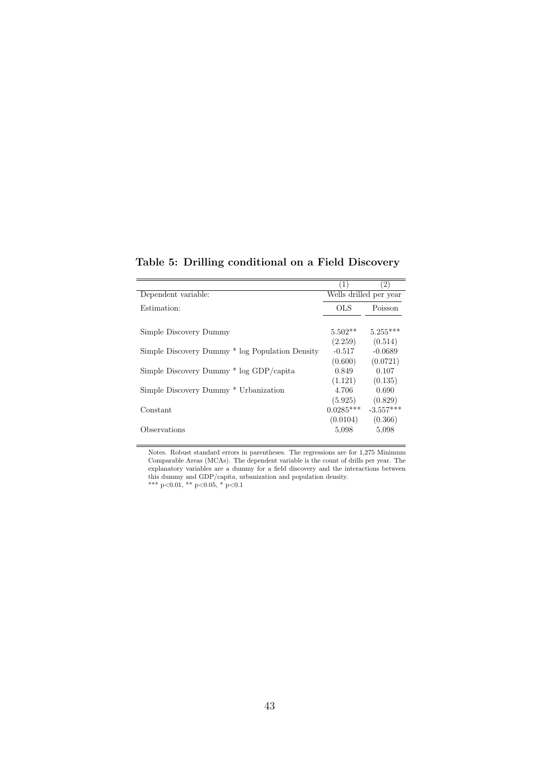**Table 5: Drilling conditional on a Field Discovery**

| | (1) | (2) |
|---|---|---|
| Dependent variable: | Wells drilled per year | |
| Estimation: | OLS | Poisson |
| Simple Discovery Dummy | 5.502** | 5.255*** |
| | (2.259) | (0.514) |
| Simple Discovery Dummy * log Population Density | -0.517 | -0.0689 |
| | (0.600) | (0.0721) |
| Simple Discovery Dummy * log GDP/capita | 0.849 | 0.107 |
| | (1.121) | (0.135) |
| Simple Discovery Dummy * Urbanization | 4.706 | 0.690 |
| | (5.925) | (0.829) |
| Constant | 0.0285*** | -3.557*** |
| | (0.0104) | (0.366) |
| Observations | 5,098 | 5,098 |

Notes. Robust standard errors in parentheses. The regressions are for 1,275 Minimum Comparable Areas (MCAs). The dependent variable is the count of drills per year. The explanatory variables are a dummy for a field discovery and the interactions between this dummy and GDP/capita, urbanization and population density.
*** p<0.01, ** p<0.05, * p<0.1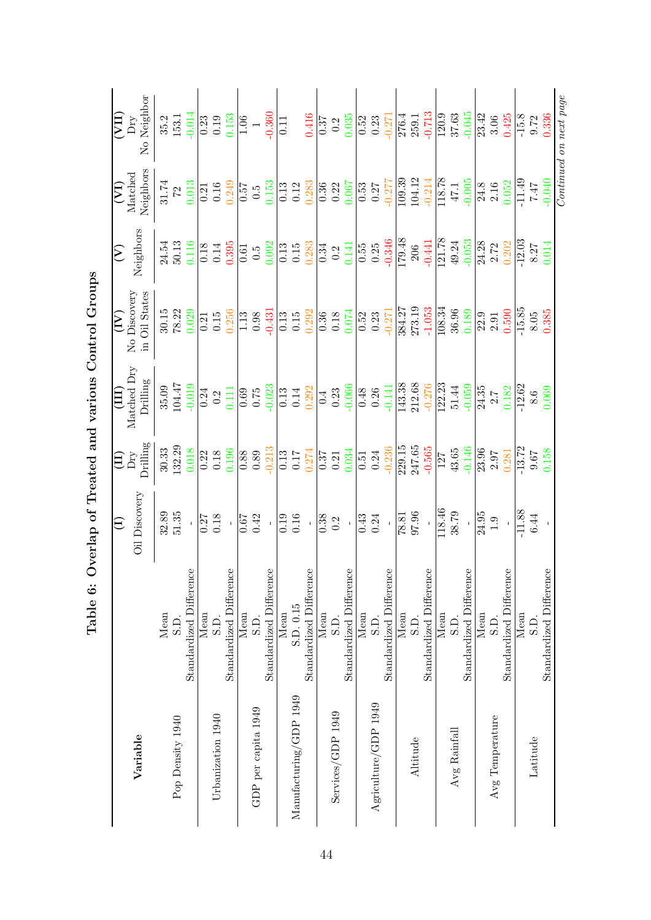# Table 6: Overlap of Treated and various Control Groups

| Variable | | (I) Oil Discovery | (II) Dry Drilling | (III) Matched Dry Drilling | (IV) No Discovery in Oil States | (V) Neighbors | (VI) Matched Neighbors | (VII) Dry No Neighbor |
|---|---|---|---|---|---|---|---|---|
| Pop Density 1940 | Mean | 32.89 | 30.33 | 35.09 | 30.15 | 24.54 | 31.74 | 35.2 |
| | S.D. | 51.35 | 132.29 | 104.47 | 78.22 | 50.13 | 72 | 153.1 |
| | Standardized Difference | - | 0.018 | -0.019 | 0.029 | 0.116 | 0.013 | -0.014 |
| Urbanization 1940 | Mean | 0.27 | 0.22 | 0.24 | 0.21 | 0.18 | 0.21 | 0.23 |
| | S.D. | 0.18 | 0.18 | 0.2 | 0.15 | 0.14 | 0.16 | 0.19 |
| | Standardized Difference | - | 0.196 | 0.111 | 0.256 | 0.395 | 0.249 | 0.153 |
| GDP per capita 1949 | Mean | 0.67 | 0.88 | 0.69 | 1.13 | 0.61 | 0.57 | 1.06 |
| | S.D. | 0.42 | 0.89 | 0.75 | 0.98 | 0.5 | 0.5 | 1 |
| | Standardized Difference | - | -0.213 | -0.023 | -0.431 | 0.092 | 0.153 | -0.360 |
| Manufacturing/GDP 1949 | Mean | 0.19 | 0.13 | 0.13 | 0.13 | 0.13 | 0.13 | 0.11 |
| | S.D. 0.15 | 0.16 | 0.17 | 0.14 | 0.15 | 0.15 | 0.12 | |
| | Standardized Difference | - | 0.274 | 0.292 | 0.292 | 0.283 | 0.283 | 0.416 |
| Services/GDP 1949 | Mean | 0.38 | 0.37 | 0.4 | 0.36 | 0.34 | 0.36 | 0.37 |
| | S.D. | 0.2 | 0.21 | 0.23 | 0.18 | 0.2 | 0.22 | 0.2 |
| | Standardized Difference | - | 0.034 | -0.066 | 0.074 | 0.141 | 0.067 | 0.035 |
| Agriculture/GDP 1949 | Mean | 0.43 | 0.51 | 0.48 | 0.52 | 0.55 | 0.53 | 0.52 |
| | S.D. | 0.24 | 0.24 | 0.26 | 0.23 | 0.25 | 0.27 | 0.23 |
| | Standardized Difference | - | -0.236 | -0.141 | -0.271 | -0.346 | -0.277 | -0.271 |
| Altitude | Mean | 78.81 | 229.15 | 143.38 | 384.27 | 179.48 | 109.39 | 276.4 |
| | S.D. | 97.96 | 247.65 | 212.68 | 273.19 | 206 | 104.12 | 259.1 |
| | Standardized Difference | - | -0.565 | -0.276 | -1.053 | -0.441 | -0.214 | -0.713 |
| Avg Rainfall | Mean | 118.46 | 127 | 122.23 | 108.34 | 121.78 | 118.78 | 120.9 |
| | S.D. | 38.79 | 43.65 | 51.44 | 36.96 | 49.24 | 47.1 | 37.63 |
| | Standardized Difference | - | -0.146 | -0.059 | 0.189 | -0.053 | -0.005 | -0.045 |
| Avg Temperature | Mean | 24.95 | 23.96 | 24.35 | 22.9 | 24.28 | 24.8 | 23.42 |
| | S.D. | 1.9 | 2.97 | 2.7 | 2.91 | 2.72 | 2.16 | 3.06 |
| | Standardized Difference | - | 0.281 | 0.182 | 0.590 | 0.202 | 0.052 | 0.425 |
| Latitude | Mean | -11.88 | -13.72 | -12.62 | -15.85 | -12.03 | -11.49 | -15.8 |
| | S.D. | 6.44 | 9.67 | 8.6 | 8.05 | 8.27 | 7.47 | 9.72 |
| | Standardized Difference | - | 0.158 | 0.069 | 0.385 | 0.014 | -0.040 | 0.336 |

*Continued on next page*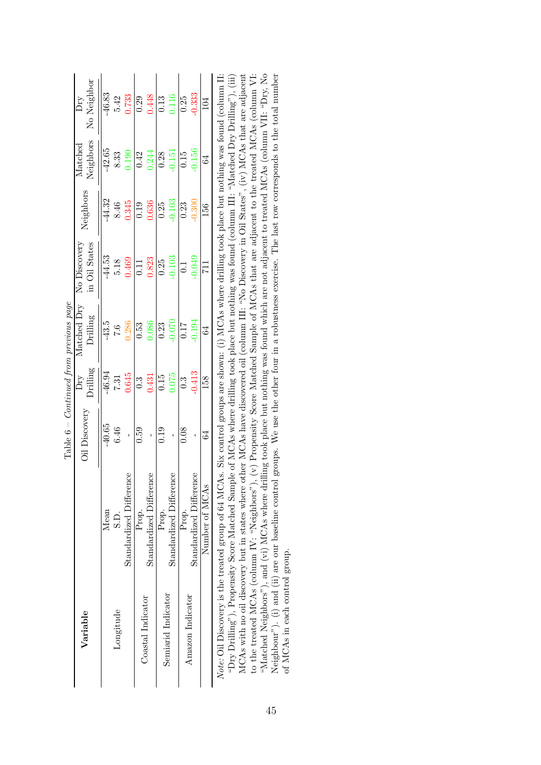Table 6 – *Continued from previous page*

| Variable | | Oil Discovery | Dry Drilling | Matched Dry Drilling | No Discovery in Oil States | Neighbors | Matched Neighbors | Dry No Neighbor |
|---|---|---|---|---|---|---|---|---|
| Longitude | Mean | -40.65 | -46.94 | -43.5 | -44.53 | -44.32 | -42.65 | -46.83 |
| | S.D. | 6.46 | 7.31 | 7.6 | 5.18 | 8.46 | 8.33 | 5.42 |
| | Standardized Difference | - | 0.645 | 0.286 | 0.469 | 0.345 | 0.190 | 0.733 |
| Coastal Indicator | Prop. | 0.59 | 0.3 | 0.53 | 0.11 | 0.19 | 0.42 | 0.29 |
| | Standardized Difference | - | 0.431 | 0.086 | 0.823 | 0.636 | 0.244 | 0.448 |
| Semiarid Indicator | Prop. | 0.19 | 0.15 | 0.23 | 0.25 | 0.25 | 0.28 | 0.13 |
| | Standardized Difference | - | 0.075 | -0.070 | -0.103 | -0.103 | -0.151 | 0.116 |
| Amazon Indicator | Prop. | 0.08 | 0.3 | 0.17 | 0.1 | 0.23 | 0.15 | 0.25 |
| | Standardized Difference | - | -0.413 | -0.194 | -0.049 | -0.300 | -0.156 | -0.333 |
| | Number of MCAs | 64 | 158 | 64 | 711 | 156 | 64 | 104 |

*Note*: Oil Discovery is the treated group of 64 MCAs. Six control groups are shown: (i) MCAs where drilling took place but nothing was found (column II: "Dry Drilling"), Propensity Score Matched Sample of MCAs where drilling took place but nothing was found (column III: "Matched Dry Drilling"), (iii) MCAs with no oil discovery but in states where other MCAs have discovered oil (column III: "No Discovery in Oil States", (iv) MCAs that are adjacent to the treated MCAs (column IV: "Neighbors"), (v) Propensity Score Matched Sample of MCAs that are adjacent to the treated MCAs (column VI: "Matched Neighbors"), and (vi) MCAs where drilling took place but nothing was found which are not adjacent to treated MCAs (column VII: "Dry, No Neighbour"). (i) and (ii) are our baseline control groups. We use the other four in a robustness exercise. The last row corresponds to the total number of MCAs in each control group.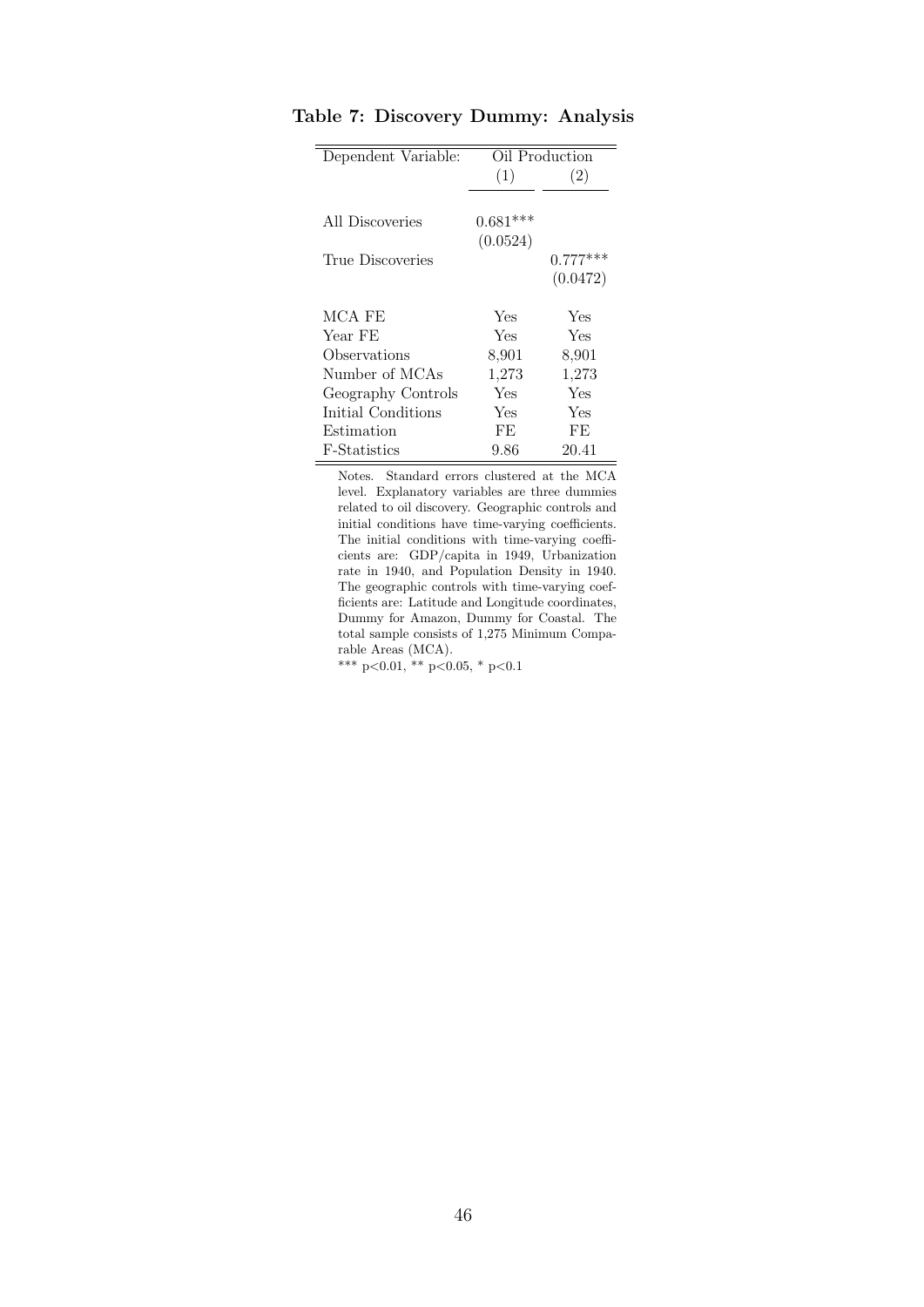**Table 7: Discovery Dummy: Analysis**

| Dependent Variable: | Oil Production | |
|---|---|---|
| | (1) | (2) |
| All Discoveries | 0.681*** | |
| | (0.0524) | |
| True Discoveries | | 0.777*** |
| | | (0.0472) |
| MCA FE | Yes | Yes |
| Year FE | Yes | Yes |
| Observations | 8,901 | 8,901 |
| Number of MCAs | 1,273 | 1,273 |
| Geography Controls | Yes | Yes |
| Initial Conditions | Yes | Yes |
| Estimation | FE | FE |
| F-Statistics | 9.86 | 20.41 |

Notes. Standard errors clustered at the MCA level. Explanatory variables are three dummies related to oil discovery. Geographic controls and initial conditions have time-varying coefficients. The initial conditions with time-varying coefficients are: GDP/capita in 1949, Urbanization rate in 1940, and Population Density in 1940. The geographic controls with time-varying coefficients are: Latitude and Longitude coordinates, Dummy for Amazon, Dummy for Coastal. The total sample consists of 1,275 Minimum Comparable Areas (MCA).

*** p<0.01, ** p<0.05, * p<0.1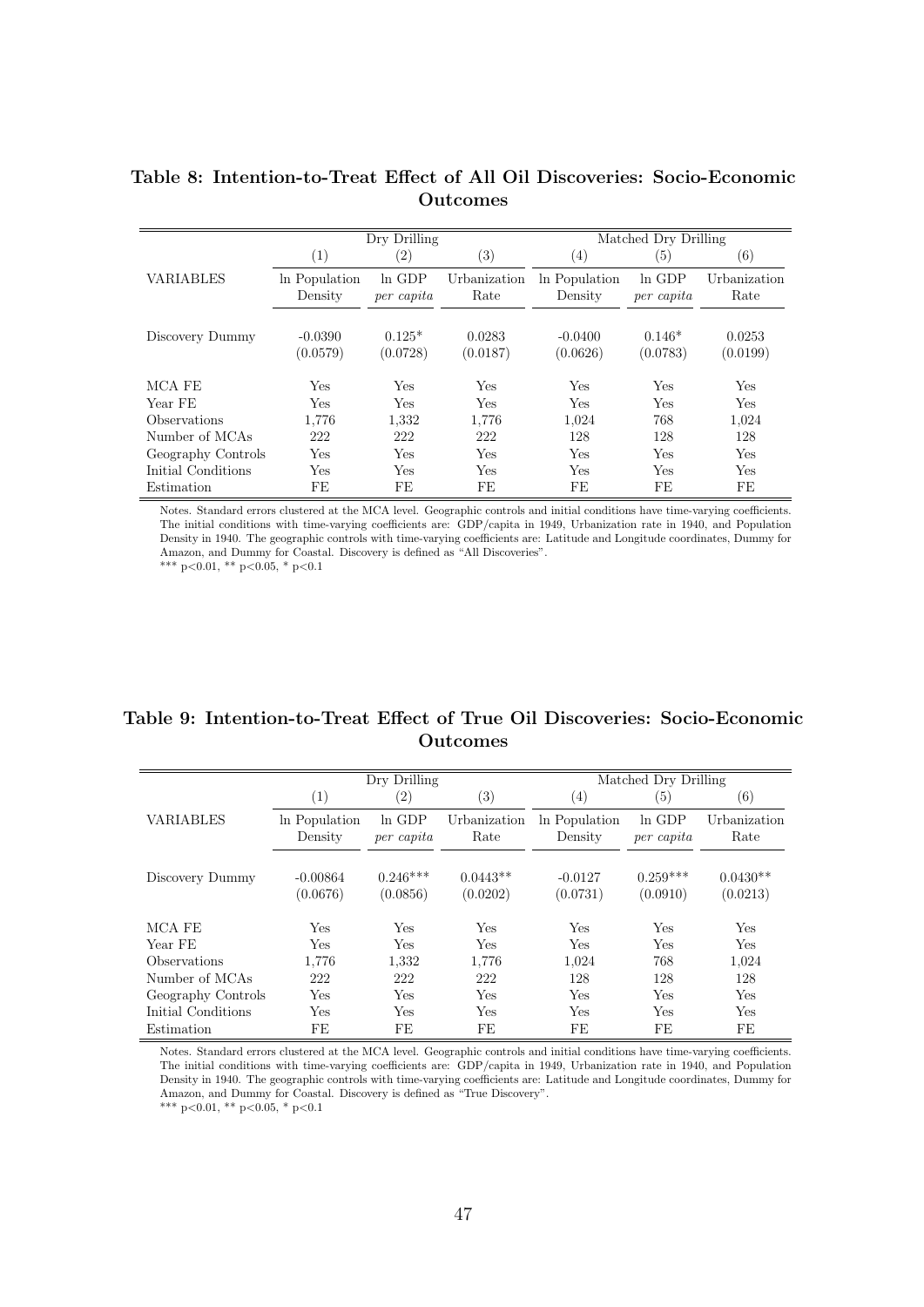**Table 8: Intention-to-Treat Effect of All Oil Discoveries: Socio-Economic Outcomes**

| | Dry Drilling | | | Matched Dry Drilling | | |
|---|---|---|---|---|---|---|
| | (1) | (2) | (3) | (4) | (5) | (6) |
| VARIABLES | ln Population Density | ln GDP *per capita* | Urbanization Rate | ln Population Density | ln GDP *per capita* | Urbanization Rate |
| Discovery Dummy | -0.0390 | 0.125* | 0.0283 | -0.0400 | 0.146* | 0.0253 |
| | (0.0579) | (0.0728) | (0.0187) | (0.0626) | (0.0783) | (0.0199) |
| MCA FE | Yes | Yes | Yes | Yes | Yes | Yes |
| Year FE | Yes | Yes | Yes | Yes | Yes | Yes |
| Observations | 1,776 | 1,332 | 1,776 | 1,024 | 768 | 1,024 |
| Number of MCAs | 222 | 222 | 222 | 128 | 128 | 128 |
| Geography Controls | Yes | Yes | Yes | Yes | Yes | Yes |
| Initial Conditions | Yes | Yes | Yes | Yes | Yes | Yes |
| Estimation | FE | FE | FE | FE | FE | FE |

Notes. Standard errors clustered at the MCA level. Geographic controls and initial conditions have time-varying coefficients. The initial conditions with time-varying coefficients are: GDP/capita in 1949, Urbanization rate in 1940, and Population Density in 1940. The geographic controls with time-varying coefficients are: Latitude and Longitude coordinates, Dummy for Amazon, and Dummy for Coastal. Discovery is defined as "All Discoveries".
*** p<0.01, ** p<0.05, * p<0.1

**Table 9: Intention-to-Treat Effect of True Oil Discoveries: Socio-Economic Outcomes**

| | Dry Drilling | | | Matched Dry Drilling | | |
|---|---|---|---|---|---|---|
| | (1) | (2) | (3) | (4) | (5) | (6) |
| VARIABLES | ln Population Density | ln GDP *per capita* | Urbanization Rate | ln Population Density | ln GDP *per capita* | Urbanization Rate |
| Discovery Dummy | -0.00864 | 0.246*** | 0.0443** | -0.0127 | 0.259*** | 0.0430** |
| | (0.0676) | (0.0856) | (0.0202) | (0.0731) | (0.0910) | (0.0213) |
| MCA FE | Yes | Yes | Yes | Yes | Yes | Yes |
| Year FE | Yes | Yes | Yes | Yes | Yes | Yes |
| Observations | 1,776 | 1,332 | 1,776 | 1,024 | 768 | 1,024 |
| Number of MCAs | 222 | 222 | 222 | 128 | 128 | 128 |
| Geography Controls | Yes | Yes | Yes | Yes | Yes | Yes |
| Initial Conditions | Yes | Yes | Yes | Yes | Yes | Yes |
| Estimation | FE | FE | FE | FE | FE | FE |

Notes. Standard errors clustered at the MCA level. Geographic controls and initial conditions have time-varying coefficients. The initial conditions with time-varying coefficients are: GDP/capita in 1949, Urbanization rate in 1940, and Population Density in 1940. The geographic controls with time-varying coefficients are: Latitude and Longitude coordinates, Dummy for Amazon, and Dummy for Coastal. Discovery is defined as "True Discovery".
*** p<0.01, ** p<0.05, * p<0.1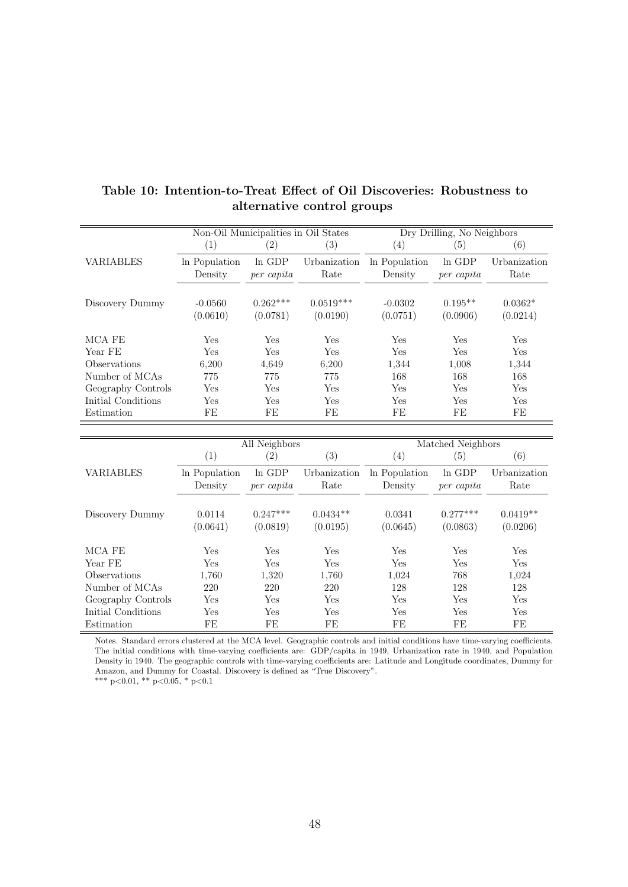**Table 10: Intention-to-Treat Effect of Oil Discoveries: Robustness to alternative control groups**

| | Non-Oil Municipalities in Oil States | | | Dry Drilling, No Neighbors | | |
|---|---|---|---|---|---|---|
| | (1) | (2) | (3) | (4) | (5) | (6) |
| VARIABLES | ln Population Density | ln GDP *per capita* | Urbanization Rate | ln Population Density | ln GDP *per capita* | Urbanization Rate |
| Discovery Dummy | -0.0560 | 0.262*** | 0.0519*** | -0.0302 | 0.195** | 0.0362* |
| | (0.0610) | (0.0781) | (0.0190) | (0.0751) | (0.0906) | (0.0214) |
| MCA FE | Yes | Yes | Yes | Yes | Yes | Yes |
| Year FE | Yes | Yes | Yes | Yes | Yes | Yes |
| Observations | 6,200 | 4,649 | 6,200 | 1,344 | 1,008 | 1,344 |
| Number of MCAs | 775 | 775 | 775 | 168 | 168 | 168 |
| Geography Controls | Yes | Yes | Yes | Yes | Yes | Yes |
| Initial Conditions | Yes | Yes | Yes | Yes | Yes | Yes |
| Estimation | FE | FE | FE | FE | FE | FE |

| | All Neighbors | | | Matched Neighbors | | |
|---|---|---|---|---|---|---|
| | (1) | (2) | (3) | (4) | (5) | (6) |
| VARIABLES | ln Population Density | ln GDP *per capita* | Urbanization Rate | ln Population Density | ln GDP *per capita* | Urbanization Rate |
| Discovery Dummy | 0.0114 | 0.247*** | 0.0434** | 0.0341 | 0.277*** | 0.0419** |
| | (0.0641) | (0.0819) | (0.0195) | (0.0645) | (0.0863) | (0.0206) |
| MCA FE | Yes | Yes | Yes | Yes | Yes | Yes |
| Year FE | Yes | Yes | Yes | Yes | Yes | Yes |
| Observations | 1,760 | 1,320 | 1,760 | 1,024 | 768 | 1,024 |
| Number of MCAs | 220 | 220 | 220 | 128 | 128 | 128 |
| Geography Controls | Yes | Yes | Yes | Yes | Yes | Yes |
| Initial Conditions | Yes | Yes | Yes | Yes | Yes | Yes |
| Estimation | FE | FE | FE | FE | FE | FE |

Notes. Standard errors clustered at the MCA level. Geographic controls and initial conditions have time-varying coefficients. The initial conditions with time-varying coefficients are: GDP/capita in 1949, Urbanization rate in 1940, and Population Density in 1940. The geographic controls with time-varying coefficients are: Latitude and Longitude coordinates, Dummy for Amazon, and Dummy for Coastal. Discovery is defined as "True Discovery".

*** p<0.01, ** p<0.05, * p<0.1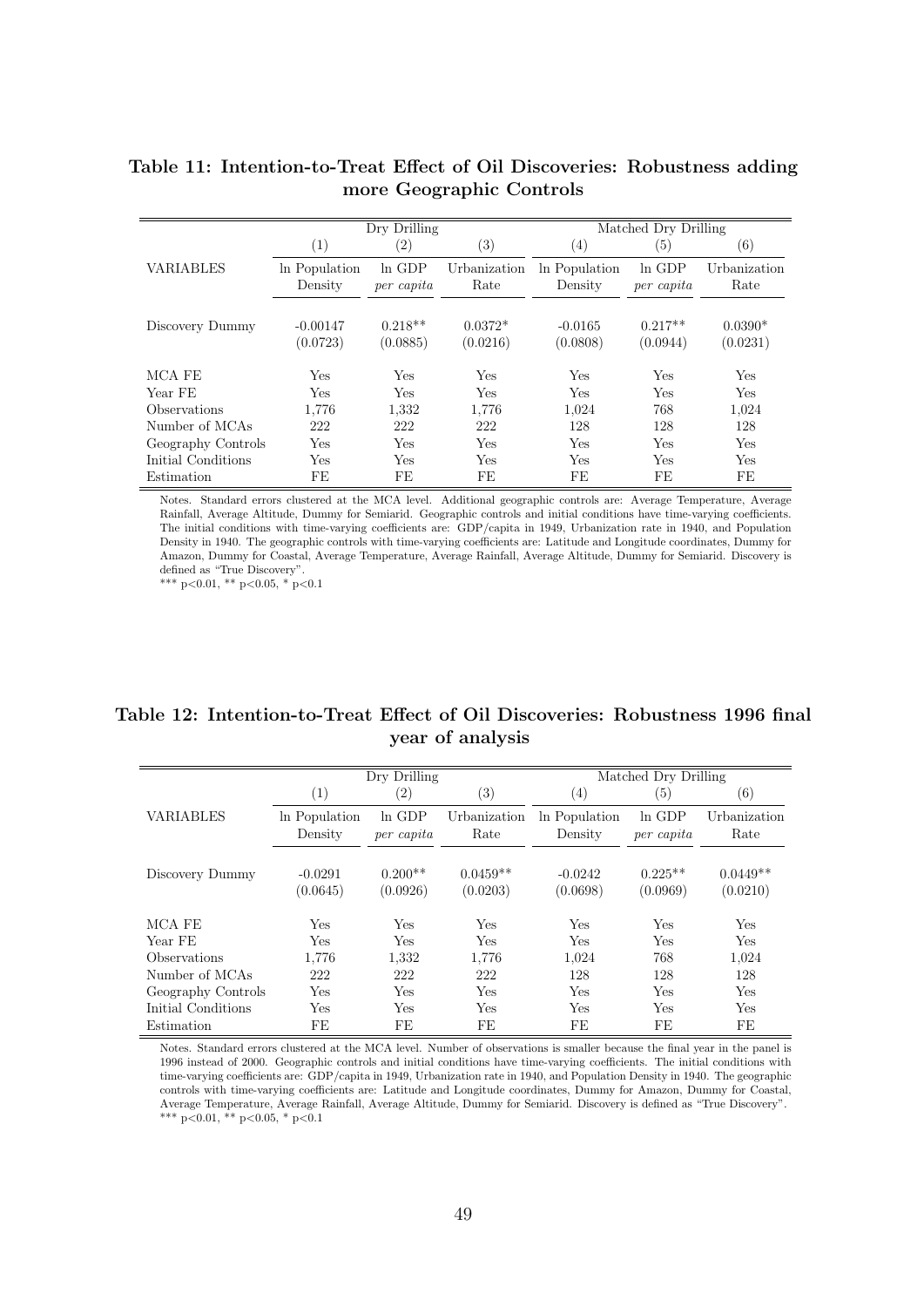**Table 11: Intention-to-Treat Effect of Oil Discoveries: Robustness adding more Geographic Controls**

| | Dry Drilling | | | Matched Dry Drilling | | |
|---|---|---|---|---|---|---|
| | (1) | (2) | (3) | (4) | (5) | (6) |
| VARIABLES | ln Population Density | ln GDP *per capita* | Urbanization Rate | ln Population Density | ln GDP *per capita* | Urbanization Rate |
| Discovery Dummy | -0.00147 | 0.218** | 0.0372* | -0.0165 | 0.217** | 0.0390* |
| | (0.0723) | (0.0885) | (0.0216) | (0.0808) | (0.0944) | (0.0231) |
| MCA FE | Yes | Yes | Yes | Yes | Yes | Yes |
| Year FE | Yes | Yes | Yes | Yes | Yes | Yes |
| Observations | 1,776 | 1,332 | 1,776 | 1,024 | 768 | 1,024 |
| Number of MCAs | 222 | 222 | 222 | 128 | 128 | 128 |
| Geography Controls | Yes | Yes | Yes | Yes | Yes | Yes |
| Initial Conditions | Yes | Yes | Yes | Yes | Yes | Yes |
| Estimation | FE | FE | FE | FE | FE | FE |

Notes. Standard errors clustered at the MCA level. Additional geographic controls are: Average Temperature, Average Rainfall, Average Altitude, Dummy for Semiarid. Geographic controls and initial conditions have time-varying coefficients. The initial conditions with time-varying coefficients are: GDP/capita in 1949, Urbanization rate in 1940, and Population Density in 1940. The geographic controls with time-varying coefficients are: Latitude and Longitude coordinates, Dummy for Amazon, Dummy for Coastal, Average Temperature, Average Rainfall, Average Altitude, Dummy for Semiarid. Discovery is defined as "True Discovery".
*** p<0.01, ** p<0.05, * p<0.1

**Table 12: Intention-to-Treat Effect of Oil Discoveries: Robustness 1996 final year of analysis**

| | Dry Drilling | | | Matched Dry Drilling | | |
|---|---|---|---|---|---|---|
| | (1) | (2) | (3) | (4) | (5) | (6) |
| VARIABLES | ln Population Density | ln GDP *per capita* | Urbanization Rate | ln Population Density | ln GDP *per capita* | Urbanization Rate |
| Discovery Dummy | -0.0291 | 0.200** | 0.0459** | -0.0242 | 0.225** | 0.0449** |
| | (0.0645) | (0.0926) | (0.0203) | (0.0698) | (0.0969) | (0.0210) |
| MCA FE | Yes | Yes | Yes | Yes | Yes | Yes |
| Year FE | Yes | Yes | Yes | Yes | Yes | Yes |
| Observations | 1,776 | 1,332 | 1,776 | 1,024 | 768 | 1,024 |
| Number of MCAs | 222 | 222 | 222 | 128 | 128 | 128 |
| Geography Controls | Yes | Yes | Yes | Yes | Yes | Yes |
| Initial Conditions | Yes | Yes | Yes | Yes | Yes | Yes |
| Estimation | FE | FE | FE | FE | FE | FE |

Notes. Standard errors clustered at the MCA level. Number of observations is smaller because the final year in the panel is 1996 instead of 2000. Geographic controls and initial conditions have time-varying coefficients. The initial conditions with time-varying coefficients are: GDP/capita in 1949, Urbanization rate in 1940, and Population Density in 1940. The geographic controls with time-varying coefficients are: Latitude and Longitude coordinates, Dummy for Amazon, Dummy for Coastal, Average Temperature, Average Rainfall, Average Altitude, Dummy for Semiarid. Discovery is defined as "True Discovery".
*** p<0.01, ** p<0.05, * p<0.1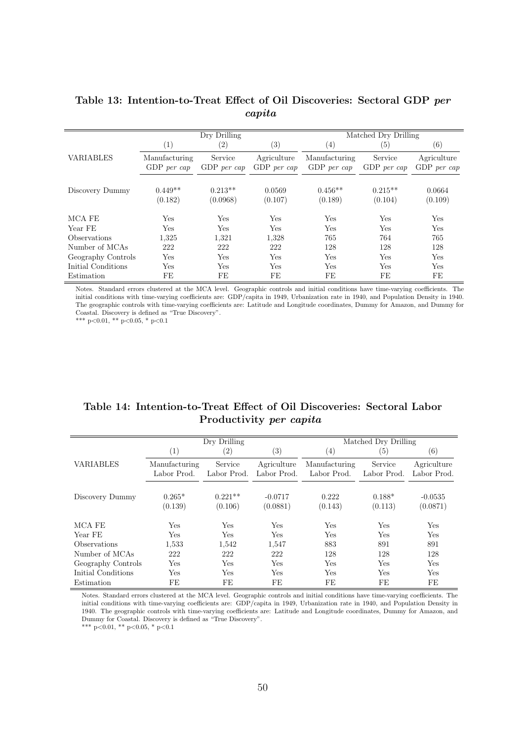**Table 13: Intention-to-Treat Effect of Oil Discoveries: Sectoral GDP *per capita***

| | Dry Drilling | | | Matched Dry Drilling | | |
|---|---|---|---|---|---|---|
| | (1) | (2) | (3) | (4) | (5) | (6) |
| VARIABLES | Manufacturing GDP *per cap* | Service GDP *per cap* | Agriculture GDP *per cap* | Manufacturing GDP *per cap* | Service GDP *per cap* | Agriculture GDP *per cap* |
| Discovery Dummy | 0.449** | 0.213** | 0.0569 | 0.456** | 0.215** | 0.0664 |
| | (0.182) | (0.0968) | (0.107) | (0.189) | (0.104) | (0.109) |
| MCA FE | Yes | Yes | Yes | Yes | Yes | Yes |
| Year FE | Yes | Yes | Yes | Yes | Yes | Yes |
| Observations | 1,325 | 1,321 | 1,328 | 765 | 764 | 765 |
| Number of MCAs | 222 | 222 | 222 | 128 | 128 | 128 |
| Geography Controls | Yes | Yes | Yes | Yes | Yes | Yes |
| Initial Conditions | Yes | Yes | Yes | Yes | Yes | Yes |
| Estimation | FE | FE | FE | FE | FE | FE |

Notes. Standard errors clustered at the MCA level. Geographic controls and initial conditions have time-varying coefficients. The initial conditions with time-varying coefficients are: GDP/capita in 1949, Urbanization rate in 1940, and Population Density in 1940. The geographic controls with time-varying coefficients are: Latitude and Longitude coordinates, Dummy for Amazon, and Dummy for Coastal. Discovery is defined as "True Discovery".
*** p<0.01, ** p<0.05, * p<0.1

**Table 14: Intention-to-Treat Effect of Oil Discoveries: Sectoral Labor Productivity *per capita***

| | Dry Drilling | | | Matched Dry Drilling | | |
|---|---|---|---|---|---|---|
| | (1) | (2) | (3) | (4) | (5) | (6) |
| VARIABLES | Manufacturing Labor Prod. | Service Labor Prod. | Agriculture Labor Prod. | Manufacturing Labor Prod. | Service Labor Prod. | Agriculture Labor Prod. |
| Discovery Dummy | 0.265* | 0.221** | -0.0717 | 0.222 | 0.188* | -0.0535 |
| | (0.139) | (0.106) | (0.0881) | (0.143) | (0.113) | (0.0871) |
| MCA FE | Yes | Yes | Yes | Yes | Yes | Yes |
| Year FE | Yes | Yes | Yes | Yes | Yes | Yes |
| Observations | 1,533 | 1,542 | 1,547 | 883 | 891 | 891 |
| Number of MCAs | 222 | 222 | 222 | 128 | 128 | 128 |
| Geography Controls | Yes | Yes | Yes | Yes | Yes | Yes |
| Initial Conditions | Yes | Yes | Yes | Yes | Yes | Yes |
| Estimation | FE | FE | FE | FE | FE | FE |

Notes. Standard errors clustered at the MCA level. Geographic controls and initial conditions have time-varying coefficients. The initial conditions with time-varying coefficients are: GDP/capita in 1949, Urbanization rate in 1940, and Population Density in 1940. The geographic controls with time-varying coefficients are: Latitude and Longitude coordinates, Dummy for Amazon, and Dummy for Coastal. Discovery is defined as "True Discovery".
*** p<0.01, ** p<0.05, * p<0.1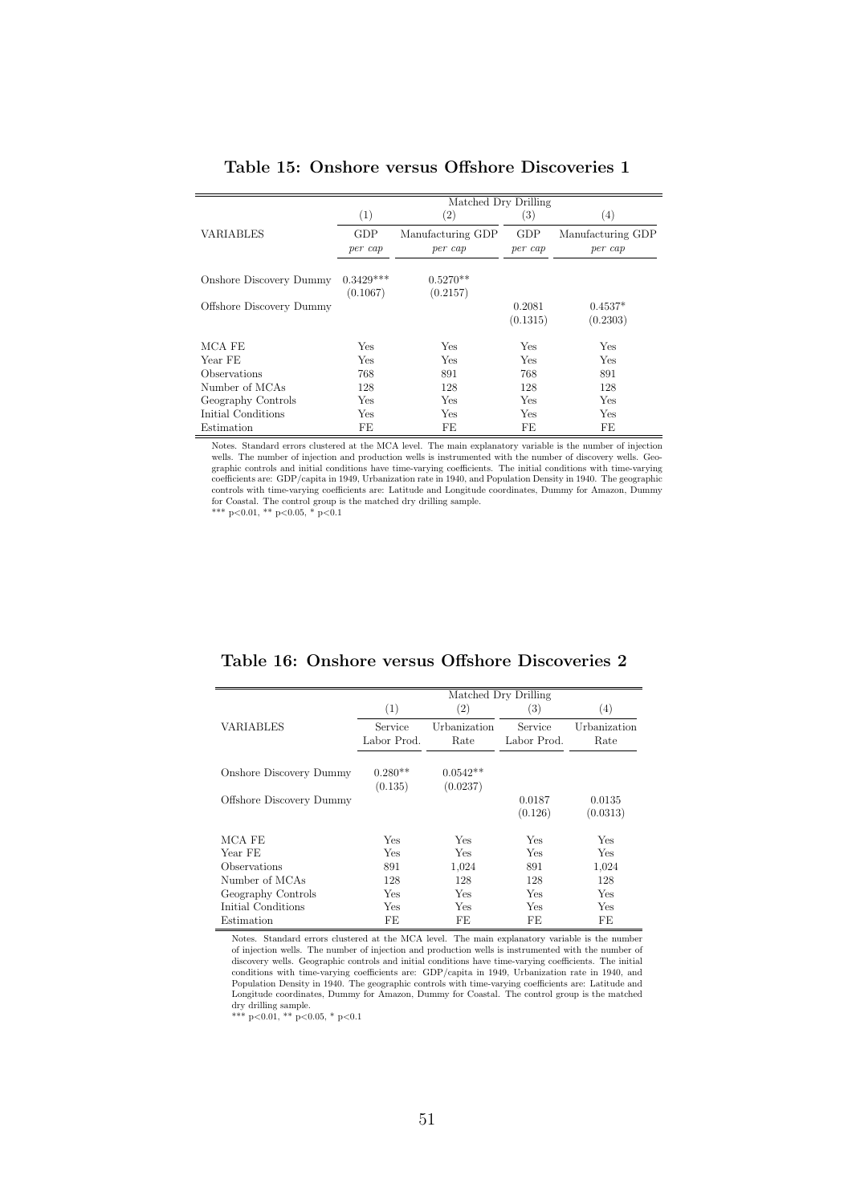**Table 15: Onshore versus Offshore Discoveries 1**

| | Matched Dry Drilling | | | |
|---|---|---|---|---|
| | (1) | (2) | (3) | (4) |
| VARIABLES | GDP *per cap* | Manufacturing GDP *per cap* | GDP *per cap* | Manufacturing GDP *per cap* |
| Onshore Discovery Dummy | 0.3429*** | 0.5270** | | |
| | (0.1067) | (0.2157) | | |
| Offshore Discovery Dummy | | | 0.2081 | 0.4537* |
| | | | (0.1315) | (0.2303) |
| MCA FE | Yes | Yes | Yes | Yes |
| Year FE | Yes | Yes | Yes | Yes |
| Observations | 768 | 891 | 768 | 891 |
| Number of MCAs | 128 | 128 | 128 | 128 |
| Geography Controls | Yes | Yes | Yes | Yes |
| Initial Conditions | Yes | Yes | Yes | Yes |
| Estimation | FE | FE | FE | FE |

Notes. Standard errors clustered at the MCA level. The main explanatory variable is the number of injection wells. The number of injection and production wells is instrumented with the number of discovery wells. Geographic controls and initial conditions have time-varying coefficients. The initial conditions with time-varying coefficients are: GDP/capita in 1949, Urbanization rate in 1940, and Population Density in 1940. The geographic controls with time-varying coefficients are: Latitude and Longitude coordinates, Dummy for Amazon, Dummy for Coastal. The control group is the matched dry drilling sample.
*** $p<0.01$, ** $p<0.05$, * $p<0.1$

**Table 16: Onshore versus Offshore Discoveries 2**

| | Matched Dry Drilling | | | |
|---|---|---|---|---|
| | (1) | (2) | (3) | (4) |
| VARIABLES | Service Labor Prod. | Urbanization Rate | Service Labor Prod. | Urbanization Rate |
| Onshore Discovery Dummy | 0.280** | 0.0542** | | |
| | (0.135) | (0.0237) | | |
| Offshore Discovery Dummy | | | 0.0187 | 0.0135 |
| | | | (0.126) | (0.0313) |
| MCA FE | Yes | Yes | Yes | Yes |
| Year FE | Yes | Yes | Yes | Yes |
| Observations | 891 | 1,024 | 891 | 1,024 |
| Number of MCAs | 128 | 128 | 128 | 128 |
| Geography Controls | Yes | Yes | Yes | Yes |
| Initial Conditions | Yes | Yes | Yes | Yes |
| Estimation | FE | FE | FE | FE |

Notes. Standard errors clustered at the MCA level. The main explanatory variable is the number of injection wells. The number of injection and production wells is instrumented with the number of discovery wells. Geographic controls and initial conditions have time-varying coefficients. The initial conditions with time-varying coefficients are: GDP/capita in 1949, Urbanization rate in 1940, and Population Density in 1940. The geographic controls with time-varying coefficients are: Latitude and Longitude coordinates, Dummy for Amazon, Dummy for Coastal. The control group is the matched dry drilling sample.
*** $p<0.01$, ** $p<0.05$, * $p<0.1$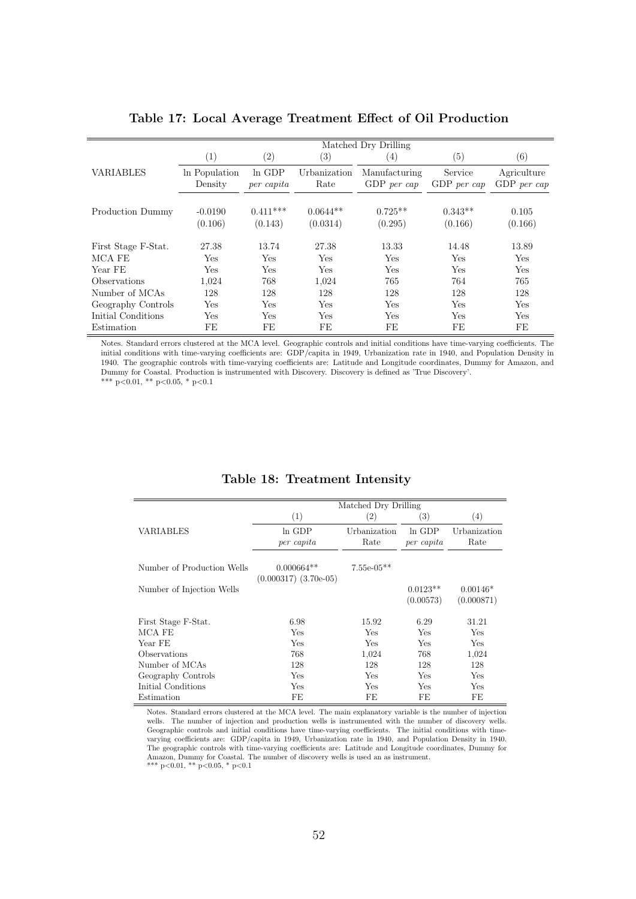**Table 17: Local Average Treatment Effect of Oil Production**

| | Matched Dry Drilling | | | | | |
|---|---|---|---|---|---|---|
| | (1) | (2) | (3) | (4) | (5) | (6) |
| VARIABLES | ln Population Density | ln GDP *per capita* | Urbanization Rate | Manufacturing GDP *per cap* | Service GDP *per cap* | Agriculture GDP *per cap* |
| Production Dummy | -0.0190 | 0.411*** | 0.0644** | 0.725** | 0.343** | 0.105 |
| | (0.106) | (0.143) | (0.0314) | (0.295) | (0.166) | (0.166) |
| First Stage F-Stat. | 27.38 | 13.74 | 27.38 | 13.33 | 14.48 | 13.89 |
| MCA FE | Yes | Yes | Yes | Yes | Yes | Yes |
| Year FE | Yes | Yes | Yes | Yes | Yes | Yes |
| Observations | 1,024 | 768 | 1,024 | 765 | 764 | 765 |
| Number of MCAs | 128 | 128 | 128 | 128 | 128 | 128 |
| Geography Controls | Yes | Yes | Yes | Yes | Yes | Yes |
| Initial Conditions | Yes | Yes | Yes | Yes | Yes | Yes |
| Estimation | FE | FE | FE | FE | FE | FE |

Notes. Standard errors clustered at the MCA level. Geographic controls and initial conditions have time-varying coefficients. The initial conditions with time-varying coefficients are: GDP/capita in 1949, Urbanization rate in 1940, and Population Density in 1940. The geographic controls with time-varying coefficients are: Latitude and Longitude coordinates, Dummy for Amazon, and Dummy for Coastal. Production is instrumented with Discovery. Discovery is defined as 'True Discovery'.
*** p<0.01, ** p<0.05, * p<0.1

**Table 18: Treatment Intensity**

| | Matched Dry Drilling | | | |
|---|---|---|---|---|
| | (1) | (2) | (3) | (4) |
| VARIABLES | ln GDP *per capita* | Urbanization Rate | ln GDP *per capita* | Urbanization Rate |
| Number of Production Wells | 0.000664** | 7.55e-05** | | |
| | (0.000317) | (3.70e-05) | | |
| Number of Injection Wells | | | 0.0123** | 0.00146* |
| | | | (0.00573) | (0.000871) |
| First Stage F-Stat. | 6.98 | 15.92 | 6.29 | 31.21 |
| MCA FE | Yes | Yes | Yes | Yes |
| Year FE | Yes | Yes | Yes | Yes |
| Observations | 768 | 1,024 | 768 | 1,024 |
| Number of MCAs | 128 | 128 | 128 | 128 |
| Geography Controls | Yes | Yes | Yes | Yes |
| Initial Conditions | Yes | Yes | Yes | Yes |
| Estimation | FE | FE | FE | FE |

Notes. Standard errors clustered at the MCA level. The main explanatory variable is the number of injection wells. The number of injection and production wells is instrumented with the number of discovery wells. Geographic controls and initial conditions have time-varying coefficients. The initial conditions with time-varying coefficients are: GDP/capita in 1949, Urbanization rate in 1940, and Population Density in 1940. The geographic controls with time-varying coefficients are: Latitude and Longitude coordinates, Dummy for Amazon, Dummy for Coastal. The number of discovery wells is used an as instrument.
*** p<0.01, ** p<0.05, * p<0.1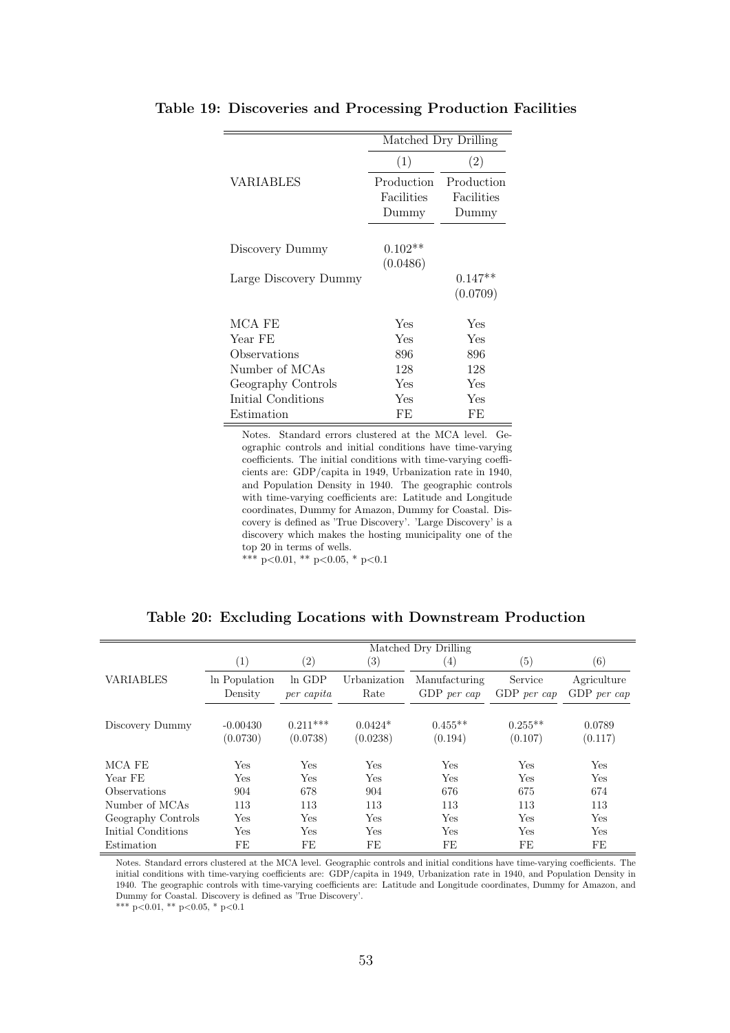**Table 19: Discoveries and Processing Production Facilities**

| | Matched Dry Drilling | |
|---|---|---|
| | (1) | (2) |
| VARIABLES | Production Facilities Dummy | Production Facilities Dummy |
| Discovery Dummy | 0.102** | |
| | (0.0486) | |
| Large Discovery Dummy | | 0.147** |
| | | (0.0709) |
| MCA FE | Yes | Yes |
| Year FE | Yes | Yes |
| Observations | 896 | 896 |
| Number of MCAs | 128 | 128 |
| Geography Controls | Yes | Yes |
| Initial Conditions | Yes | Yes |
| Estimation | FE | FE |

Notes. Standard errors clustered at the MCA level. Geographic controls and initial conditions have time-varying coefficients. The initial conditions with time-varying coefficients are: GDP/capita in 1949, Urbanization rate in 1940, and Population Density in 1940. The geographic controls with time-varying coefficients are: Latitude and Longitude coordinates, Dummy for Amazon, Dummy for Coastal. Discovery is defined as 'True Discovery'. 'Large Discovery' is a discovery which makes the hosting municipality one of the top 20 in terms of wells.

*** p<0.01, ** p<0.05, * p<0.1

**Table 20: Excluding Locations with Downstream Production**

| | Matched Dry Drilling | | | | | |
|---|---|---|---|---|---|---|
| | (1) | (2) | (3) | (4) | (5) | (6) |
| VARIABLES | ln Population Density | ln GDP *per capita* | Urbanization Rate | Manufacturing GDP *per cap* | Service GDP *per cap* | Agriculture GDP *per cap* |
| Discovery Dummy | -0.00430 | 0.211*** | 0.0424* | 0.455** | 0.255** | 0.0789 |
| | (0.0730) | (0.0738) | (0.0238) | (0.194) | (0.107) | (0.117) |
| MCA FE | Yes | Yes | Yes | Yes | Yes | Yes |
| Year FE | Yes | Yes | Yes | Yes | Yes | Yes |
| Observations | 904 | 678 | 904 | 676 | 675 | 674 |
| Number of MCAs | 113 | 113 | 113 | 113 | 113 | 113 |
| Geography Controls | Yes | Yes | Yes | Yes | Yes | Yes |
| Initial Conditions | Yes | Yes | Yes | Yes | Yes | Yes |
| Estimation | FE | FE | FE | FE | FE | FE |

Notes. Standard errors clustered at the MCA level. Geographic controls and initial conditions have time-varying coefficients. The initial conditions with time-varying coefficients are: GDP/capita in 1949, Urbanization rate in 1940, and Population Density in 1940. The geographic controls with time-varying coefficients are: Latitude and Longitude coordinates, Dummy for Amazon, and Dummy for Coastal. Discovery is defined as 'True Discovery'.

*** p<0.01, ** p<0.05, * p<0.1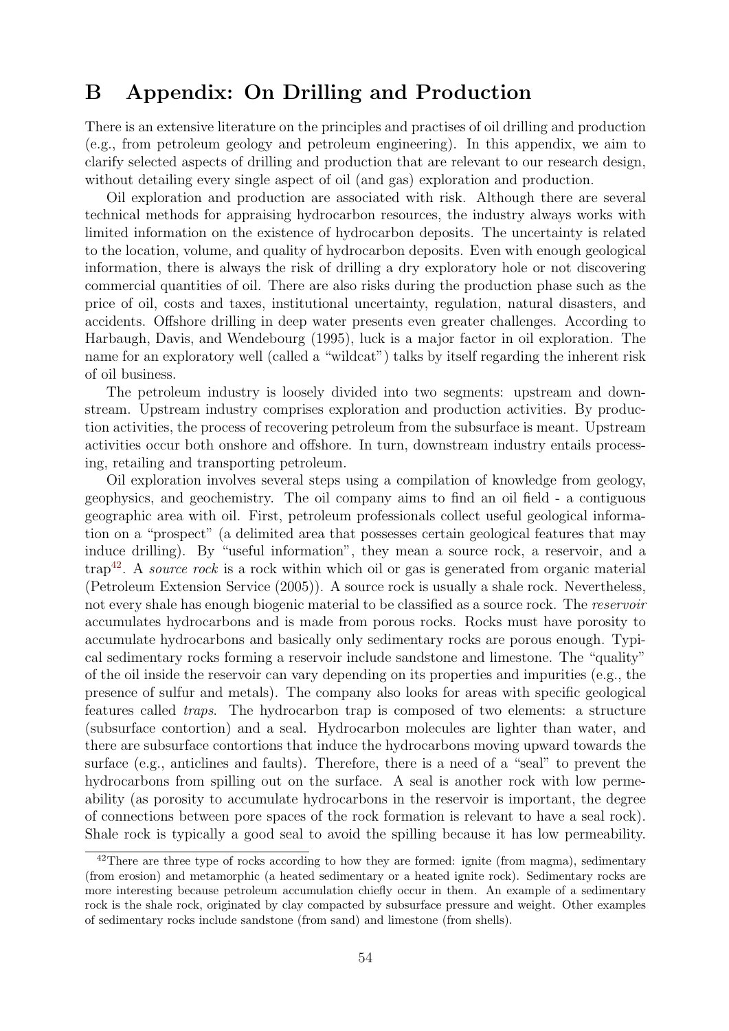# B Appendix: On Drilling and Production

There is an extensive literature on the principles and practises of oil drilling and production (e.g., from petroleum geology and petroleum engineering). In this appendix, we aim to clarify selected aspects of drilling and production that are relevant to our research design, without detailing every single aspect of oil (and gas) exploration and production.

Oil exploration and production are associated with risk. Although there are several technical methods for appraising hydrocarbon resources, the industry always works with limited information on the existence of hydrocarbon deposits. The uncertainty is related to the location, volume, and quality of hydrocarbon deposits. Even with enough geological information, there is always the risk of drilling a dry exploratory hole or not discovering commercial quantities of oil. There are also risks during the production phase such as the price of oil, costs and taxes, institutional uncertainty, regulation, natural disasters, and accidents. Offshore drilling in deep water presents even greater challenges. According to Harbaugh, Davis, and Wendebourg (1995), luck is a major factor in oil exploration. The name for an exploratory well (called a "wildcat") talks by itself regarding the inherent risk of oil business.

The petroleum industry is loosely divided into two segments: upstream and downstream. Upstream industry comprises exploration and production activities. By production activities, the process of recovering petroleum from the subsurface is meant. Upstream activities occur both onshore and offshore. In turn, downstream industry entails processing, retailing and transporting petroleum.

Oil exploration involves several steps using a compilation of knowledge from geology, geophysics, and geochemistry. The oil company aims to find an oil field - a contiguous geographic area with oil. First, petroleum professionals collect useful geological information on a "prospect" (a delimited area that possesses certain geological features that may induce drilling). By "useful information", they mean a source rock, a reservoir, and a trap[42]. A *source rock* is a rock within which oil or gas is generated from organic material (Petroleum Extension Service (2005)). A source rock is usually a shale rock. Nevertheless, not every shale has enough biogenic material to be classified as a source rock. The *reservoir* accumulates hydrocarbons and is made from porous rocks. Rocks must have porosity to accumulate hydrocarbons and basically only sedimentary rocks are porous enough. Typical sedimentary rocks forming a reservoir include sandstone and limestone. The "quality" of the oil inside the reservoir can vary depending on its properties and impurities (e.g., the presence of sulfur and metals). The company also looks for areas with specific geological features called *traps*. The hydrocarbon trap is composed of two elements: a structure (subsurface contortion) and a seal. Hydrocarbon molecules are lighter than water, and there are subsurface contortions that induce the hydrocarbons moving upward towards the surface (e.g., anticlines and faults). Therefore, there is a need of a "seal" to prevent the hydrocarbons from spilling out on the surface. A seal is another rock with low permeability (as porosity to accumulate hydrocarbons in the reservoir is important, the degree of connections between pore spaces of the rock formation is relevant to have a seal rock). Shale rock is typically a good seal to avoid the spilling because it has low permeability.

[42]There are three type of rocks according to how they are formed: ignite (from magma), sedimentary (from erosion) and metamorphic (a heated sedimentary or a heated ignite rock). Sedimentary rocks are more interesting because petroleum accumulation chiefly occur in them. An example of a sedimentary rock is the shale rock, originated by clay compacted by subsurface pressure and weight. Other examples of sedimentary rocks include sandstone (from sand) and limestone (from shells).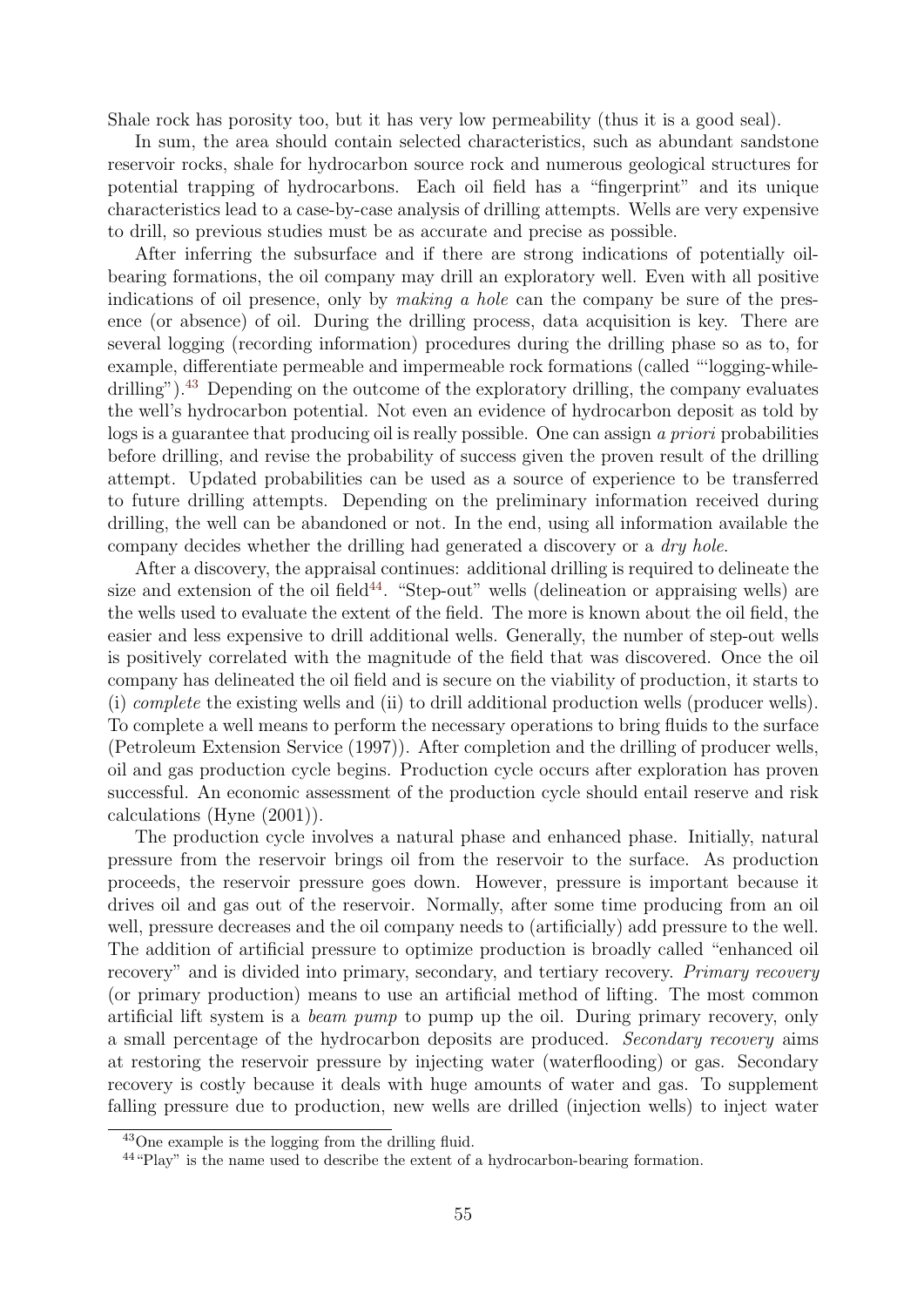Shale rock has porosity too, but it has very low permeability (thus it is a good seal).

In sum, the area should contain selected characteristics, such as abundant sandstone reservoir rocks, shale for hydrocarbon source rock and numerous geological structures for potential trapping of hydrocarbons. Each oil field has a "fingerprint" and its unique characteristics lead to a case-by-case analysis of drilling attempts. Wells are very expensive to drill, so previous studies must be as accurate and precise as possible.

After inferring the subsurface and if there are strong indications of potentially oil-bearing formations, the oil company may drill an exploratory well. Even with all positive indications of oil presence, only by *making a hole* can the company be sure of the presence (or absence) of oil. During the drilling process, data acquisition is key. There are several logging (recording information) procedures during the drilling phase so as to, for example, differentiate permeable and impermeable rock formations (called "'logging-while-drilling").[43] Depending on the outcome of the exploratory drilling, the company evaluates the well's hydrocarbon potential. Not even an evidence of hydrocarbon deposit as told by logs is a guarantee that producing oil is really possible. One can assign *a priori* probabilities before drilling, and revise the probability of success given the proven result of the drilling attempt. Updated probabilities can be used as a source of experience to be transferred to future drilling attempts. Depending on the preliminary information received during drilling, the well can be abandoned or not. In the end, using all information available the company decides whether the drilling had generated a discovery or a *dry hole*.

After a discovery, the appraisal continues: additional drilling is required to delineate the size and extension of the oil field[44]. "Step-out" wells (delineation or appraising wells) are the wells used to evaluate the extent of the field. The more is known about the oil field, the easier and less expensive to drill additional wells. Generally, the number of step-out wells is positively correlated with the magnitude of the field that was discovered. Once the oil company has delineated the oil field and is secure on the viability of production, it starts to (i) *complete* the existing wells and (ii) to drill additional production wells (producer wells). To complete a well means to perform the necessary operations to bring fluids to the surface (Petroleum Extension Service (1997)). After completion and the drilling of producer wells, oil and gas production cycle begins. Production cycle occurs after exploration has proven successful. An economic assessment of the production cycle should entail reserve and risk calculations (Hyne (2001)).

The production cycle involves a natural phase and enhanced phase. Initially, natural pressure from the reservoir brings oil from the reservoir to the surface. As production proceeds, the reservoir pressure goes down. However, pressure is important because it drives oil and gas out of the reservoir. Normally, after some time producing from an oil well, pressure decreases and the oil company needs to (artificially) add pressure to the well. The addition of artificial pressure to optimize production is broadly called "enhanced oil recovery" and is divided into primary, secondary, and tertiary recovery. *Primary recovery* (or primary production) means to use an artificial method of lifting. The most common artificial lift system is a *beam pump* to pump up the oil. During primary recovery, only a small percentage of the hydrocarbon deposits are produced. *Secondary recovery* aims at restoring the reservoir pressure by injecting water (waterflooding) or gas. Secondary recovery is costly because it deals with huge amounts of water and gas. To supplement falling pressure due to production, new wells are drilled (injection wells) to inject water

---

[43] One example is the logging from the drilling fluid.

[44] "Play" is the name used to describe the extent of a hydrocarbon-bearing formation.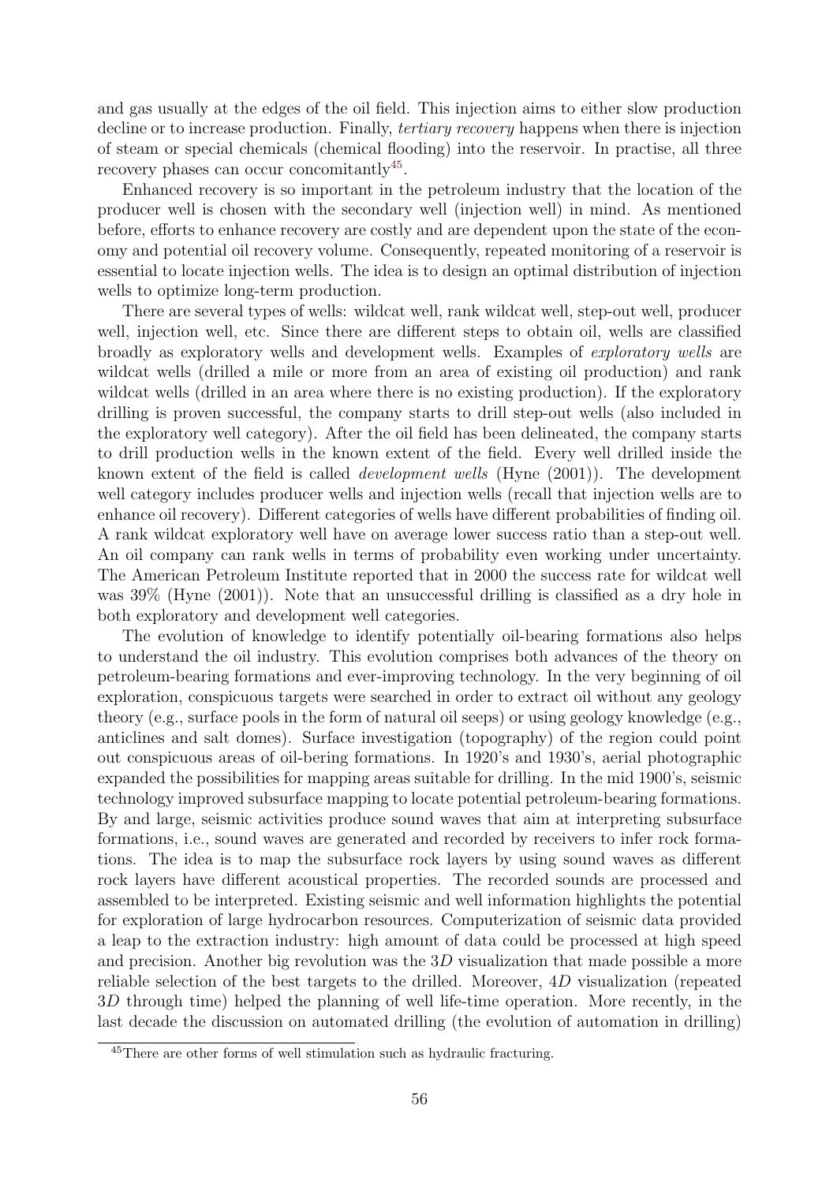and gas usually at the edges of the oil field. This injection aims to either slow production decline or to increase production. Finally, *tertiary recovery* happens when there is injection of steam or special chemicals (chemical flooding) into the reservoir. In practise, all three recovery phases can occur concomitantly[45].

Enhanced recovery is so important in the petroleum industry that the location of the producer well is chosen with the secondary well (injection well) in mind. As mentioned before, efforts to enhance recovery are costly and are dependent upon the state of the economy and potential oil recovery volume. Consequently, repeated monitoring of a reservoir is essential to locate injection wells. The idea is to design an optimal distribution of injection wells to optimize long-term production.

There are several types of wells: wildcat well, rank wildcat well, step-out well, producer well, injection well, etc. Since there are different steps to obtain oil, wells are classified broadly as exploratory wells and development wells. Examples of *exploratory wells* are wildcat wells (drilled a mile or more from an area of existing oil production) and rank wildcat wells (drilled in an area where there is no existing production). If the exploratory drilling is proven successful, the company starts to drill step-out wells (also included in the exploratory well category). After the oil field has been delineated, the company starts to drill production wells in the known extent of the field. Every well drilled inside the known extent of the field is called *development wells* (Hyne (2001)). The development well category includes producer wells and injection wells (recall that injection wells are to enhance oil recovery). Different categories of wells have different probabilities of finding oil. A rank wildcat exploratory well have on average lower success ratio than a step-out well. An oil company can rank wells in terms of probability even working under uncertainty. The American Petroleum Institute reported that in 2000 the success rate for wildcat well was 39% (Hyne (2001)). Note that an unsuccessful drilling is classified as a dry hole in both exploratory and development well categories.

The evolution of knowledge to identify potentially oil-bearing formations also helps to understand the oil industry. This evolution comprises both advances of the theory on petroleum-bearing formations and ever-improving technology. In the very beginning of oil exploration, conspicuous targets were searched in order to extract oil without any geology theory (e.g., surface pools in the form of natural oil seeps) or using geology knowledge (e.g., anticlines and salt domes). Surface investigation (topography) of the region could point out conspicuous areas of oil-bering formations. In 1920's and 1930's, aerial photographic expanded the possibilities for mapping areas suitable for drilling. In the mid 1900's, seismic technology improved subsurface mapping to locate potential petroleum-bearing formations. By and large, seismic activities produce sound waves that aim at interpreting subsurface formations, i.e., sound waves are generated and recorded by receivers to infer rock formations. The idea is to map the subsurface rock layers by using sound waves as different rock layers have different acoustical properties. The recorded sounds are processed and assembled to be interpreted. Existing seismic and well information highlights the potential for exploration of large hydrocarbon resources. Computerization of seismic data provided a leap to the extraction industry: high amount of data could be processed at high speed and precision. Another big revolution was the $3D$ visualization that made possible a more reliable selection of the best targets to the drilled. Moreover, $4D$ visualization (repeated $3D$ through time) helped the planning of well life-time operation. More recently, in the last decade the discussion on automated drilling (the evolution of automation in drilling)

[45] There are other forms of well stimulation such as hydraulic fracturing.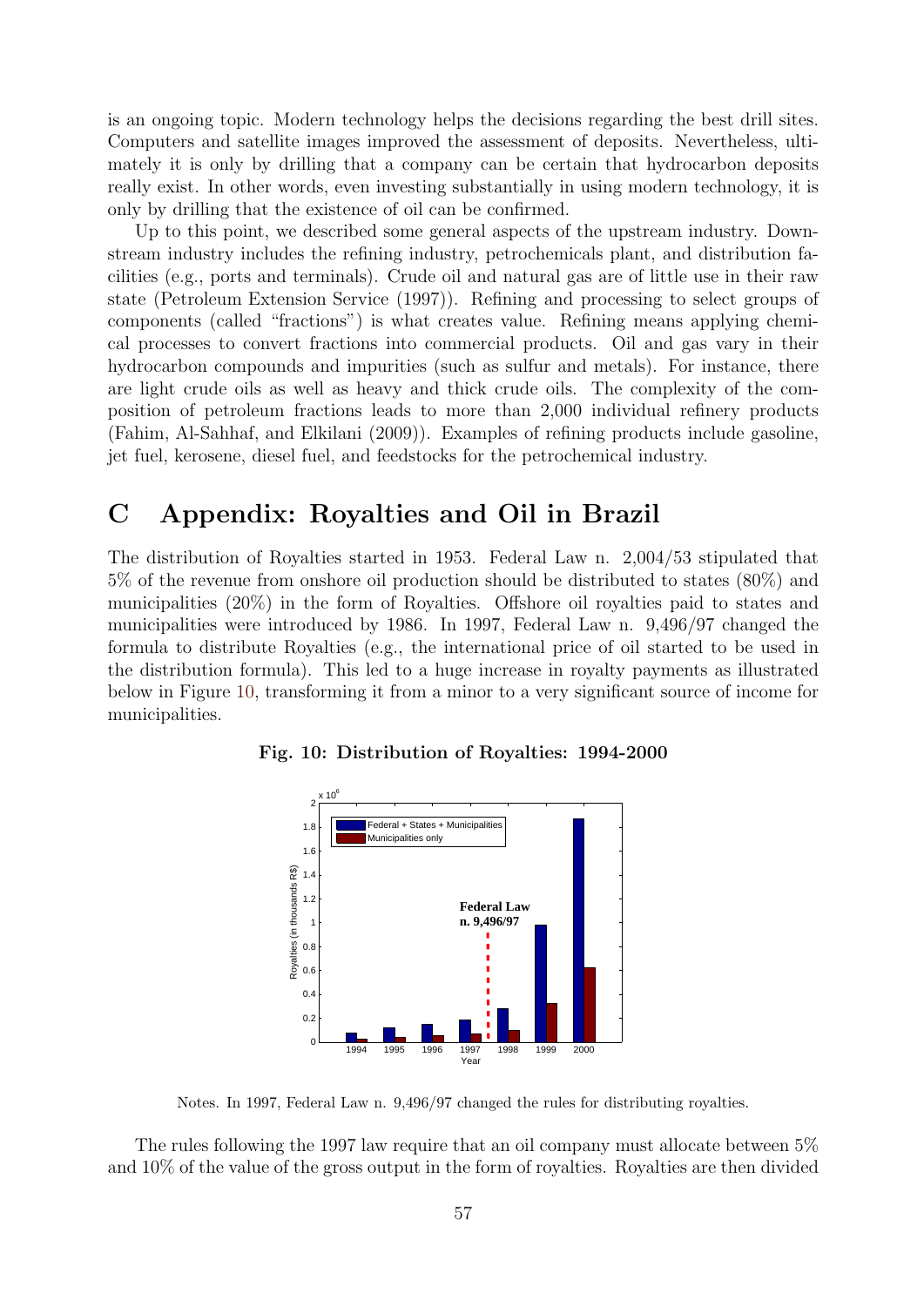is an ongoing topic. Modern technology helps the decisions regarding the best drill sites. Computers and satellite images improved the assessment of deposits. Nevertheless, ultimately it is only by drilling that a company can be certain that hydrocarbon deposits really exist. In other words, even investing substantially in using modern technology, it is only by drilling that the existence of oil can be confirmed.

Up to this point, we described some general aspects of the upstream industry. Downstream industry includes the refining industry, petrochemicals plant, and distribution facilities (e.g., ports and terminals). Crude oil and natural gas are of little use in their raw state (Petroleum Extension Service (1997)). Refining and processing to select groups of components (called "fractions") is what creates value. Refining means applying chemical processes to convert fractions into commercial products. Oil and gas vary in their hydrocarbon compounds and impurities (such as sulfur and metals). For instance, there are light crude oils as well as heavy and thick crude oils. The complexity of the composition of petroleum fractions leads to more than 2,000 individual refinery products (Fahim, Al-Sahhaf, and Elkilani (2009)). Examples of refining products include gasoline, jet fuel, kerosene, diesel fuel, and feedstocks for the petrochemical industry.

# C Appendix: Royalties and Oil in Brazil

The distribution of Royalties started in 1953. Federal Law n. 2,004/53 stipulated that 5% of the revenue from onshore oil production should be distributed to states (80%) and municipalities (20%) in the form of Royalties. Offshore oil royalties paid to states and municipalities were introduced by 1986. In 1997, Federal Law n. 9,496/97 changed the formula to distribute Royalties (e.g., the international price of oil started to be used in the distribution formula). This led to a huge increase in royalty payments as illustrated below in Figure 10, transforming it from a minor to a very significant source of income for municipalities.

**Fig. 10: Distribution of Royalties: 1994-2000**

Notes. In 1997, Federal Law n. 9,496/97 changed the rules for distributing royalties.

The rules following the 1997 law require that an oil company must allocate between 5% and 10% of the value of the gross output in the form of royalties. Royalties are then divided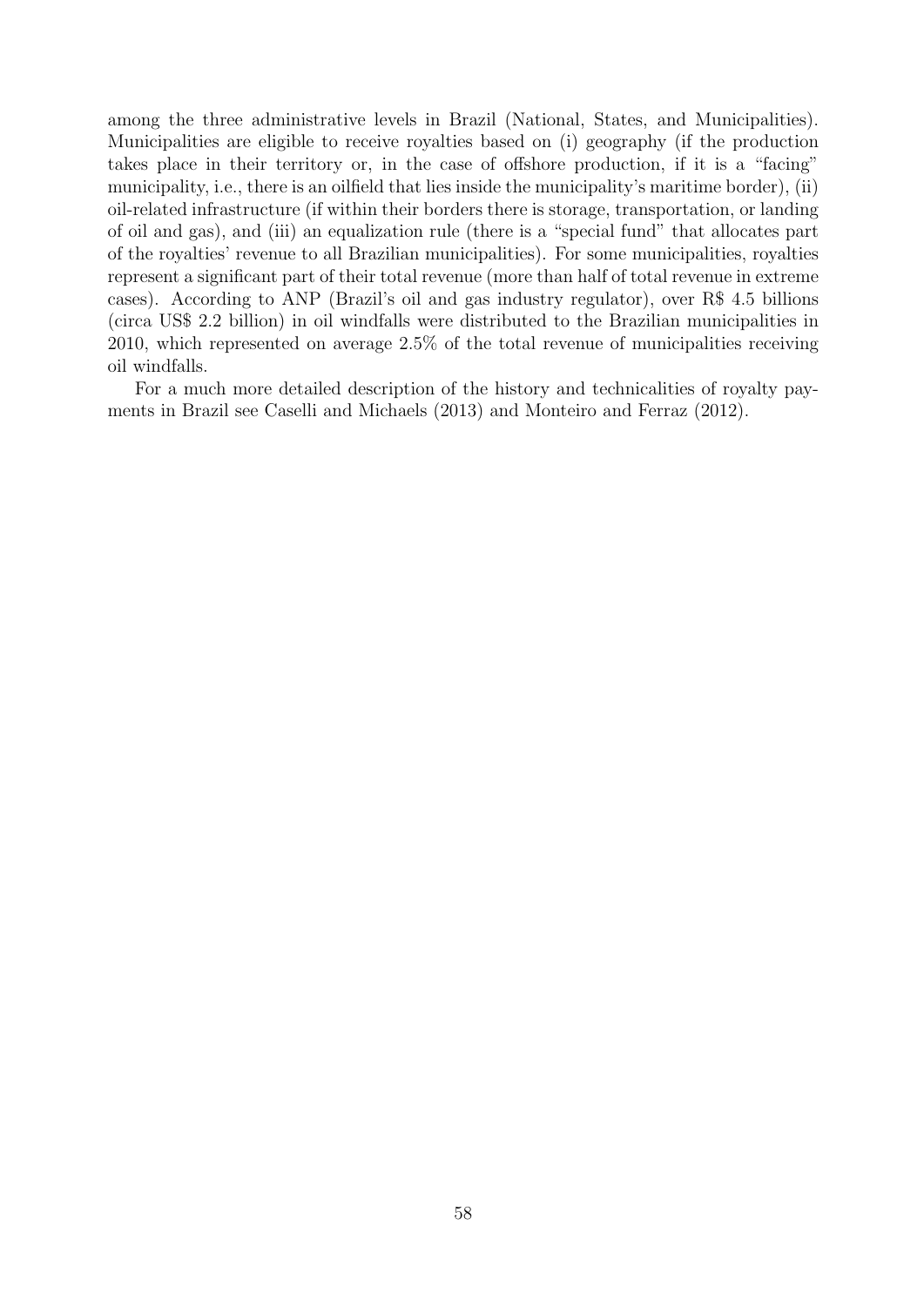among the three administrative levels in Brazil (National, States, and Municipalities). Municipalities are eligible to receive royalties based on (i) geography (if the production takes place in their territory or, in the case of offshore production, if it is a "facing" municipality, i.e., there is an oilfield that lies inside the municipality's maritime border), (ii) oil-related infrastructure (if within their borders there is storage, transportation, or landing of oil and gas), and (iii) an equalization rule (there is a "special fund" that allocates part of the royalties' revenue to all Brazilian municipalities). For some municipalities, royalties represent a significant part of their total revenue (more than half of total revenue in extreme cases). According to ANP (Brazil's oil and gas industry regulator), over R$ 4.5 billions (circa US$ 2.2 billion) in oil windfalls were distributed to the Brazilian municipalities in 2010, which represented on average 2.5% of the total revenue of municipalities receiving oil windfalls.

For a much more detailed description of the history and technicalities of royalty payments in Brazil see Caselli and Michaels (2013) and Monteiro and Ferraz (2012).